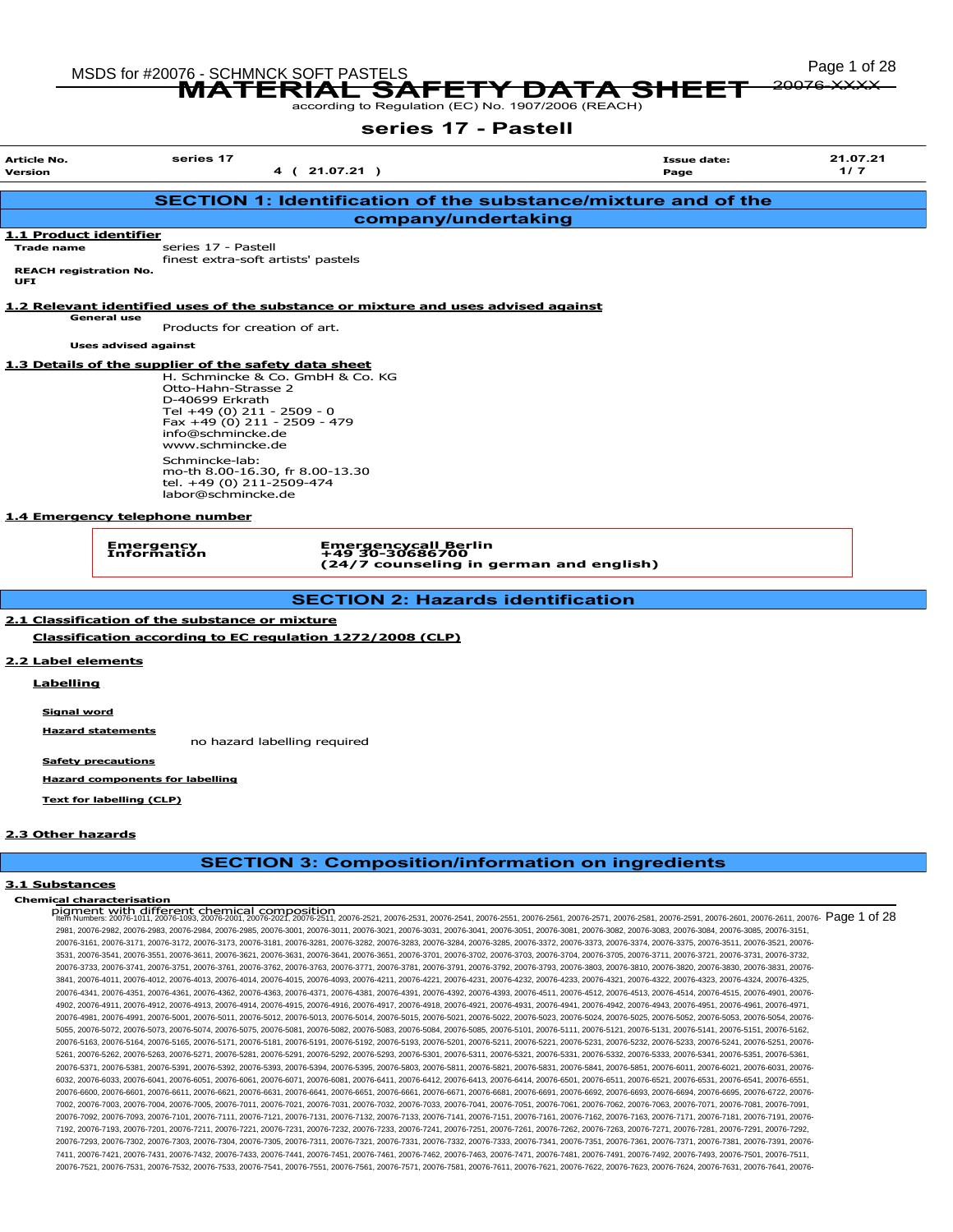# MATERIAL SAFETY DATA SHEET

according to Regulation (EC) No. 1907/2006 (REACH)

## series 17 - Pastell

| Article No. | series 17 | Issue date: | 21.07.21 |
|---|---|---|---|
| Version | 4 ( 21.07.21 ) | Page | 1/ 7 |

## SECTION 1: Identification of the substance/mixture and of the company/undertaking

### 1.1 Product identifier

**Trade name**
series 17 - Pastell
finest extra-soft artists' pastels

**REACH registration No.**

**UFI**

### 1.2 Relevant identified uses of the substance or mixture and uses advised against

**General use**
Products for creation of art.

**Uses advised against**

### 1.3 Details of the supplier of the safety data sheet

H. Schmincke & Co. GmbH & Co. KG
Otto-Hahn-Strasse 2
D-40699 Erkrath
Tel +49 (0) 211 - 2509 - 0
Fax +49 (0) 211 - 2509 - 479
info@schmincke.de
www.schmincke.de

Schmincke-lab:
mo-th 8.00-16.30, fr 8.00-13.30
tel. +49 (0) 211-2509-474
labor@schmincke.de

### 1.4 Emergency telephone number

| Emergency Information | Emergencycall Berlin<br>+49 30-30686700<br>(24/7 counseling in german and english) |
|---|---|

## SECTION 2: Hazards identification

### 2.1 Classification of the substance or mixture

**Classification according to EC regulation 1272/2008 (CLP)**

### 2.2 Label elements

**Labelling**

**Signal word**

**Hazard statements**
no hazard labelling required

**Safety precautions**

**Hazard components for labelling**

**Text for labelling (CLP)**

### 2.3 Other hazards

## SECTION 3: Composition/information on ingredients

### 3.1 Substances

**Chemical characterisation**
pigment with different chemical composition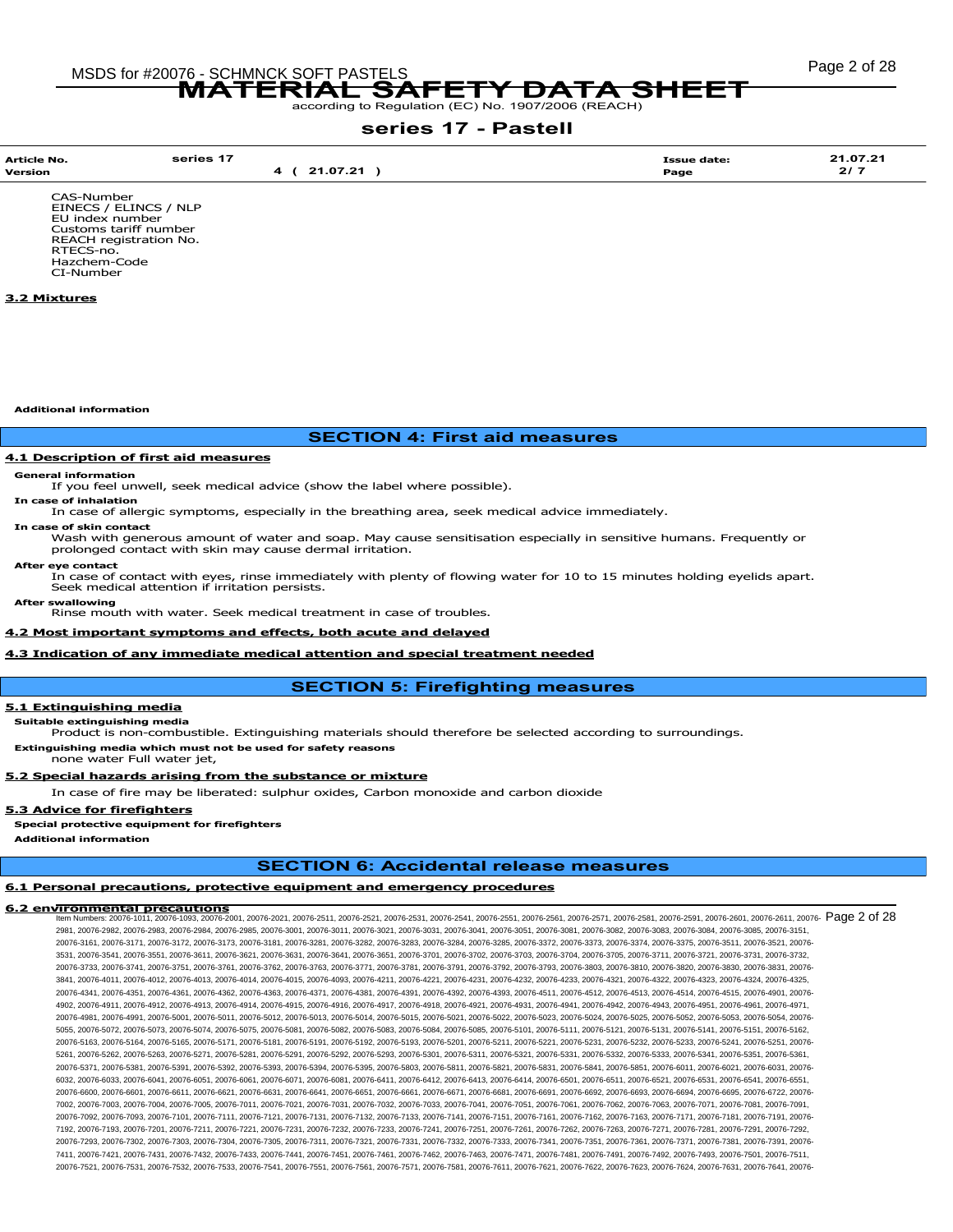CAS-Number
EINECS / ELINCS / NLP
EU index number
Customs tariff number
REACH registration No.
RTECS-no.
Hazchem-Code
CI-Number

### 3.2 Mixtures

**Additional information**

## SECTION 4: First aid measures

### 4.1 Description of first aid measures

**General information**

If you feel unwell, seek medical advice (show the label where possible).

**In case of inhalation**

In case of allergic symptoms, especially in the breathing area, seek medical advice immediately.

**In case of skin contact**

Wash with generous amount of water and soap. May cause sensitisation especially in sensitive humans. Frequently or prolonged contact with skin may cause dermal irritation.

**After eye contact**

In case of contact with eyes, rinse immediately with plenty of flowing water for 10 to 15 minutes holding eyelids apart. Seek medical attention if irritation persists.

**After swallowing**

Rinse mouth with water. Seek medical treatment in case of troubles.

### 4.2 Most important symptoms and effects, both acute and delayed

### 4.3 Indication of any immediate medical attention and special treatment needed

## SECTION 5: Firefighting measures

### 5.1 Extinguishing media

**Suitable extinguishing media**

Product is non-combustible. Extinguishing materials should therefore be selected according to surroundings.

**Extinguishing media which must not be used for safety reasons**

none water Full water jet,

### 5.2 Special hazards arising from the substance or mixture

In case of fire may be liberated: sulphur oxides, Carbon monoxide and carbon dioxide

### 5.3 Advice for firefighters

**Special protective equipment for firefighters**

**Additional information**

## SECTION 6: Accidental release measures

### 6.1 Personal precautions, protective equipment and emergency procedures

### 6.2 environmental precautions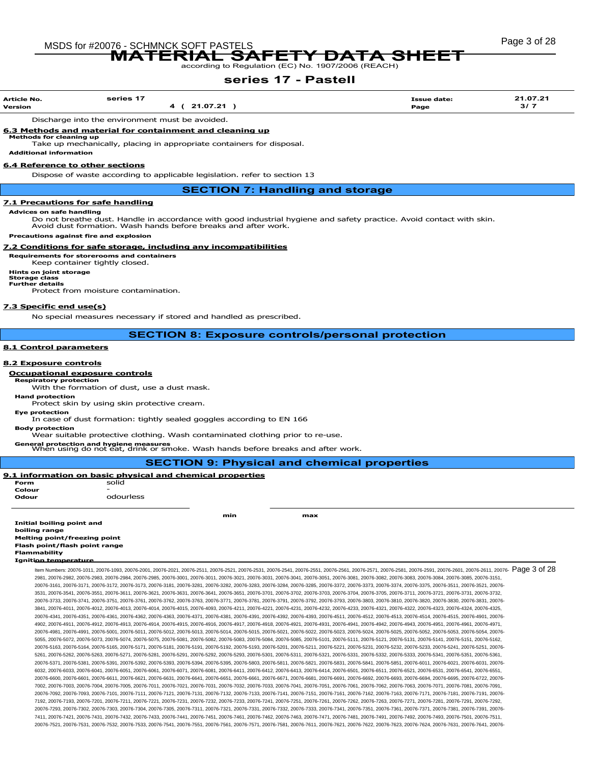# MATERIAL SAFETY DATA SHEET

according to Regulation (EC) No. 1907/2006 (REACH)

## series 17 - Pastell

| Article No. | series 17 | Issue date: | 21.07.21 |
|---|---|---|---|
| Version | 4 ( 21.07.21 ) | Page | 3/ 7 |

Discharge into the environment must be avoided.

### 6.3 Methods and material for containment and cleaning up

**Methods for cleaning up**

Take up mechanically, placing in appropriate containers for disposal.

**Additional information**

### 6.4 Reference to other sections

Dispose of waste according to applicable legislation. refer to section 13

## SECTION 7: Handling and storage

### 7.1 Precautions for safe handling

**Advices on safe handling**

Do not breathe dust. Handle in accordance with good industrial hygiene and safety practice. Avoid contact with skin. Avoid dust formation. Wash hands before breaks and after work.

**Precautions against fire and explosion**

### 7.2 Conditions for safe storage, including any incompatibilities

**Requirements for storerooms and containers**

Keep container tightly closed.

**Hints on joint storage**

**Storage class**

**Further details**

Protect from moisture contamination.

### 7.3 Specific end use(s)

No special measures necessary if stored and handled as prescribed.

## SECTION 8: Exposure controls/personal protection

### 8.1 Control parameters

### 8.2 Exposure controls

**Occupational exposure controls**

**Respiratory protection**

With the formation of dust, use a dust mask.

**Hand protection**

Protect skin by using skin protective cream.

**Eye protection**

In case of dust formation: tightly sealed goggles according to EN 166

**Body protection**

Wear suitable protective clothing. Wash contaminated clothing prior to re-use.

**General protection and hygiene measures**

When using do not eat, drink or smoke. Wash hands before breaks and after work.

## SECTION 9: Physical and chemical properties

### 9.1 information on basic physical and chemical properties

| | |
|---|---|
| **Form** | solid |
| **Colour** | - |
| **Odour** | odourless |

| | min | max |
|---|---|---|
| **Initial boiling point and boiling range** | | |
| **Melting point/freezing point** | | |
| **Flash point/flash point range** | | |
| **Flammability** | | |
| **Ignition temperature** | | |

Item Numbers: 20076-1011, 20076-1093, 20076-2001, 20076-2021, 20076-2511, 20076-2521, 20076-2531, 20076-2541, 20076-2551, 20076-2561, 20076-2571, 20076-2581, 20076-2591, 20076-2601, 20076-2611, 20076-2981, 20076-2982, 20076-2983, 20076-2984, 20076-2985, 20076-3001, 20076-3011, 20076-3021, 20076-3031, 20076-3041, 20076-3051, 20076-3061, 20076-3081, 20076-3082, 20076-3083, 20076-3084, 20076-3085, 20076-3151, 20076-3161, 20076-3171, 20076-3172, 20076-3173, 20076-3181, 20076-3281, 20076-3282, 20076-3283, 20076-3284, 20076-3285, 20076-3372, 20076-3373, 20076-3374, 20076-3375, 20076-3511, 20076-3521, 20076-3531, 20076-3541, 20076-3551, 20076-3611, 20076-3621, 20076-3631, 20076-3641, 20076-3651, 20076-3701, 20076-3702, 20076-3703, 20076-3704, 20076-3705, 20076-3711, 20076-3721, 20076-3731, 20076-3732, 20076-3733, 20076-3741, 20076-3751, 20076-3761, 20076-3762, 20076-3763, 20076-3771, 20076-3781, 20076-3791, 20076-3792, 20076-3793, 20076-3803, 20076-3810, 20076-3820, 20076-3830, 20076-3831, 20076-3841, 20076-4011, 20076-4012, 20076-4013, 20076-4014, 20076-4015, 20076-4093, 20076-4211, 20076-4221, 20076-4231, 20076-4232, 20076-4233, 20076-4321, 20076-4322, 20076-4323, 20076-4324, 20076-4325, 20076-4341, 20076-4351, 20076-4361, 20076-4362, 20076-4363, 20076-4371, 20076-4381, 20076-4391, 20076-4392, 20076-4393, 20076-4511, 20076-4512, 20076-4513, 20076-4514, 20076-4515, 20076-4901, 20076-4902, 20076-4911, 20076-4912, 20076-4913, 20076-4914, 20076-4915, 20076-4916, 20076-4917, 20076-4918, 20076-4921, 20076-4931, 20076-4941, 20076-4942, 20076-4943, 20076-4951, 20076-4961, 20076-4971, 20076-4981, 20076-4991, 20076-5001, 20076-5011, 20076-5012, 20076-5013, 20076-5014, 20076-5015, 20076-5021, 20076-5022, 20076-5023, 20076-5024, 20076-5025, 20076-5052, 20076-5053, 20076-5054, 20076-5055, 20076-5072, 20076-5073, 20076-5074, 20076-5075, 20076-5081, 20076-5082, 20076-5083, 20076-5084, 20076-5085, 20076-5101, 20076-5111, 20076-5121, 20076-5131, 20076-5141, 20076-5151, 20076-5162, 20076-5163, 20076-5164, 20076-5165, 20076-5171, 20076-5181, 20076-5191, 20076-5192, 20076-5193, 20076-5201, 20076-5211, 20076-5221, 20076-5231, 20076-5232, 20076-5233, 20076-5241, 20076-5251, 20076-5261, 20076-5262, 20076-5263, 20076-5271, 20076-5281, 20076-5291, 20076-5292, 20076-5293, 20076-5301, 20076-5311, 20076-5321, 20076-5331, 20076-5332, 20076-5333, 20076-5341, 20076-5351, 20076-5361, 20076-5371, 20076-5381, 20076-5391, 20076-5392, 20076-5393, 20076-5394, 20076-5395, 20076-5803, 20076-5811, 20076-5821, 20076-5831, 20076-5841, 20076-5851, 20076-6011, 20076-6021, 20076-6031, 20076-6032, 20076-6033, 20076-6041, 20076-6051, 20076-6061, 20076-6071, 20076-6081, 20076-6411, 20076-6412, 20076-6413, 20076-6414, 20076-6501, 20076-6511, 20076-6521, 20076-6531, 20076-6541, 20076-6551, 20076-6600, 20076-6601, 20076-6611, 20076-6621, 20076-6631, 20076-6641, 20076-6651, 20076-6661, 20076-6671, 20076-6681, 20076-6691, 20076-6692, 20076-6693, 20076-6694, 20076-6695, 20076-6722, 20076-7002, 20076-7003, 20076-7004, 20076-7005, 20076-7011, 20076-7021, 20076-7031, 20076-7032, 20076-7033, 20076-7041, 20076-7051, 20076-7061, 20076-7062, 20076-7063, 20076-7071, 20076-7081, 20076-7091, 20076-7092, 20076-7093, 20076-7101, 20076-7111, 20076-7121, 20076-7131, 20076-7132, 20076-7133, 20076-7141, 20076-7151, 20076-7161, 20076-7162, 20076-7163, 20076-7171, 20076-7181, 20076-7191, 20076-7192, 20076-7193, 20076-7201, 20076-7211, 20076-7221, 20076-7231, 20076-7232, 20076-7233, 20076-7241, 20076-7251, 20076-7261, 20076-7262, 20076-7263, 20076-7271, 20076-7281, 20076-7291, 20076-7292, 20076-7293, 20076-7302, 20076-7303, 20076-7304, 20076-7305, 20076-7311, 20076-7321, 20076-7331, 20076-7332, 20076-7333, 20076-7341, 20076-7351, 20076-7361, 20076-7371, 20076-7381, 20076-7391, 20076-7411, 20076-7421, 20076-7431, 20076-7432, 20076-7433, 20076-7441, 20076-7451, 20076-7461, 20076-7462, 20076-7463, 20076-7471, 20076-7481, 20076-7491, 20076-7492, 20076-7493, 20076-7501, 20076-7511, 20076-7521, 20076-7531, 20076-7532, 20076-7533, 20076-7541, 20076-7551, 20076-7561, 20076-7571, 20076-7581, 20076-7611, 20076-7621, 20076-7622, 20076-7623, 20076-7624, 20076-7631, 20076-7641, 20076-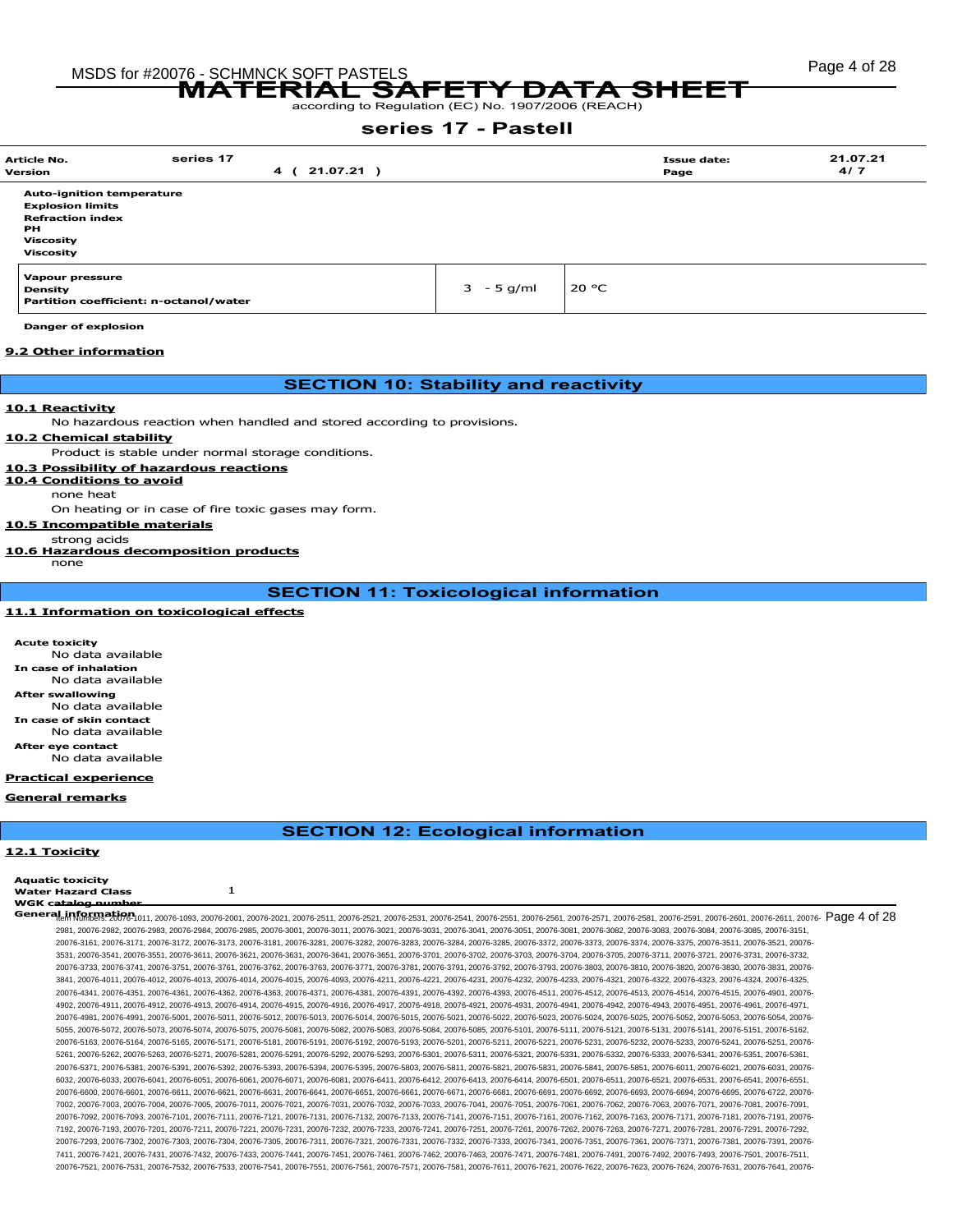# MATERIAL SAFETY DATA SHEET

according to Regulation (EC) No. 1907/2006 (REACH)

## series 17 - Pastell

| Article No. | series 17 | | Issue date: | 21.07.21 |
|---|---|---|---|---|
| Version | 4 ( 21.07.21 ) | | Page | 4/ 7 |

**Auto-ignition temperature**
**Explosion limits**
**Refraction index**
**PH**
**Viscosity**
**Viscosity**

| | | |
|---|---|---|
| **Vapour pressure**<br>**Density**<br>**Partition coefficient: n-octanol/water** | 3 - 5 g/ml | 20 °C |

**Danger of explosion**

**9.2 Other information**

## SECTION 10: Stability and reactivity

**10.1 Reactivity**

No hazardous reaction when handled and stored according to provisions.

**10.2 Chemical stability**

Product is stable under normal storage conditions.

**10.3 Possibility of hazardous reactions**

**10.4 Conditions to avoid**

none heat

On heating or in case of fire toxic gases may form.

**10.5 Incompatible materials**

strong acids

**10.6 Hazardous decomposition products**

none

## SECTION 11: Toxicological information

**11.1 Information on toxicological effects**

**Acute toxicity**
No data available

**In case of inhalation**
No data available

**After swallowing**
No data available

**In case of skin contact**
No data available

**After eye contact**
No data available

**Practical experience**

**General remarks**

## SECTION 12: Ecological information

**12.1 Toxicity**

**Aquatic toxicity**

**Water Hazard Class** 1

**WGK catalog number**

**General information**

Item Numbers: 20076-1011, 20076-1093, 20076-2001, 20076-2021, 20076-2511, 20076-2521, 20076-2531, 20076-2541, 20076-2551, 20076-2561, 20076-2571, 20076-2581, 20076-2591, 20076-2601, 20076-2611, 20076-2981, 20076-2982, 20076-2983, 20076-2984, 20076-2985, 20076-3001, 20076-3011, 20076-3021, 20076-3031, 20076-3041, 20076-3051, 20076-3081, 20076-3082, 20076-3083, 20076-3084, 20076-3085, 20076-3151, 20076-3161, 20076-3171, 20076-3172, 20076-3173, 20076-3181, 20076-3281, 20076-3282, 20076-3283, 20076-3284, 20076-3285, 20076-3372, 20076-3373, 20076-3374, 20076-3375, 20076-3511, 20076-3521, 20076-3531, 20076-3541, 20076-3551, 20076-3611, 20076-3621, 20076-3631, 20076-3641, 20076-3651, 20076-3701, 20076-3702, 20076-3703, 20076-3704, 20076-3705, 20076-3711, 20076-3721, 20076-3731, 20076-3732, 20076-3733, 20076-3741, 20076-3751, 20076-3761, 20076-3762, 20076-3763, 20076-3771, 20076-3781, 20076-3791, 20076-3792, 20076-3793, 20076-3803, 20076-3810, 20076-3820, 20076-3830, 20076-3831, 20076-3841, 20076-4011, 20076-4012, 20076-4013, 20076-4014, 20076-4015, 20076-4093, 20076-4211, 20076-4221, 20076-4231, 20076-4232, 20076-4233, 20076-4321, 20076-4322, 20076-4323, 20076-4324, 20076-4325, 20076-4341, 20076-4351, 20076-4361, 20076-4362, 20076-4363, 20076-4371, 20076-4381, 20076-4391, 20076-4392, 20076-4393, 20076-4511, 20076-4512, 20076-4513, 20076-4514, 20076-4515, 20076-4901, 20076-4902, 20076-4911, 20076-4912, 20076-4913, 20076-4914, 20076-4915, 20076-4916, 20076-4917, 20076-4918, 20076-4921, 20076-4931, 20076-4941, 20076-4942, 20076-4943, 20076-4951, 20076-4961, 20076-4971, 20076-4981, 20076-4991, 20076-5001, 20076-5011, 20076-5012, 20076-5013, 20076-5014, 20076-5015, 20076-5021, 20076-5022, 20076-5023, 20076-5024, 20076-5025, 20076-5052, 20076-5053, 20076-5054, 20076-5055, 20076-5072, 20076-5073, 20076-5074, 20076-5075, 20076-5081, 20076-5082, 20076-5083, 20076-5084, 20076-5085, 20076-5101, 20076-5111, 20076-5121, 20076-5131, 20076-5141, 20076-5151, 20076-5162, 20076-5163, 20076-5164, 20076-5165, 20076-5171, 20076-5181, 20076-5191, 20076-5192, 20076-5193, 20076-5201, 20076-5211, 20076-5221, 20076-5231, 20076-5232, 20076-5233, 20076-5241, 20076-5251, 20076-5261, 20076-5262, 20076-5263, 20076-5271, 20076-5281, 20076-5291, 20076-5292, 20076-5293, 20076-5301, 20076-5311, 20076-5321, 20076-5331, 20076-5332, 20076-5333, 20076-5341, 20076-5351, 20076-5361, 20076-5371, 20076-5381, 20076-5391, 20076-5392, 20076-5393, 20076-5394, 20076-5395, 20076-5803, 20076-5811, 20076-5821, 20076-5831, 20076-5841, 20076-5851, 20076-6011, 20076-6021, 20076-6031, 20076-6032, 20076-6033, 20076-6041, 20076-6051, 20076-6061, 20076-6071, 20076-6081, 20076-6411, 20076-6412, 20076-6413, 20076-6414, 20076-6501, 20076-6511, 20076-6521, 20076-6531, 20076-6541, 20076-6551, 20076-6600, 20076-6601, 20076-6611, 20076-6621, 20076-6631, 20076-6641, 20076-6651, 20076-6661, 20076-6671, 20076-6681, 20076-6691, 20076-6692, 20076-6693, 20076-6694, 20076-6695, 20076-6722, 20076-7002, 20076-7003, 20076-7004, 20076-7005, 20076-7011, 20076-7021, 20076-7031, 20076-7032, 20076-7033, 20076-7041, 20076-7051, 20076-7061, 20076-7062, 20076-7063, 20076-7071, 20076-7081, 20076-7091, 20076-7092, 20076-7093, 20076-7101, 20076-7111, 20076-7121, 20076-7131, 20076-7132, 20076-7133, 20076-7141, 20076-7151, 20076-7161, 20076-7162, 20076-7163, 20076-7171, 20076-7181, 20076-7191, 20076-7192, 20076-7193, 20076-7201, 20076-7211, 20076-7221, 20076-7231, 20076-7232, 20076-7233, 20076-7241, 20076-7251, 20076-7261, 20076-7262, 20076-7263, 20076-7271, 20076-7281, 20076-7291, 20076-7292, 20076-7293, 20076-7302, 20076-7303, 20076-7304, 20076-7305, 20076-7311, 20076-7321, 20076-7331, 20076-7332, 20076-7333, 20076-7341, 20076-7351, 20076-7361, 20076-7371, 20076-7381, 20076-7391, 20076-7411, 20076-7421, 20076-7431, 20076-7432, 20076-7433, 20076-7441, 20076-7451, 20076-7461, 20076-7462, 20076-7463, 20076-7471, 20076-7481, 20076-7491, 20076-7492, 20076-7493, 20076-7501, 20076-7511, 20076-7521, 20076-7531, 20076-7532, 20076-7533, 20076-7541, 20076-7551, 20076-7561, 20076-7571, 20076-7581, 20076-7611, 20076-7621, 20076-7622, 20076-7623, 20076-7624, 20076-7631, 20076-7641, 20076-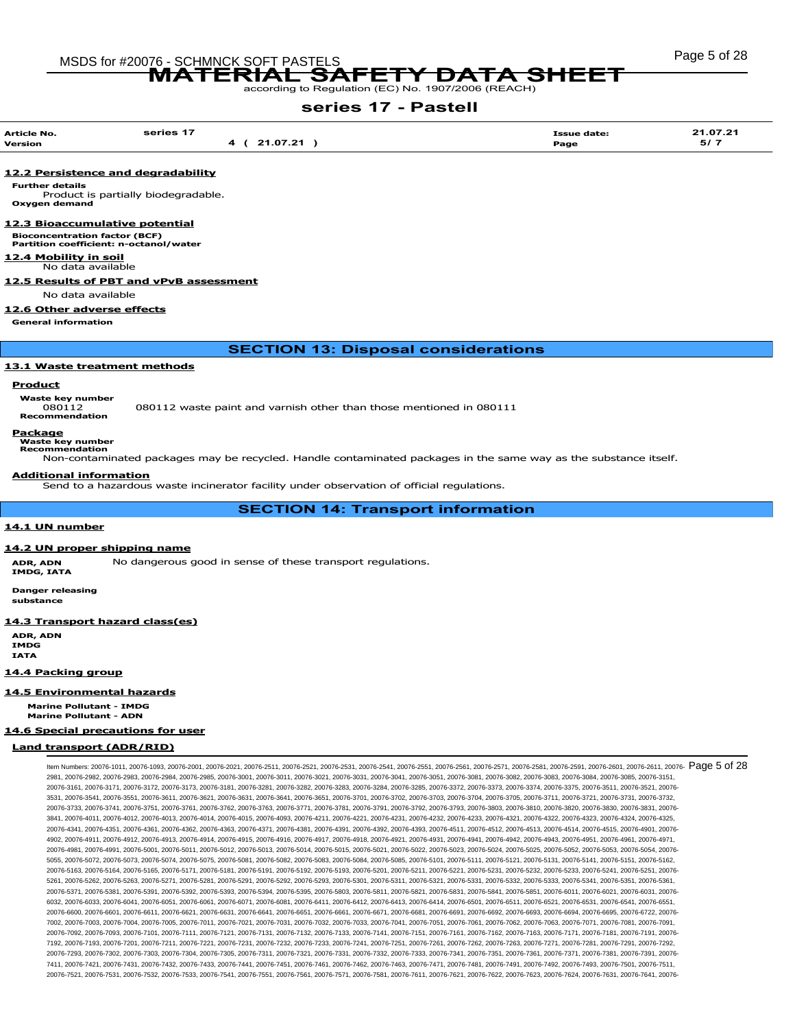### 12.2 Persistence and degradability

**Further details**

Product is partially biodegradable.

**Oxygen demand**

### 12.3 Bioaccumulative potential

**Bioconcentration factor (BCF)**

**Partition coefficient: n-octanol/water**

### 12.4 Mobility in soil

No data available

### 12.5 Results of PBT and vPvB assessment

No data available

### 12.6 Other adverse effects

**General information**

## SECTION 13: Disposal considerations

### 13.1 Waste treatment methods

**Product**

**Waste key number**

080112 — 080112 waste paint and varnish other than those mentioned in 080111

**Recommendation**

**Package**

**Waste key number**

**Recommendation**

Non-contaminated packages may be recycled. Handle contaminated packages in the same way as the substance itself.

**Additional information**

Send to a hazardous waste incinerator facility under observation of official regulations.

## SECTION 14: Transport information

### 14.1 UN number

### 14.2 UN proper shipping name

**ADR, ADN**
**IMDG, IATA**

No dangerous good in sense of these transport regulations.

**Danger releasing substance**

### 14.3 Transport hazard class(es)

**ADR, ADN**
**IMDG**
**IATA**

### 14.4 Packing group

### 14.5 Environmental hazards

**Marine Pollutant - IMDG**
**Marine Pollutant - ADN**

### 14.6 Special precautions for user

**Land transport (ADR/RID)**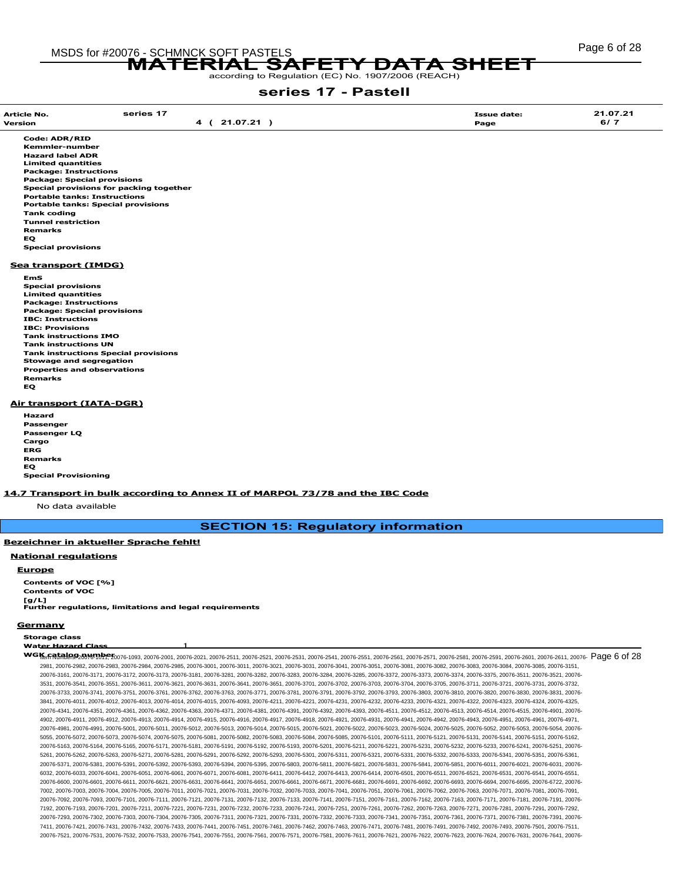# MATERIAL SAFETY DATA SHEET

according to Regulation (EC) No. 1907/2006 (REACH)

## series 17 - Pastell

| Article No. | series 17 | | Issue date: | 21.07.21 |
|---|---|---|---|---|
| Version | | 4 ( 21.07.21 ) | Page | 6/ 7 |

**Code: ADR/RID**
**Kemmler-number**
**Hazard label ADR**
**Limited quantities**
**Package: Instructions**
**Package: Special provisions**
**Special provisions for packing together**
**Portable tanks: Instructions**
**Portable tanks: Special provisions**
**Tank coding**
**Tunnel restriction**
**Remarks**
**EQ**
**Special provisions**

### Sea transport (IMDG)

**EmS**
**Special provisions**
**Limited quantities**
**Package: Instructions**
**Package: Special provisions**
**IBC: Instructions**
**IBC: Provisions**
**Tank instructions IMO**
**Tank instructions UN**
**Tank instructions Special provisions**
**Stowage and segregation**
**Properties and observations**
**Remarks**
**EQ**

### Air transport (IATA-DGR)

**Hazard**
**Passenger**
**Passenger LQ**
**Cargo**
**ERG**
**Remarks**
**EQ**
**Special Provisioning**

### 14.7 Transport in bulk according to Annex II of MARPOL 73/78 and the IBC Code

No data available

## SECTION 15: Regulatory information

### Bezeichner in aktueller Sprache fehlt!

### National regulations

#### Europe

**Contents of VOC [%]**
**Contents of VOC [g/L]**
**Further regulations, limitations and legal requirements**

#### Germany

**Storage class**
**Water Hazard Class** 1
**WGK catalog number**

Item Numbers: 20076-1012, 20076-1093, 20076-2001, 20076-2021, 20076-2511, 20076-2521, 20076-2531, 20076-2541, 20076-2551, 20076-2561, 20076-2571, 20076-2581, 20076-2591, 20076-2601, 20076-2611, 20076-2981, 20076-2982, 20076-2983, 20076-2984, 20076-2985, 20076-3001, 20076-3011, 20076-3021, 20076-3031, 20076-3041, 20076-3051, 20076-3081, 20076-3082, 20076-3083, 20076-3084, 20076-3085, 20076-3151, 20076-3161, 20076-3171, 20076-3172, 20076-3173, 20076-3181, 20076-3281, 20076-3282, 20076-3283, 20076-3284, 20076-3285, 20076-3372, 20076-3373, 20076-3374, 20076-3375, 20076-3511, 20076-3521, 20076-3531, 20076-3541, 20076-3551, 20076-3611, 20076-3621, 20076-3631, 20076-3641, 20076-3651, 20076-3701, 20076-3702, 20076-3703, 20076-3704, 20076-3705, 20076-3711, 20076-3721, 20076-3731, 20076-3732, 20076-3733, 20076-3741, 20076-3751, 20076-3761, 20076-3762, 20076-3763, 20076-3771, 20076-3781, 20076-3791, 20076-3792, 20076-3793, 20076-3803, 20076-3810, 20076-3820, 20076-3830, 20076-3831, 20076-3841, 20076-4011, 20076-4012, 20076-4013, 20076-4014, 20076-4015, 20076-4093, 20076-4211, 20076-4221, 20076-4231, 20076-4232, 20076-4233, 20076-4321, 20076-4322, 20076-4323, 20076-4324, 20076-4325, 20076-4341, 20076-4351, 20076-4361, 20076-4362, 20076-4363, 20076-4371, 20076-4381, 20076-4391, 20076-4392, 20076-4393, 20076-4511, 20076-4512, 20076-4513, 20076-4514, 20076-4515, 20076-4901, 20076-4902, 20076-4911, 20076-4912, 20076-4913, 20076-4914, 20076-4915, 20076-4916, 20076-4917, 20076-4918, 20076-4921, 20076-4931, 20076-4941, 20076-4942, 20076-4943, 20076-4951, 20076-4961, 20076-4971, 20076-4981, 20076-4991, 20076-5001, 20076-5011, 20076-5012, 20076-5013, 20076-5014, 20076-5015, 20076-5021, 20076-5022, 20076-5023, 20076-5024, 20076-5025, 20076-5052, 20076-5053, 20076-5054, 20076-5055, 20076-5072, 20076-5073, 20076-5074, 20076-5075, 20076-5081, 20076-5082, 20076-5083, 20076-5084, 20076-5085, 20076-5101, 20076-5111, 20076-5121, 20076-5131, 20076-5141, 20076-5151, 20076-5162, 20076-5163, 20076-5164, 20076-5165, 20076-5171, 20076-5181, 20076-5191, 20076-5192, 20076-5193, 20076-5201, 20076-5211, 20076-5221, 20076-5231, 20076-5232, 20076-5233, 20076-5241, 20076-5251, 20076-5261, 20076-5262, 20076-5263, 20076-5271, 20076-5281, 20076-5291, 20076-5292, 20076-5293, 20076-5301, 20076-5311, 20076-5321, 20076-5331, 20076-5332, 20076-5333, 20076-5341, 20076-5351, 20076-5361, 20076-5371, 20076-5381, 20076-5391, 20076-5392, 20076-5393, 20076-5394, 20076-5395, 20076-5803, 20076-5811, 20076-5821, 20076-5831, 20076-5841, 20076-5851, 20076-6011, 20076-6021, 20076-6031, 20076-6032, 20076-6033, 20076-6041, 20076-6051, 20076-6061, 20076-6071, 20076-6081, 20076-6411, 20076-6412, 20076-6413, 20076-6414, 20076-6501, 20076-6511, 20076-6521, 20076-6531, 20076-6541, 20076-6551, 20076-6600, 20076-6601, 20076-6611, 20076-6621, 20076-6631, 20076-6641, 20076-6651, 20076-6661, 20076-6671, 20076-6681, 20076-6691, 20076-6692, 20076-6693, 20076-6694, 20076-6695, 20076-6722, 20076-7002, 20076-7003, 20076-7004, 20076-7005, 20076-7011, 20076-7021, 20076-7031, 20076-7032, 20076-7033, 20076-7041, 20076-7051, 20076-7061, 20076-7062, 20076-7063, 20076-7071, 20076-7081, 20076-7091, 20076-7092, 20076-7093, 20076-7101, 20076-7111, 20076-7121, 20076-7131, 20076-7132, 20076-7133, 20076-7141, 20076-7151, 20076-7161, 20076-7162, 20076-7163, 20076-7171, 20076-7181, 20076-7191, 20076-7192, 20076-7193, 20076-7201, 20076-7211, 20076-7221, 20076-7231, 20076-7232, 20076-7233, 20076-7241, 20076-7251, 20076-7261, 20076-7262, 20076-7263, 20076-7271, 20076-7281, 20076-7291, 20076-7292, 20076-7293, 20076-7302, 20076-7303, 20076-7304, 20076-7305, 20076-7311, 20076-7321, 20076-7331, 20076-7332, 20076-7333, 20076-7341, 20076-7351, 20076-7361, 20076-7371, 20076-7381, 20076-7391, 20076-7411, 20076-7421, 20076-7431, 20076-7432, 20076-7433, 20076-7441, 20076-7451, 20076-7461, 20076-7462, 20076-7463, 20076-7471, 20076-7481, 20076-7491, 20076-7492, 20076-7493, 20076-7501, 20076-7511, 20076-7521, 20076-7531, 20076-7532, 20076-7533, 20076-7541, 20076-7551, 20076-7561, 20076-7571, 20076-7581, 20076-7611, 20076-7621, 20076-7622, 20076-7623, 20076-7624, 20076-7631, 20076-7641, 20076-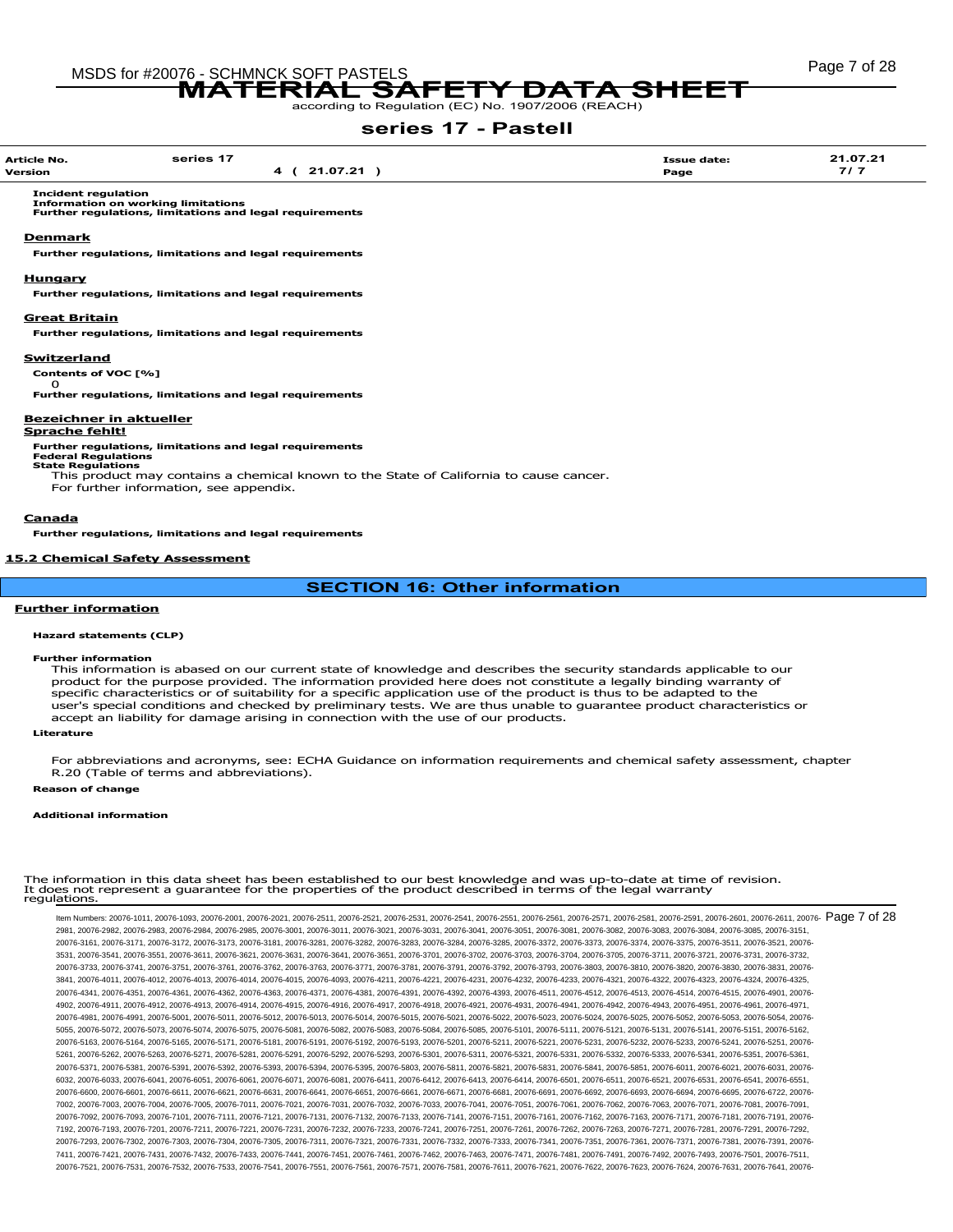# MATERIAL SAFETY DATA SHEET

according to Regulation (EC) No. 1907/2006 (REACH)

## series 17 - Pastell

| Article No. | series 17 | Issue date: | 21.07.21 |
|---|---|---|---|
| Version | 4 ( 21.07.21 ) | Page | 7 / 7 |

**Incident regulation**
**Information on working limitations**
**Further regulations, limitations and legal requirements**

**Denmark**

**Further regulations, limitations and legal requirements**

**Hungary**

**Further regulations, limitations and legal requirements**

**Great Britain**

**Further regulations, limitations and legal requirements**

**Switzerland**

**Contents of VOC [%]**

0

**Further regulations, limitations and legal requirements**

**Bezeichner in aktueller Sprache fehlt!**

**Further regulations, limitations and legal requirements**
**Federal Regulations**
**State Regulations**

This product may contains a chemical known to the State of California to cause cancer.
For further information, see appendix.

**Canada**

**Further regulations, limitations and legal requirements**

**15.2 Chemical Safety Assessment**

## SECTION 16: Other information

**Further information**

**Hazard statements (CLP)**

**Further information**

This information is abased on our current state of knowledge and describes the security standards applicable to our product for the purpose provided. The information provided here does not constitute a legally binding warranty of specific characteristics or of suitability for a specific application use of the product is thus to be adapted to the user's special conditions and checked by preliminary tests. We are thus unable to guarantee product characteristics or accept an liability for damage arising in connection with the use of our products.

**Literature**

For abbreviations and acronyms, see: ECHA Guidance on information requirements and chemical safety assessment, chapter R.20 (Table of terms and abbreviations).

**Reason of change**

**Additional information**

The information in this data sheet has been established to our best knowledge and was up-to-date at time of revision. It does not represent a guarantee for the properties of the product described in terms of the legal warranty regulations.

Item Numbers: 20076-1011, 20076-1093, 20076-2001, 20076-2021, 20076-2511, 20076-2521, 20076-2531, 20076-2541, 20076-2551, 20076-2561, 20076-2571, 20076-2581, 20076-2591, 20076-2601, 20076-2611, 20076-2981, 20076-2982, 20076-2983, 20076-2984, 20076-2985, 20076-3001, 20076-3011, 20076-3021, 20076-3031, 20076-3041, 20076-3051, 20076-3081, 20076-3082, 20076-3083, 20076-3084, 20076-3085, 20076-3151, 20076-3161, 20076-3171, 20076-3172, 20076-3173, 20076-3181, 20076-3281, 20076-3282, 20076-3283, 20076-3284, 20076-3285, 20076-3372, 20076-3373, 20076-3374, 20076-3375, 20076-3511, 20076-3521, 20076-3531, 20076-3541, 20076-3551, 20076-3611, 20076-3621, 20076-3631, 20076-3641, 20076-3651, 20076-3701, 20076-3702, 20076-3703, 20076-3704, 20076-3705, 20076-3711, 20076-3721, 20076-3731, 20076-3732, 20076-3733, 20076-3741, 20076-3751, 20076-3761, 20076-3762, 20076-3763, 20076-3771, 20076-3781, 20076-3791, 20076-3792, 20076-3793, 20076-3803, 20076-3810, 20076-3820, 20076-3830, 20076-3831, 20076-3841, 20076-4011, 20076-4012, 20076-4013, 20076-4014, 20076-4015, 20076-4093, 20076-4211, 20076-4221, 20076-4231, 20076-4232, 20076-4233, 20076-4321, 20076-4322, 20076-4323, 20076-4324, 20076-4325, 20076-4341, 20076-4351, 20076-4361, 20076-4362, 20076-4363, 20076-4371, 20076-4381, 20076-4391, 20076-4392, 20076-4393, 20076-4511, 20076-4512, 20076-4513, 20076-4514, 20076-4515, 20076-4901, 20076-4902, 20076-4911, 20076-4912, 20076-4913, 20076-4914, 20076-4915, 20076-4916, 20076-4917, 20076-4918, 20076-4921, 20076-4931, 20076-4941, 20076-4942, 20076-4943, 20076-4951, 20076-4961, 20076-4971, 20076-4981, 20076-4991, 20076-5001, 20076-5011, 20076-5012, 20076-5013, 20076-5014, 20076-5015, 20076-5021, 20076-5022, 20076-5023, 20076-5024, 20076-5025, 20076-5052, 20076-5053, 20076-5054, 20076-5055, 20076-5072, 20076-5073, 20076-5074, 20076-5075, 20076-5081, 20076-5082, 20076-5083, 20076-5084, 20076-5085, 20076-5101, 20076-5111, 20076-5121, 20076-5131, 20076-5141, 20076-5151, 20076-5162, 20076-5163, 20076-5164, 20076-5165, 20076-5171, 20076-5181, 20076-5191, 20076-5192, 20076-5193, 20076-5201, 20076-5211, 20076-5221, 20076-5231, 20076-5232, 20076-5233, 20076-5241, 20076-5251, 20076-5261, 20076-5262, 20076-5263, 20076-5271, 20076-5281, 20076-5291, 20076-5292, 20076-5293, 20076-5301, 20076-5311, 20076-5321, 20076-5331, 20076-5332, 20076-5333, 20076-5341, 20076-5351, 20076-5361, 20076-5371, 20076-5381, 20076-5391, 20076-5392, 20076-5393, 20076-5394, 20076-5395, 20076-5803, 20076-5811, 20076-5821, 20076-5831, 20076-5841, 20076-5851, 20076-6011, 20076-6021, 20076-6031, 20076-6032, 20076-6033, 20076-6041, 20076-6051, 20076-6061, 20076-6071, 20076-6081, 20076-6411, 20076-6412, 20076-6413, 20076-6414, 20076-6501, 20076-6511, 20076-6521, 20076-6531, 20076-6541, 20076-6551, 20076-6600, 20076-6601, 20076-6611, 20076-6621, 20076-6631, 20076-6641, 20076-6651, 20076-6661, 20076-6671, 20076-6681, 20076-6691, 20076-6692, 20076-6693, 20076-6694, 20076-6695, 20076-6722, 20076-7002, 20076-7003, 20076-7004, 20076-7005, 20076-7011, 20076-7021, 20076-7031, 20076-7032, 20076-7033, 20076-7041, 20076-7051, 20076-7061, 20076-7062, 20076-7063, 20076-7071, 20076-7081, 20076-7091, 20076-7092, 20076-7093, 20076-7101, 20076-7111, 20076-7121, 20076-7131, 20076-7132, 20076-7133, 20076-7141, 20076-7151, 20076-7161, 20076-7162, 20076-7163, 20076-7171, 20076-7181, 20076-7191, 20076-7192, 20076-7193, 20076-7201, 20076-7211, 20076-7221, 20076-7231, 20076-7232, 20076-7233, 20076-7241, 20076-7251, 20076-7261, 20076-7262, 20076-7263, 20076-7271, 20076-7281, 20076-7291, 20076-7292, 20076-7293, 20076-7302, 20076-7303, 20076-7304, 20076-7305, 20076-7311, 20076-7321, 20076-7331, 20076-7332, 20076-7333, 20076-7341, 20076-7351, 20076-7361, 20076-7371, 20076-7381, 20076-7391, 20076-7411, 20076-7421, 20076-7431, 20076-7432, 20076-7433, 20076-7441, 20076-7451, 20076-7461, 20076-7462, 20076-7463, 20076-7471, 20076-7481, 20076-7491, 20076-7492, 20076-7493, 20076-7501, 20076-7511, 20076-7521, 20076-7531, 20076-7532, 20076-7533, 20076-7541, 20076-7551, 20076-7561, 20076-7571, 20076-7581, 20076-7611, 20076-7621, 20076-7622, 20076-7623, 20076-7624, 20076-7631, 20076-7641, 20076-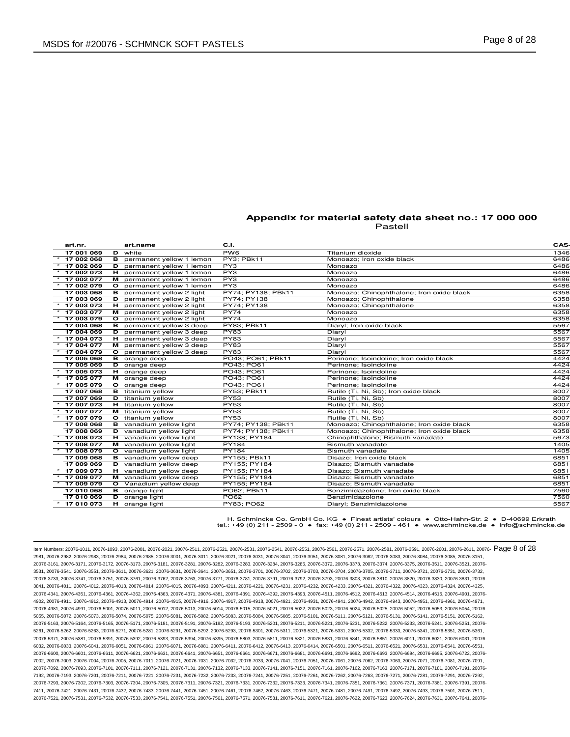## Appendix for material safety data sheet no.: 17 000 000

Pastell

| | art.nr. | | art.name | C.I. | | CAS- |
|---|---|---|---|---|---|---|
| | 17 001 069 | D | white | PW6 | Titanium dioxide | 1346 |
| * | 17 002 068 | B | permanent yellow 1 lemon | PY3; PBk11 | Monoazo; Iron oxide black | 6486 |
| * | 17 002 069 | D | permanent yellow 1 lemon | PY3 | Monoazo | 6486 |
| * | 17 002 073 | H | permanent yellow 1 lemon | PY3 | Monoazo | 6486 |
| * | 17 002 077 | M | permanent yellow 1 lemon | PY3 | Monoazo | 6486 |
| * | 17 002 079 | O | permanent yellow 1 lemon | PY3 | Monoazo | 6486 |
| | 17 003 068 | B | permanent yellow 2 light | PY74; PY138; PBk11 | Monoazo; Chinophthalone; Iron oxide black | 6358 |
| | 17 003 069 | D | permanent yellow 2 light | PY74; PY138 | Monoazo; Chinophthalone | 6358 |
| * | 17 003 073 | H | permanent yellow 2 light | PY74; PY138 | Monoazo; Chinophthalone | 6358 |
| * | 17 003 077 | M | permanent yellow 2 light | PY74 | Monoazo | 6358 |
| * | 17 003 079 | O | permanent yellow 2 light | PY74 | Monoazo | 6358 |
| | 17 004 068 | B | permanent yellow 3 deep | PY83; PBk11 | Diaryl; Iron oxide black | 5567 |
| | 17 004 069 | D | permanent yellow 3 deep | PY83 | Diaryl | 5567 |
| * | 17 004 073 | H | permanent yellow 3 deep | PY83 | Diaryl | 5567 |
| * | 17 004 077 | M | permanent yellow 3 deep | PY83 | Diaryl | 5567 |
| * | 17 004 079 | O | permanent yellow 3 deep | PY83 | Diaryl | 5567 |
| | 17 005 068 | B | orange deep | PO43; PO61; PBk11 | Perinone; Isoindoline; Iron oxide black | 4424 |
| | 17 005 069 | D | orange deep | PO43; PO61 | Perinone; Isoindoline | 4424 |
| * | 17 005 073 | H | orange deep | PO43; PO61 | Perinone; Isoindoline | 4424 |
| * | 17 005 077 | M | orange deep | PO43; PO61 | Perinone; Isoindoline | 4424 |
| * | 17 005 079 | O | orange deep | PO43; PO61 | Perinone; Isoindoline | 4424 |
| | 17 007 068 | B | titanium yellow | PY53; PBk11 | Rutile (Ti, Ni, Sb); Iron oxide black | 8007 |
| | 17 007 069 | D | titanium yellow | PY53 | Rutile (Ti, Ni, Sb) | 8007 |
| * | 17 007 073 | H | titanium yellow | PY53 | Rutile (Ti, Ni, Sb) | 8007 |
| * | 17 007 077 | M | titanium yellow | PY53 | Rutile (Ti, Ni, Sb) | 8007 |
| * | 17 007 079 | O | titanium yellow | PY53 | Rutile (Ti, Ni, Sb) | 8007 |
| | 17 008 068 | B | vanadium yellow light | PY74; PY138; PBk11 | Monoazo; Chinophthalone; Iron oxide black | 6358 |
| | 17 008 069 | D | vanadium yellow light | PY74; PY138; PBk11 | Monoazo; Chinophthalone; Iron oxide black | 6358 |
| * | 17 008 073 | H | vanadium yellow light | PY138; PY184 | Chinophthalone; Bismuth vanadate | 5673 |
| * | 17 008 077 | M | vanadium yellow light | PY184 | Bismuth vanadate | 1405 |
| * | 17 008 079 | O | vanadium yellow light | PY184 | Bismuth vanadate | 1405 |
| | 17 009 068 | B | vanadium yellow deep | PY155; PBk11 | Disazo; Iron oxide black | 6851 |
| | 17 009 069 | D | vanadium yellow deep | PY155; PY184 | Disazo; Bismuth vanadate | 6851 |
| * | 17 009 073 | H | vanadium yellow deep | PY155; PY184 | Disazo; Bismuth vanadate | 6851 |
| * | 17 009 077 | M | vanadium yellow deep | PY155; PY184 | Disazo; Bismuth vanadate | 6851 |
| * | 17 009 079 | O | Vanadium yellow deep | PY155; PY184 | Disazo; Bismuth vanadate | 6851 |
| | 17 010 068 | B | orange light | PO62; PBk11 | Benzimidazolone; Iron oxide black | 7560 |
| | 17 010 069 | D | orange light | PO62 | Benzimidazolone | 7560 |
| * | 17 010 073 | H | orange light | PY83; PO62 | Diaryl; Benzimidazolone | 5567 |

H. Schmincke Co. GmbH Co. KG • Finest artists' colours • Otto-Hahn-Str. 2 • D-40699 Erkrath
tel.: +49 (0) 211 - 2509 - 0 • fax: +49 (0) 211 - 2509 - 461 • www.schmincke.de • info@schmincke.de

Item Numbers: 20076-1011, 20076-1093, 20076-2001, 20076-2021, 20076-2511, 20076-2521, 20076-2531, 20076-2541, 20076-2551, 20076-2561, 20076-2571, 20076-2581, 20076-2591, 20076-2601, 20076-2611, 20076-2981, 20076-2982, 20076-2983, 20076-2984, 20076-2985, 20076-3001, 20076-3011, 20076-3021, 20076-3031, 20076-3041, 20076-3051, 20076-3081, 20076-3082, 20076-3083, 20076-3084, 20076-3085, 20076-3151, 20076-3161, 20076-3171, 20076-3172, 20076-3173, 20076-3181, 20076-3281, 20076-3282, 20076-3283, 20076-3284, 20076-3285, 20076-3372, 20076-3373, 20076-3374, 20076-3375, 20076-3511, 20076-3521, 20076-3531, 20076-3541, 20076-3551, 20076-3611, 20076-3621, 20076-3631, 20076-3641, 20076-3651, 20076-3701, 20076-3702, 20076-3703, 20076-3704, 20076-3705, 20076-3711, 20076-3721, 20076-3731, 20076-3732, 20076-3733, 20076-3741, 20076-3751, 20076-3761, 20076-3762, 20076-3763, 20076-3771, 20076-3781, 20076-3791, 20076-3792, 20076-3793, 20076-3803, 20076-3810, 20076-3820, 20076-3830, 20076-3831, 20076-3841, 20076-4011, 20076-4012, 20076-4013, 20076-4014, 20076-4015, 20076-4093, 20076-4211, 20076-4221, 20076-4231, 20076-4232, 20076-4233, 20076-4321, 20076-4322, 20076-4323, 20076-4324, 20076-4325, 20076-4341, 20076-4351, 20076-4361, 20076-4362, 20076-4363, 20076-4371, 20076-4381, 20076-4391, 20076-4392, 20076-4393, 20076-4511, 20076-4512, 20076-4513, 20076-4514, 20076-4515, 20076-4901, 20076-4902, 20076-4911, 20076-4912, 20076-4913, 20076-4914, 20076-4915, 20076-4916, 20076-4917, 20076-4918, 20076-4921, 20076-4931, 20076-4941, 20076-4942, 20076-4943, 20076-4951, 20076-4961, 20076-4971, 20076-4981, 20076-4991, 20076-5001, 20076-5011, 20076-5012, 20076-5013, 20076-5014, 20076-5015, 20076-5021, 20076-5022, 20076-5023, 20076-5024, 20076-5025, 20076-5052, 20076-5053, 20076-5054, 20076-5055, 20076-5072, 20076-5073, 20076-5074, 20076-5075, 20076-5081, 20076-5082, 20076-5083, 20076-5084, 20076-5085, 20076-5101, 20076-5111, 20076-5121, 20076-5131, 20076-5141, 20076-5151, 20076-5162, 20076-5163, 20076-5164, 20076-5165, 20076-5171, 20076-5181, 20076-5191, 20076-5192, 20076-5193, 20076-5201, 20076-5211, 20076-5221, 20076-5231, 20076-5232, 20076-5233, 20076-5241, 20076-5251, 20076-5261, 20076-5262, 20076-5263, 20076-5271, 20076-5281, 20076-5291, 20076-5292, 20076-5293, 20076-5301, 20076-5311, 20076-5321, 20076-5331, 20076-5332, 20076-5333, 20076-5341, 20076-5351, 20076-5361, 20076-5371, 20076-5381, 20076-5391, 20076-5392, 20076-5393, 20076-5394, 20076-5395, 20076-5803, 20076-5811, 20076-5821, 20076-5831, 20076-5841, 20076-5851, 20076-6011, 20076-6021, 20076-6031, 20076-6032, 20076-6033, 20076-6041, 20076-6051, 20076-6061, 20076-6071, 20076-6081, 20076-6411, 20076-6412, 20076-6413, 20076-6414, 20076-6501, 20076-6511, 20076-6521, 20076-6531, 20076-6541, 20076-6551, 20076-6600, 20076-6601, 20076-6611, 20076-6621, 20076-6631, 20076-6641, 20076-6651, 20076-6661, 20076-6671, 20076-6681, 20076-6691, 20076-6692, 20076-6693, 20076-6694, 20076-6695, 20076-6722, 20076-7002, 20076-7003, 20076-7004, 20076-7005, 20076-7011, 20076-7021, 20076-7031, 20076-7032, 20076-7033, 20076-7041, 20076-7051, 20076-7061, 20076-7062, 20076-7063, 20076-7071, 20076-7081, 20076-7091, 20076-7092, 20076-7093, 20076-7101, 20076-7111, 20076-7121, 20076-7131, 20076-7132, 20076-7133, 20076-7141, 20076-7151, 20076-7161, 20076-7162, 20076-7163, 20076-7171, 20076-7181, 20076-7191, 20076-7192, 20076-7193, 20076-7201, 20076-7211, 20076-7221, 20076-7231, 20076-7232, 20076-7233, 20076-7241, 20076-7251, 20076-7261, 20076-7262, 20076-7263, 20076-7271, 20076-7281, 20076-7291, 20076-7292, 20076-7293, 20076-7302, 20076-7303, 20076-7304, 20076-7305, 20076-7311, 20076-7321, 20076-7331, 20076-7332, 20076-7333, 20076-7341, 20076-7351, 20076-7361, 20076-7371, 20076-7381, 20076-7391, 20076-7411, 20076-7421, 20076-7431, 20076-7432, 20076-7433, 20076-7441, 20076-7451, 20076-7461, 20076-7462, 20076-7463, 20076-7471, 20076-7481, 20076-7491, 20076-7492, 20076-7493, 20076-7501, 20076-7511, 20076-7521, 20076-7531, 20076-7532, 20076-7533, 20076-7541, 20076-7551, 20076-7561, 20076-7571, 20076-7581, 20076-7611, 20076-7621, 20076-7622, 20076-7623, 20076-7624, 20076-7631, 20076-7641, 20076-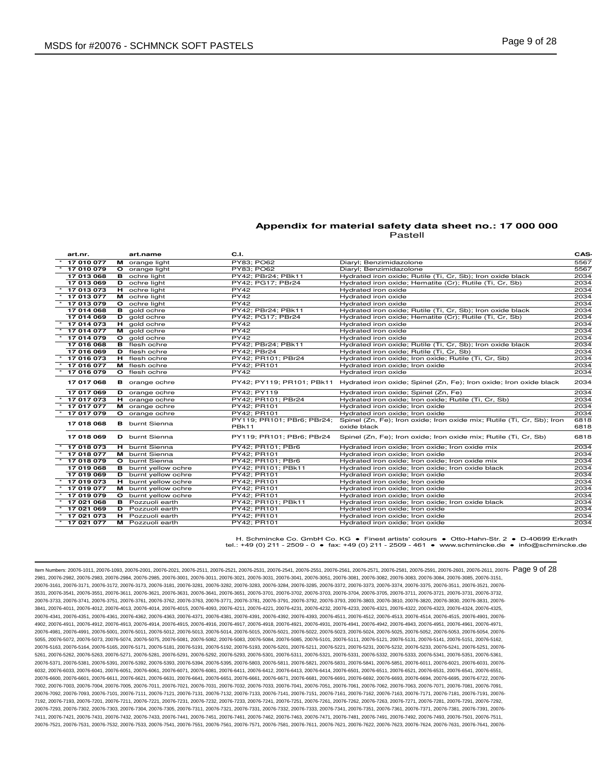## Appendix for material safety data sheet no.: 17 000 000

Pastell

| | art.nr. | | art.name | C.I. | | CAS- |
|---|---|---|---|---|---|---|
| * | **17 010 077** | **M** | orange light | PY83; PO62 | Diaryl; Benzimidazolone | 5567 |
| * | **17 010 079** | **O** | orange light | PY83; PO62 | Diaryl; Benzimidazolone | 5567 |
| | **17 013 068** | **B** | ochre light | PY42; PBr24; PBk11 | Hydrated iron oxide; Rutile (Ti, Cr, Sb); Iron oxide black | 2034 |
| | **17 013 069** | **D** | ochre light | PY42; PG17; PBr24 | Hydrated iron oxide; Hematite (Cr); Rutile (Ti, Cr, Sb) | 2034 |
| * | **17 013 073** | **H** | ochre light | PY42 | Hydrated iron oxide | 2034 |
| * | **17 013 077** | **M** | ochre light | PY42 | Hydrated iron oxide | 2034 |
| * | **17 013 079** | **O** | ochre light | PY42 | Hydrated iron oxide | 2034 |
| | **17 014 068** | **B** | gold ochre | PY42; PBr24; PBk11 | Hydrated iron oxide; Rutile (Ti, Cr, Sb); Iron oxide black | 2034 |
| | **17 014 069** | **D** | gold ochre | PY42; PG17; PBr24 | Hydrated iron oxide; Hematite (Cr); Rutile (Ti, Cr, Sb) | 2034 |
| * | **17 014 073** | **H** | gold ochre | PY42 | Hydrated iron oxide | 2034 |
| * | **17 014 077** | **M** | gold ochre | PY42 | Hydrated iron oxide | 2034 |
| * | **17 014 079** | **O** | gold ochre | PY42 | Hydrated iron oxide | 2034 |
| | **17 016 068** | **B** | flesh ochre | PY42; PBr24; PBk11 | Hydrated iron oxide; Rutile (Ti, Cr, Sb); Iron oxide black | 2034 |
| | **17 016 069** | **D** | flesh ochre | PY42; PBr24 | Hydrated iron oxide; Rutile (Ti, Cr, Sb) | 2034 |
| * | **17 016 073** | **H** | flesh ochre | PY42; PR101; PBr24 | Hydrated iron oxide; Iron oxide; Rutile (Ti, Cr, Sb) | 2034 |
| * | **17 016 077** | **M** | flesh ochre | PY42; PR101 | Hydrated iron oxide; Iron oxide | 2034 |
| * | **17 016 079** | **O** | flesh ochre | PY42 | Hydrated iron oxide | 2034 |
| | **17 017 068** | **B** | orange ochre | PY42; PY119; PR101; PBk11 | Hydrated iron oxide; Spinel (Zn, Fe); Iron oxide; Iron oxide black | 2034 |
| | **17 017 069** | **D** | orange ochre | PY42; PY119 | Hydrated iron oxide; Spinel (Zn, Fe) | 2034 |
| * | **17 017 073** | **H** | orange ochre | PY42; PR101; PBr24 | Hydrated iron oxide; Iron oxide; Rutile (Ti, Cr, Sb) | 2034 |
| * | **17 017 077** | **M** | orange ochre | PY42; PR101 | Hydrated iron oxide; Iron oxide | 2034 |
| * | **17 017 079** | **O** | orange ochre | PY42; PR101 | Hydrated iron oxide; Iron oxide | 2034 |
| | **17 018 068** | **B** | burnt Sienna | PY119; PR101; PBr6; PBr24; PBk11 | Spinel (Zn, Fe); Iron oxide; Iron oxide mix; Rutile (Ti, Cr, Sb); Iron oxide black | 6818 6818 |
| | **17 018 069** | **D** | burnt Sienna | PY119; PR101; PBr6; PBr24 | Spinel (Zn, Fe); Iron oxide; Iron oxide mix; Rutile (Ti, Cr, Sb) | 6818 |
| * | **17 018 073** | **H** | burnt Sienna | PY42; PR101; PBr6 | Hydrated iron oxide; Iron oxide; Iron oxide mix | 2034 |
| * | **17 018 077** | **M** | burnt Sienna | PY42; PR101 | Hydrated iron oxide; Iron oxide | 2034 |
| * | **17 018 079** | **O** | burnt Sienna | PY42; PR101; PBr6 | Hydrated iron oxide; Iron oxide; Iron oxide mix | 2034 |
| | **17 019 068** | **B** | burnt yellow ochre | PY42; PR101; PBk11 | Hydrated iron oxide; Iron oxide; Iron oxide black | 2034 |
| | **17 019 069** | **D** | burnt yellow ochre | PY42; PR101 | Hydrated iron oxide; Iron oxide | 2034 |
| * | **17 019 073** | **H** | burnt yellow ochre | PY42; PR101 | Hydrated iron oxide; Iron oxide | 2034 |
| * | **17 019 077** | **M** | burnt yellow ochre | PY42; PR101 | Hydrated iron oxide; Iron oxide | 2034 |
| * | **17 019 079** | **O** | burnt yellow ochre | PY42; PR101 | Hydrated iron oxide; Iron oxide | 2034 |
| * | **17 021 068** | **B** | Pozzuoli earth | PY42; PR101; PBk11 | Hydrated iron oxide; Iron oxide; Iron oxide black | 2034 |
| * | **17 021 069** | **D** | Pozzuoli earth | PY42; PR101 | Hydrated iron oxide; Iron oxide | 2034 |
| * | **17 021 073** | **H** | Pozzuoli earth | PY42; PR101 | Hydrated iron oxide; Iron oxide | 2034 |
| * | **17 021 077** | **M** | Pozzuoli earth | PY42; PR101 | Hydrated iron oxide; Iron oxide | 2034 |

H. Schmincke Co. GmbH Co. KG • Finest artists' colours • Otto-Hahn-Str. 2 • D-40699 Erkrath
tel.: +49 (0) 211 - 2509 - 0 • fax: +49 (0) 211 - 2509 - 461 • www.schmincke.de • info@schmincke.de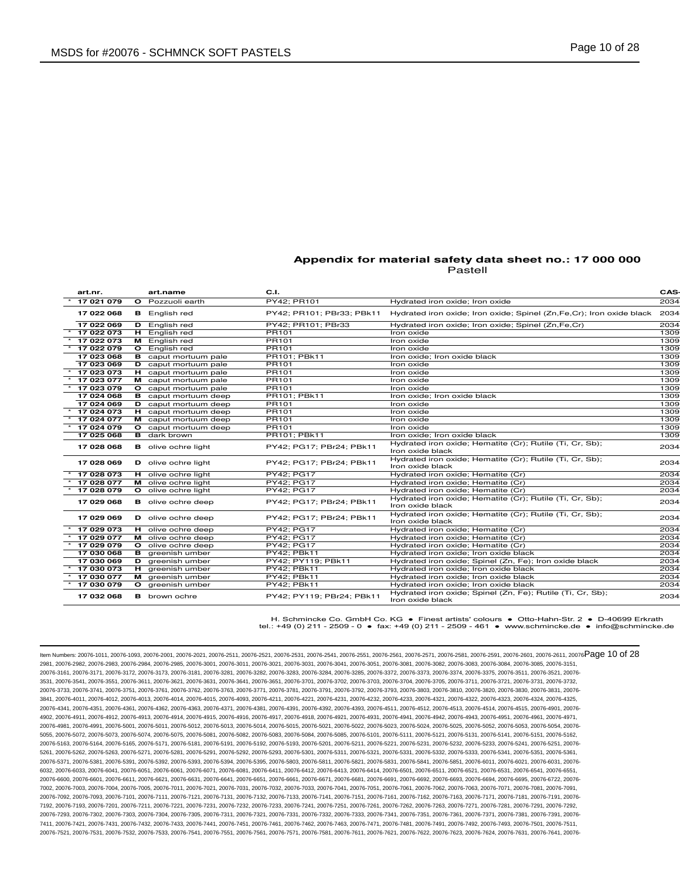## Appendix for material safety data sheet no.: 17 000 000

Pastell

| | art.nr. | | art.name | C.I. | | CAS- |
|---|---|---|---|---|---|---|
| * | 17 021 079 | O | Pozzuoli earth | PY42; PR101 | Hydrated iron oxide; Iron oxide | 2034 |
| | 17 022 068 | B | English red | PY42; PR101; PBr33; PBk11 | Hydrated iron oxide; Iron oxide; Spinel (Zn,Fe,Cr); Iron oxide black | 2034 |
| | 17 022 069 | D | English red | PY42; PR101; PBr33 | Hydrated iron oxide; Iron oxide; Spinel (Zn,Fe,Cr) | 2034 |
| * | 17 022 073 | H | English red | PR101 | Iron oxide | 1309 |
| * | 17 022 073 | M | English red | PR101 | Iron oxide | 1309 |
| * | 17 022 079 | O | English red | PR101 | Iron oxide | 1309 |
| | 17 023 068 | B | caput mortuum pale | PR101; PBk11 | Iron oxide; Iron oxide black | 1309 |
| | 17 023 069 | D | caput mortuum pale | PR101 | Iron oxide | 1309 |
| * | 17 023 073 | H | caput mortuum pale | PR101 | Iron oxide | 1309 |
| * | 17 023 077 | M | caput mortuum pale | PR101 | Iron oxide | 1309 |
| * | 17 023 079 | O | caput mortuum pale | PR101 | Iron oxide | 1309 |
| | 17 024 068 | B | caput mortuum deep | PR101; PBk11 | Iron oxide; Iron oxide black | 1309 |
| | 17 024 069 | D | caput mortuum deep | PR101 | Iron oxide | 1309 |
| * | 17 024 073 | H | caput mortuum deep | PR101 | Iron oxide | 1309 |
| * | 17 024 077 | M | caput mortuum deep | PR101 | Iron oxide | 1309 |
| * | 17 024 079 | O | caput mortuum deep | PR101 | Iron oxide | 1309 |
| | 17 025 068 | B | dark brown | PR101; PBk11 | Iron oxide; Iron oxide black | 1309 |
| | 17 028 068 | B | olive ochre light | PY42; PG17; PBr24; PBk11 | Hydrated iron oxide; Hematite (Cr); Rutile (Ti, Cr, Sb); Iron oxide black | 2034 |
| | 17 028 069 | D | olive ochre light | PY42; PG17; PBr24; PBk11 | Hydrated iron oxide; Hematite (Cr); Rutile (Ti, Cr, Sb); Iron oxide black | 2034 |
| * | 17 028 073 | H | olive ochre light | PY42; PG17 | Hydrated iron oxide; Hematite (Cr) | 2034 |
| * | 17 028 077 | M | olive ochre light | PY42; PG17 | Hydrated iron oxide; Hematite (Cr) | 2034 |
| * | 17 028 079 | O | olive ochre light | PY42; PG17 | Hydrated iron oxide; Hematite (Cr) | 2034 |
| | 17 029 068 | B | olive ochre deep | PY42; PG17; PBr24; PBk11 | Hydrated iron oxide; Hematite (Cr); Rutile (Ti, Cr, Sb); Iron oxide black | 2034 |
| | 17 029 069 | D | olive ochre deep | PY42; PG17; PBr24; PBk11 | Hydrated iron oxide; Hematite (Cr); Rutile (Ti, Cr, Sb); Iron oxide black | 2034 |
| * | 17 029 073 | H | olive ochre deep | PY42; PG17 | Hydrated iron oxide; Hematite (Cr) | 2034 |
| * | 17 029 077 | M | olive ochre deep | PY42; PG17 | Hydrated iron oxide; Hematite (Cr) | 2034 |
| * | 17 029 079 | O | olive ochre deep | PY42; PG17 | Hydrated iron oxide; Hematite (Cr) | 2034 |
| | 17 030 068 | B | greenish umber | PY42; PBk11 | Hydrated iron oxide; Iron oxide black | 2034 |
| | 17 030 069 | D | greenish umber | PY42; PY119; PBk11 | Hydrated iron oxide; Spinel (Zn, Fe); Iron oxide black | 2034 |
| * | 17 030 073 | H | greenish umber | PY42; PBk11 | Hydrated iron oxide; Iron oxide black | 2034 |
| * | 17 030 077 | M | greenish umber | PY42; PBk11 | Hydrated iron oxide; Iron oxide black | 2034 |
| * | 17 030 079 | O | greenish umber | PY42; PBk11 | Hydrated iron oxide; Iron oxide black | 2034 |
| | 17 032 068 | B | brown ochre | PY42; PY119; PBr24; PBk11 | Hydrated iron oxide; Spinel (Zn, Fe); Rutile (Ti, Cr, Sb); Iron oxide black | 2034 |

H. Schmincke Co. GmbH Co. KG • Finest artists' colours • Otto-Hahn-Str. 2 • D-40699 Erkrath
tel.: +49 (0) 211 - 2509 - 0 • fax: +49 (0) 211 - 2509 - 461 • www.schmincke.de • info@schmincke.de

Item Numbers: 20076-1011, 20076-1093, 20076-2001, 20076-2021, 20076-2511, 20076-2521, 20076-2531, 20076-2541, 20076-2551, 20076-2561, 20076-2571, 20076-2581, 20076-2591, 20076-2601, 20076-2611, 20076-2981, 20076-2982, 20076-2983, 20076-2984, 20076-2985, 20076-3001, 20076-3011, 20076-3021, 20076-3031, 20076-3041, 20076-3051, 20076-3081, 20076-3082, 20076-3083, 20076-3084, 20076-3085, 20076-3151, 20076-3161, 20076-3171, 20076-3172, 20076-3173, 20076-3181, 20076-3281, 20076-3282, 20076-3283, 20076-3284, 20076-3285, 20076-3372, 20076-3373, 20076-3374, 20076-3375, 20076-3511, 20076-3521, 20076-3531, 20076-3541, 20076-3551, 20076-3611, 20076-3621, 20076-3631, 20076-3641, 20076-3651, 20076-3701, 20076-3702, 20076-3703, 20076-3704, 20076-3705, 20076-3711, 20076-3721, 20076-3731, 20076-3732, 20076-3733, 20076-3741, 20076-3751, 20076-3761, 20076-3762, 20076-3763, 20076-3771, 20076-3781, 20076-3791, 20076-3792, 20076-3793, 20076-3803, 20076-3810, 20076-3820, 20076-3830, 20076-3831, 20076-3841, 20076-4011, 20076-4012, 20076-4013, 20076-4014, 20076-4015, 20076-4093, 20076-4211, 20076-4221, 20076-4231, 20076-4232, 20076-4233, 20076-4321, 20076-4322, 20076-4323, 20076-4324, 20076-4325, 20076-4341, 20076-4351, 20076-4361, 20076-4362, 20076-4363, 20076-4371, 20076-4381, 20076-4391, 20076-4392, 20076-4393, 20076-4511, 20076-4512, 20076-4513, 20076-4514, 20076-4515, 20076-4901, 20076-4902, 20076-4911, 20076-4912, 20076-4913, 20076-4914, 20076-4915, 20076-4916, 20076-4917, 20076-4918, 20076-4921, 20076-4931, 20076-4941, 20076-4942, 20076-4943, 20076-4951, 20076-4961, 20076-4971, 20076-4981, 20076-4991, 20076-5001, 20076-5011, 20076-5012, 20076-5013, 20076-5014, 20076-5015, 20076-5021, 20076-5022, 20076-5023, 20076-5024, 20076-5025, 20076-5052, 20076-5053, 20076-5054, 20076-5055, 20076-5072, 20076-5073, 20076-5074, 20076-5075, 20076-5081, 20076-5082, 20076-5083, 20076-5084, 20076-5085, 20076-5101, 20076-5111, 20076-5121, 20076-5131, 20076-5141, 20076-5151, 20076-5162, 20076-5163, 20076-5164, 20076-5165, 20076-5171, 20076-5181, 20076-5191, 20076-5192, 20076-5193, 20076-5201, 20076-5211, 20076-5221, 20076-5231, 20076-5232, 20076-5233, 20076-5241, 20076-5251, 20076-5261, 20076-5262, 20076-5263, 20076-5271, 20076-5281, 20076-5291, 20076-5292, 20076-5293, 20076-5301, 20076-5311, 20076-5321, 20076-5331, 20076-5332, 20076-5333, 20076-5341, 20076-5351, 20076-5361, 20076-5371, 20076-5381, 20076-5391, 20076-5392, 20076-5393, 20076-5394, 20076-5395, 20076-5803, 20076-5811, 20076-5821, 20076-5831, 20076-5841, 20076-5851, 20076-6011, 20076-6021, 20076-6031, 20076-6032, 20076-6033, 20076-6041, 20076-6051, 20076-6061, 20076-6071, 20076-6081, 20076-6411, 20076-6412, 20076-6413, 20076-6414, 20076-6501, 20076-6511, 20076-6521, 20076-6531, 20076-6541, 20076-6551, 20076-6600, 20076-6601, 20076-6611, 20076-6621, 20076-6631, 20076-6641, 20076-6651, 20076-6661, 20076-6671, 20076-6681, 20076-6691, 20076-6692, 20076-6693, 20076-6694, 20076-6695, 20076-6722, 20076-7002, 20076-7003, 20076-7004, 20076-7005, 20076-7011, 20076-7021, 20076-7031, 20076-7032, 20076-7033, 20076-7041, 20076-7051, 20076-7061, 20076-7062, 20076-7063, 20076-7071, 20076-7081, 20076-7091, 20076-7092, 20076-7093, 20076-7101, 20076-7111, 20076-7121, 20076-7131, 20076-7132, 20076-7133, 20076-7141, 20076-7151, 20076-7161, 20076-7162, 20076-7163, 20076-7171, 20076-7181, 20076-7191, 20076-7192, 20076-7193, 20076-7201, 20076-7211, 20076-7221, 20076-7231, 20076-7232, 20076-7233, 20076-7241, 20076-7251, 20076-7261, 20076-7262, 20076-7263, 20076-7271, 20076-7281, 20076-7291, 20076-7292, 20076-7293, 20076-7302, 20076-7303, 20076-7304, 20076-7305, 20076-7311, 20076-7321, 20076-7331, 20076-7332, 20076-7333, 20076-7341, 20076-7351, 20076-7361, 20076-7371, 20076-7381, 20076-7391, 20076-7411, 20076-7421, 20076-7431, 20076-7432, 20076-7433, 20076-7441, 20076-7451, 20076-7461, 20076-7462, 20076-7463, 20076-7471, 20076-7481, 20076-7491, 20076-7492, 20076-7493, 20076-7501, 20076-7511, 20076-7521, 20076-7531, 20076-7532, 20076-7533, 20076-7541, 20076-7551, 20076-7561, 20076-7571, 20076-7581, 20076-7611, 20076-7621, 20076-7622, 20076-7623, 20076-7624, 20076-7631, 20076-7641, 20076-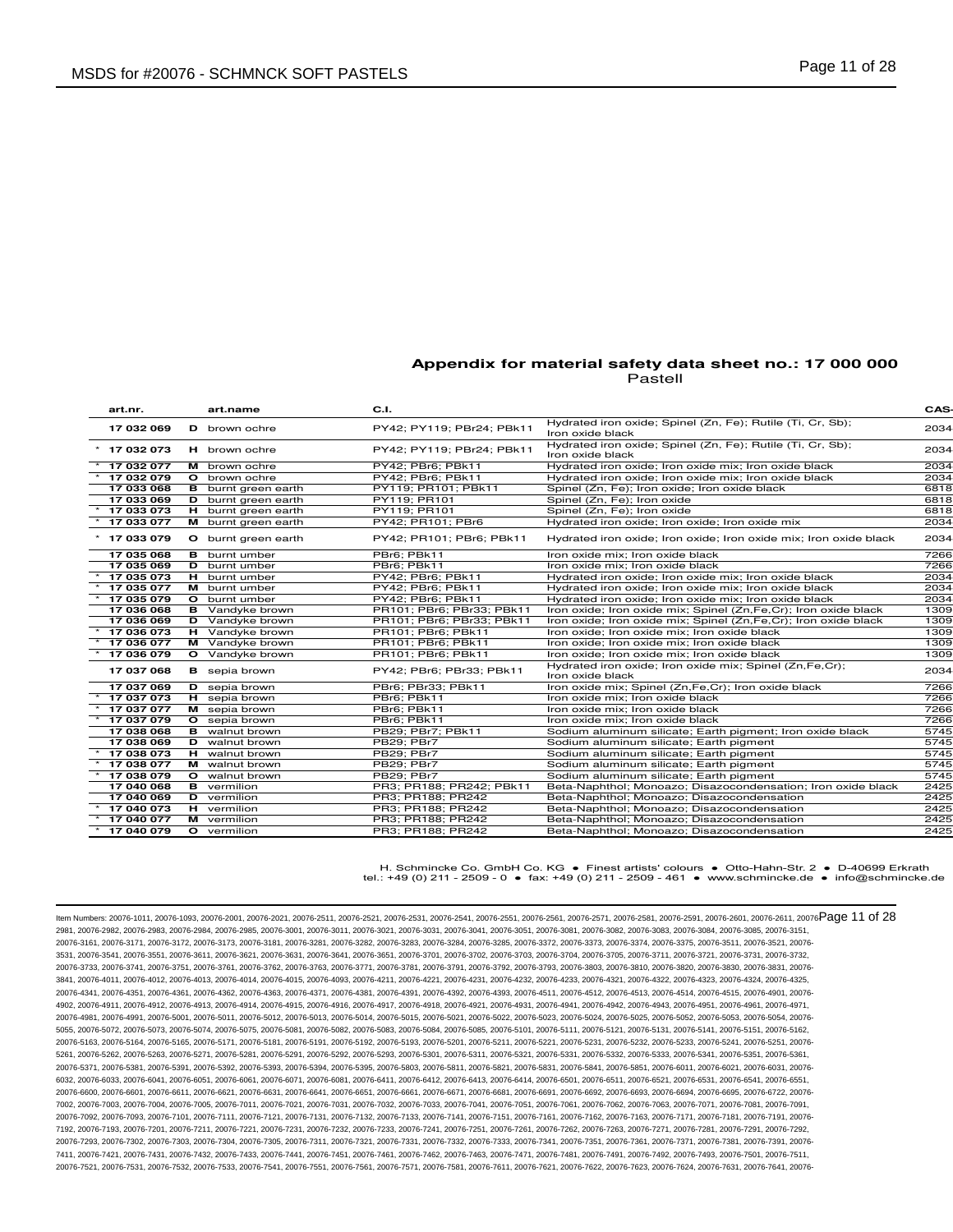## Appendix for material safety data sheet no.: 17 000 000

Pastell

| | art.nr. | | art.name | C.I. | | CAS- |
|---|---|---|---|---|---|---|
| | 17 032 069 | D | brown ochre | PY42; PY119; PBr24; PBk11 | Hydrated iron oxide; Spinel (Zn, Fe); Rutile (Ti, Cr, Sb); Iron oxide black | 2034 |
| * | 17 032 073 | H | brown ochre | PY42; PY119; PBr24; PBk11 | Hydrated iron oxide; Spinel (Zn, Fe); Rutile (Ti, Cr, Sb); Iron oxide black | 2034 |
| * | 17 032 077 | M | brown ochre | PY42; PBr6; PBk11 | Hydrated iron oxide; Iron oxide mix; Iron oxide black | 2034 |
| * | 17 032 079 | O | brown ochre | PY42; PBr6; PBk11 | Hydrated iron oxide; Iron oxide mix; Iron oxide black | 2034 |
| | 17 033 068 | B | burnt green earth | PY119; PR101; PBk11 | Spinel (Zn, Fe); Iron oxide; Iron oxide black | 6818 |
| | 17 033 069 | D | burnt green earth | PY119; PR101 | Spinel (Zn, Fe); Iron oxide | 6818 |
| * | 17 033 073 | H | burnt green earth | PY119; PR101 | Spinel (Zn, Fe); Iron oxide | 6818 |
| * | 17 033 077 | M | burnt green earth | PY42; PR101; PBr6 | Hydrated iron oxide; Iron oxide; Iron oxide mix | 2034 |
| * | 17 033 079 | O | burnt green earth | PY42; PR101; PBr6; PBk11 | Hydrated iron oxide; Iron oxide; Iron oxide mix; Iron oxide black | 2034 |
| | 17 035 068 | B | burnt umber | PBr6; PBk11 | Iron oxide mix; Iron oxide black | 7266 |
| | 17 035 069 | D | burnt umber | PBr6; PBk11 | Iron oxide mix; Iron oxide black | 7266 |
| * | 17 035 073 | H | burnt umber | PY42; PBr6; PBk11 | Hydrated iron oxide; Iron oxide mix; Iron oxide black | 2034 |
| * | 17 035 077 | M | burnt umber | PY42; PBr6; PBk11 | Hydrated iron oxide; Iron oxide mix; Iron oxide black | 2034 |
| * | 17 035 079 | O | burnt umber | PY42; PBr6; PBk11 | Hydrated iron oxide; Iron oxide mix; Iron oxide black | 2034 |
| | 17 036 068 | B | Vandyke brown | PR101; PBr6; PBr33; PBk11 | Iron oxide; Iron oxide mix; Spinel (Zn,Fe,Cr); Iron oxide black | 1309 |
| | 17 036 069 | D | Vandyke brown | PR101; PBr6; PBr33; PBk11 | Iron oxide; Iron oxide mix; Spinel (Zn,Fe,Cr); Iron oxide black | 1309 |
| * | 17 036 073 | H | Vandyke brown | PR101; PBr6; PBk11 | Iron oxide; Iron oxide mix; Iron oxide black | 1309 |
| * | 17 036 077 | M | Vandyke brown | PR101; PBr6; PBk11 | Iron oxide; Iron oxide mix; Iron oxide black | 1309 |
| * | 17 036 079 | O | Vandyke brown | PR101; PBr6; PBk11 | Iron oxide; Iron oxide mix; Iron oxide black | 1309 |
| | 17 037 068 | B | sepia brown | PY42; PBr6; PBr33; PBk11 | Hydrated iron oxide; Iron oxide mix; Spinel (Zn,Fe,Cr); Iron oxide black | 2034 |
| | 17 037 069 | D | sepia brown | PBr6; PBr33; PBk11 | Iron oxide mix; Spinel (Zn,Fe,Cr); Iron oxide black | 7266 |
| * | 17 037 073 | H | sepia brown | PBr6; PBk11 | Iron oxide mix; Iron oxide black | 7266 |
| * | 17 037 077 | M | sepia brown | PBr6; PBk11 | Iron oxide mix; Iron oxide black | 7266 |
| * | 17 037 079 | O | sepia brown | PBr6; PBk11 | Iron oxide mix; Iron oxide black | 7266 |
| | 17 038 068 | B | walnut brown | PB29; PBr7; PBk11 | Sodium aluminum silicate; Earth pigment; Iron oxide black | 5745 |
| | 17 038 069 | D | walnut brown | PB29; PBr7 | Sodium aluminum silicate; Earth pigment | 5745 |
| * | 17 038 073 | H | walnut brown | PB29; PBr7 | Sodium aluminum silicate; Earth pigment | 5745 |
| * | 17 038 077 | M | walnut brown | PB29; PBr7 | Sodium aluminum silicate; Earth pigment | 5745 |
| * | 17 038 079 | O | walnut brown | PB29; PBr7 | Sodium aluminum silicate; Earth pigment | 5745 |
| | 17 040 068 | B | vermilion | PR3; PR188; PR242; PBk11 | Beta-Naphthol; Monoazo; Disazocondensation; Iron oxide black | 2425 |
| | 17 040 069 | D | vermilion | PR3; PR188; PR242 | Beta-Naphthol; Monoazo; Disazocondensation | 2425 |
| * | 17 040 073 | H | vermilion | PR3; PR188; PR242 | Beta-Naphthol; Monoazo; Disazocondensation | 2425 |
| * | 17 040 077 | M | vermilion | PR3; PR188; PR242 | Beta-Naphthol; Monoazo; Disazocondensation | 2425 |
| * | 17 040 079 | O | vermilion | PR3; PR188; PR242 | Beta-Naphthol; Monoazo; Disazocondensation | 2425 |

H. Schmincke Co. GmbH Co. KG • Finest artists' colours • Otto-Hahn-Str. 2 • D-40699 Erkrath
tel.: +49 (0) 211 - 2509 - 0 • fax: +49 (0) 211 - 2509 - 461 • www.schmincke.de • info@schmincke.de

Item Numbers: 20076-1011, 20076-1093, 20076-2001, 20076-2021, 20076-2511, 20076-2521, 20076-2531, 20076-2541, 20076-2551, 20076-2561, 20076-2571, 20076-2581, 20076-2591, 20076-2601, 20076-2611, 20076-2981, 20076-2982, 20076-2983, 20076-2984, 20076-2985, 20076-3001, 20076-3011, 20076-3021, 20076-3031, 20076-3041, 20076-3051, 20076-3081, 20076-3082, 20076-3083, 20076-3084, 20076-3085, 20076-3151, 20076-3161, 20076-3171, 20076-3172, 20076-3173, 20076-3181, 20076-3281, 20076-3282, 20076-3283, 20076-3284, 20076-3285, 20076-3372, 20076-3373, 20076-3374, 20076-3375, 20076-3511, 20076-3521, 20076-3531, 20076-3541, 20076-3551, 20076-3611, 20076-3621, 20076-3631, 20076-3641, 20076-3651, 20076-3701, 20076-3702, 20076-3703, 20076-3704, 20076-3705, 20076-3711, 20076-3721, 20076-3731, 20076-3732, 20076-3733, 20076-3741, 20076-3751, 20076-3761, 20076-3762, 20076-3763, 20076-3771, 20076-3781, 20076-3791, 20076-3792, 20076-3793, 20076-3803, 20076-3810, 20076-3820, 20076-3830, 20076-3831, 20076-3841, 20076-4011, 20076-4012, 20076-4013, 20076-4014, 20076-4015, 20076-4093, 20076-4211, 20076-4221, 20076-4231, 20076-4232, 20076-4233, 20076-4321, 20076-4322, 20076-4323, 20076-4324, 20076-4325, 20076-4341, 20076-4351, 20076-4361, 20076-4362, 20076-4363, 20076-4371, 20076-4381, 20076-4391, 20076-4392, 20076-4393, 20076-4511, 20076-4512, 20076-4513, 20076-4514, 20076-4515, 20076-4901, 20076-4902, 20076-4911, 20076-4912, 20076-4913, 20076-4914, 20076-4915, 20076-4916, 20076-4917, 20076-4918, 20076-4921, 20076-4931, 20076-4941, 20076-4942, 20076-4943, 20076-4951, 20076-4961, 20076-4971, 20076-4981, 20076-4991, 20076-5001, 20076-5011, 20076-5012, 20076-5013, 20076-5014, 20076-5015, 20076-5021, 20076-5022, 20076-5023, 20076-5024, 20076-5025, 20076-5052, 20076-5053, 20076-5054, 20076-5055, 20076-5072, 20076-5073, 20076-5074, 20076-5075, 20076-5081, 20076-5082, 20076-5083, 20076-5084, 20076-5085, 20076-5101, 20076-5111, 20076-5121, 20076-5131, 20076-5141, 20076-5151, 20076-5162, 20076-5163, 20076-5164, 20076-5165, 20076-5171, 20076-5181, 20076-5191, 20076-5192, 20076-5193, 20076-5201, 20076-5211, 20076-5221, 20076-5231, 20076-5232, 20076-5233, 20076-5241, 20076-5251, 20076-5261, 20076-5262, 20076-5263, 20076-5271, 20076-5281, 20076-5291, 20076-5292, 20076-5293, 20076-5301, 20076-5311, 20076-5321, 20076-5331, 20076-5332, 20076-5333, 20076-5341, 20076-5351, 20076-5361, 20076-5371, 20076-5381, 20076-5391, 20076-5392, 20076-5393, 20076-5394, 20076-5395, 20076-5803, 20076-5811, 20076-5821, 20076-5831, 20076-5841, 20076-5851, 20076-6011, 20076-6021, 20076-6031, 20076-6032, 20076-6033, 20076-6041, 20076-6051, 20076-6061, 20076-6071, 20076-6081, 20076-6411, 20076-6412, 20076-6413, 20076-6414, 20076-6501, 20076-6511, 20076-6521, 20076-6531, 20076-6541, 20076-6551, 20076-6600, 20076-6601, 20076-6611, 20076-6621, 20076-6631, 20076-6641, 20076-6651, 20076-6661, 20076-6671, 20076-6681, 20076-6691, 20076-6692, 20076-6693, 20076-6694, 20076-6695, 20076-6722, 20076-7002, 20076-7003, 20076-7004, 20076-7005, 20076-7011, 20076-7021, 20076-7031, 20076-7032, 20076-7033, 20076-7041, 20076-7051, 20076-7061, 20076-7062, 20076-7063, 20076-7071, 20076-7081, 20076-7091, 20076-7092, 20076-7093, 20076-7101, 20076-7111, 20076-7121, 20076-7131, 20076-7132, 20076-7133, 20076-7141, 20076-7151, 20076-7161, 20076-7162, 20076-7163, 20076-7171, 20076-7181, 20076-7191, 20076-7192, 20076-7193, 20076-7201, 20076-7211, 20076-7221, 20076-7231, 20076-7232, 20076-7233, 20076-7241, 20076-7251, 20076-7261, 20076-7262, 20076-7263, 20076-7271, 20076-7281, 20076-7291, 20076-7292, 20076-7293, 20076-7302, 20076-7303, 20076-7304, 20076-7305, 20076-7311, 20076-7321, 20076-7331, 20076-7332, 20076-7333, 20076-7341, 20076-7351, 20076-7361, 20076-7371, 20076-7381, 20076-7391, 20076-7411, 20076-7421, 20076-7431, 20076-7432, 20076-7433, 20076-7441, 20076-7451, 20076-7461, 20076-7462, 20076-7463, 20076-7471, 20076-7481, 20076-7491, 20076-7492, 20076-7493, 20076-7501, 20076-7511, 20076-7521, 20076-7531, 20076-7532, 20076-7533, 20076-7541, 20076-7551, 20076-7561, 20076-7571, 20076-7581, 20076-7611, 20076-7621, 20076-7622, 20076-7623, 20076-7624, 20076-7631, 20076-7641, 20076-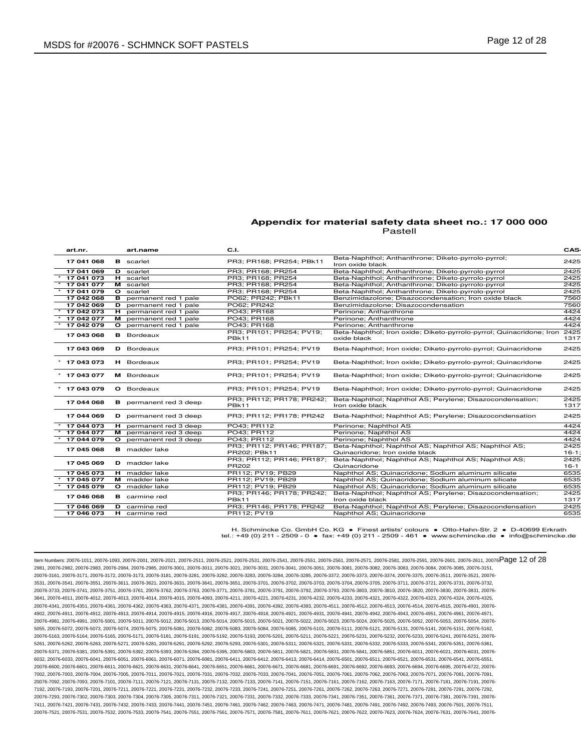## Appendix for material safety data sheet no.: 17 000 000

Pastell

| | art.nr. | | art.name | C.I. | | CAS- |
|---|---|---|---|---|---|---|
| | 17 041 068 | B | scarlet | PR3; PR168; PR254; PBk11 | Beta-Naphthol; Anthanthrone; Diketo-pyrrolo-pyrrol; Iron oxide black | 2425 |
| | 17 041 069 | D | scarlet | PR3; PR168; PR254 | Beta-Naphthol; Anthanthrone; Diketo-pyrrolo-pyrrol | 2425 |
| * | 17 041 073 | H | scarlet | PR3; PR168; PR254 | Beta-Naphthol; Anthanthrone; Diketo-pyrrolo-pyrrol | 2425 |
| * | 17 041 077 | M | scarlet | PR3; PR168; PR254 | Beta-Naphthol; Anthanthrone; Diketo-pyrrolo-pyrrol | 2425 |
| * | 17 041 079 | O | scarlet | PR3; PR168; PR254 | Beta-Naphthol; Anthanthrone; Diketo-pyrrolo-pyrrol | 2425 |
| | 17 042 068 | B | permanent red 1 pale | PO62; PR242; PBk11 | Benzimidazolone; Disazocondensation; Iron oxide black | 7560 |
| | 17 042 069 | D | permanent red 1 pale | PO62; PR242 | Benzimidazolone; Disazocondensation | 7560 |
| * | 17 042 073 | H | permanent red 1 pale | PO43; PR168 | Perinone; Anthanthrone | 4424 |
| * | 17 042 077 | M | permanent red 1 pale | PO43; PR168 | Perinone; Anthanthrone | 4424 |
| * | 17 042 079 | O | permanent red 1 pale | PO43; PR168 | Perinone; Anthanthrone | 4424 |
| | 17 043 068 | B | Bordeaux | PR3; PR101; PR254; PV19; PBk11 | Beta-Naphthol; Iron oxide; Diketo-pyrrolo-pyrrol; Quinacridone; Iron oxide black | 2425 1317 |
| | 17 043 069 | D | Bordeaux | PR3; PR101; PR254; PV19 | Beta-Naphthol; Iron oxide; Diketo-pyrrolo-pyrrol; Quinacridone | 2425 |
| * | 17 043 073 | H | Bordeaux | PR3; PR101; PR254; PV19 | Beta-Naphthol; Iron oxide; Diketo-pyrrolo-pyrrol; Quinacridone | 2425 |
| * | 17 043 077 | M | Bordeaux | PR3; PR101; PR254; PV19 | Beta-Naphthol; Iron oxide; Diketo-pyrrolo-pyrrol; Quinacridone | 2425 |
| * | 17 043 079 | O | Bordeaux | PR3; PR101; PR254; PV19 | Beta-Naphthol; Iron oxide; Diketo-pyrrolo-pyrrol; Quinacridone | 2425 |
| | 17 044 068 | B | permanent red 3 deep | PR3; PR112; PR178; PR242; PBk11 | Beta-Naphthol; Naphthol AS; Perylene; Disazocondensation; Iron oxide black | 2425 1317 |
| | 17 044 069 | D | permanent red 3 deep | PR3; PR112; PR178; PR242 | Beta-Naphthol; Naphthol AS; Perylene; Disazocondensation | 2425 |
| * | 17 044 073 | H | permanent red 3 deep | PO43; PR112 | Perinone; Naphthol AS | 4424 |
| * | 17 044 077 | M | permanent red 3 deep | PO43; PR112 | Perinone; Naphthol AS | 4424 |
| * | 17 044 079 | O | permanent red 3 deep | PO43; PR112 | Perinone; Naphthol AS | 4424 |
| | 17 045 068 | B | madder lake | PR3; PR112; PR146; PR187; PR202; PBk11 | Beta-Naphthol; Naphthol AS; Naphthol AS; Naphthol AS; Quinacridone; Iron oxide black | 2425 16-1; |
| | 17 045 069 | D | madder lake | PR3; PR112; PR146; PR187; PR202 | Beta-Naphthol; Naphthol AS; Naphthol AS; Naphthol AS; Quinacridone | 2425 16-1 |
| | 17 045 073 | H | madder lake | PR112; PV19; PB29 | Naphthol AS; Quinacridone; Sodium aluminum silicate | 6535 |
| * | 17 045 077 | M | madder lake | PR112; PV19; PB29 | Naphthol AS; Quinacridone; Sodium aluminum silicate | 6535 |
| * | 17 045 079 | O | madder lake | PR112; PV19; PB29 | Naphthol AS; Quinacridone; Sodium aluminum silicate | 6535 |
| | 17 046 068 | B | carmine red | PR3; PR146; PR178; PR242; PBk11 | Beta-Naphthol; Naphthol AS; Perylene; Disazocondensation; Iron oxide black | 2425 1317 |
| | 17 046 069 | D | carmine red | PR3; PR146; PR178; PR242 | Beta-Naphthol; Naphthol AS; Perylene; Disazocondensation | 2425 |
| | 17 046 073 | H | carmine red | PR112; PV19 | Naphthol AS; Quinacridone | 6535 |

H. Schmincke Co. GmbH Co. KG • Finest artists' colours • Otto-Hahn-Str. 2 • D-40699 Erkrath
tel.: +49 (0) 211 - 2509 - 0 • fax: +49 (0) 211 - 2509 - 461 • www.schmincke.de • info@schmincke.de

Item Numbers: 20076-1011, 20076-1093, 20076-2001, 20076-2021, 20076-2511, 20076-2521, 20076-2531, 20076-2541, 20076-2551, 20076-2561, 20076-2571, 20076-2581, 20076-2591, 20076-2601, 20076-2611, 20076-2981, 20076-2982, 20076-2983, 20076-2984, 20076-2985, 20076-3001, 20076-3011, 20076-3021, 20076-3031, 20076-3041, 20076-3051, 20076-3081, 20076-3082, 20076-3083, 20076-3084, 20076-3085, 20076-3151, 20076-3161, 20076-3171, 20076-3172, 20076-3173, 20076-3181, 20076-3281, 20076-3282, 20076-3283, 20076-3284, 20076-3285, 20076-3372, 20076-3373, 20076-3374, 20076-3375, 20076-3511, 20076-3521, 20076-3531, 20076-3541, 20076-3551, 20076-3611, 20076-3621, 20076-3631, 20076-3641, 20076-3651, 20076-3701, 20076-3702, 20076-3703, 20076-3704, 20076-3705, 20076-3711, 20076-3721, 20076-3731, 20076-3732, 20076-3733, 20076-3741, 20076-3751, 20076-3761, 20076-3762, 20076-3763, 20076-3771, 20076-3781, 20076-3791, 20076-3792, 20076-3793, 20076-3803, 20076-3810, 20076-3820, 20076-3830, 20076-3831, 20076-3841, 20076-4011, 20076-4012, 20076-4013, 20076-4014, 20076-4015, 20076-4093, 20076-4211, 20076-4221, 20076-4231, 20076-4232, 20076-4233, 20076-4321, 20076-4322, 20076-4323, 20076-4324, 20076-4325, 20076-4341, 20076-4351, 20076-4361, 20076-4362, 20076-4363, 20076-4371, 20076-4381, 20076-4391, 20076-4392, 20076-4393, 20076-4511, 20076-4512, 20076-4513, 20076-4514, 20076-4515, 20076-4901, 20076-4902, 20076-4911, 20076-4912, 20076-4913, 20076-4914, 20076-4915, 20076-4916, 20076-4917, 20076-4918, 20076-4921, 20076-4931, 20076-4941, 20076-4942, 20076-4943, 20076-4951, 20076-4961, 20076-4971, 20076-4981, 20076-4991, 20076-5001, 20076-5011, 20076-5012, 20076-5013, 20076-5014, 20076-5015, 20076-5021, 20076-5022, 20076-5023, 20076-5024, 20076-5025, 20076-5052, 20076-5053, 20076-5054, 20076-5055, 20076-5072, 20076-5073, 20076-5074, 20076-5075, 20076-5081, 20076-5082, 20076-5083, 20076-5084, 20076-5085, 20076-5101, 20076-5111, 20076-5121, 20076-5131, 20076-5141, 20076-5151, 20076-5162, 20076-5163, 20076-5164, 20076-5165, 20076-5171, 20076-5181, 20076-5191, 20076-5192, 20076-5193, 20076-5201, 20076-5211, 20076-5221, 20076-5231, 20076-5232, 20076-5233, 20076-5241, 20076-5251, 20076-5261, 20076-5262, 20076-5263, 20076-5271, 20076-5281, 20076-5291, 20076-5292, 20076-5293, 20076-5301, 20076-5311, 20076-5321, 20076-5331, 20076-5332, 20076-5333, 20076-5341, 20076-5351, 20076-5361, 20076-5371, 20076-5381, 20076-5391, 20076-5392, 20076-5393, 20076-5394, 20076-5395, 20076-5803, 20076-5811, 20076-5821, 20076-5831, 20076-5841, 20076-5851, 20076-6011, 20076-6021, 20076-6031, 20076-6032, 20076-6033, 20076-6041, 20076-6051, 20076-6061, 20076-6071, 20076-6081, 20076-6411, 20076-6412, 20076-6413, 20076-6414, 20076-6501, 20076-6511, 20076-6521, 20076-6531, 20076-6541, 20076-6551, 20076-6600, 20076-6601, 20076-6611, 20076-6621, 20076-6631, 20076-6641, 20076-6651, 20076-6661, 20076-6671, 20076-6681, 20076-6691, 20076-6692, 20076-6693, 20076-6694, 20076-6695, 20076-6722, 20076-7002, 20076-7003, 20076-7004, 20076-7005, 20076-7011, 20076-7021, 20076-7031, 20076-7032, 20076-7033, 20076-7041, 20076-7051, 20076-7061, 20076-7062, 20076-7063, 20076-7071, 20076-7081, 20076-7091, 20076-7092, 20076-7093, 20076-7101, 20076-7111, 20076-7121, 20076-7131, 20076-7132, 20076-7133, 20076-7141, 20076-7151, 20076-7161, 20076-7162, 20076-7163, 20076-7171, 20076-7181, 20076-7191, 20076-7192, 20076-7193, 20076-7201, 20076-7211, 20076-7221, 20076-7231, 20076-7232, 20076-7233, 20076-7241, 20076-7251, 20076-7261, 20076-7262, 20076-7263, 20076-7271, 20076-7281, 20076-7291, 20076-7292, 20076-7293, 20076-7302, 20076-7303, 20076-7304, 20076-7305, 20076-7311, 20076-7321, 20076-7331, 20076-7332, 20076-7333, 20076-7341, 20076-7351, 20076-7361, 20076-7371, 20076-7381, 20076-7391, 20076-7411, 20076-7421, 20076-7431, 20076-7432, 20076-7433, 20076-7441, 20076-7451, 20076-7461, 20076-7462, 20076-7463, 20076-7471, 20076-7481, 20076-7491, 20076-7492, 20076-7493, 20076-7501, 20076-7511, 20076-7521, 20076-7531, 20076-7532, 20076-7533, 20076-7541, 20076-7551, 20076-7561, 20076-7571, 20076-7581, 20076-7611, 20076-7621, 20076-7622, 20076-7623, 20076-7624, 20076-7631, 20076-7641, 20076-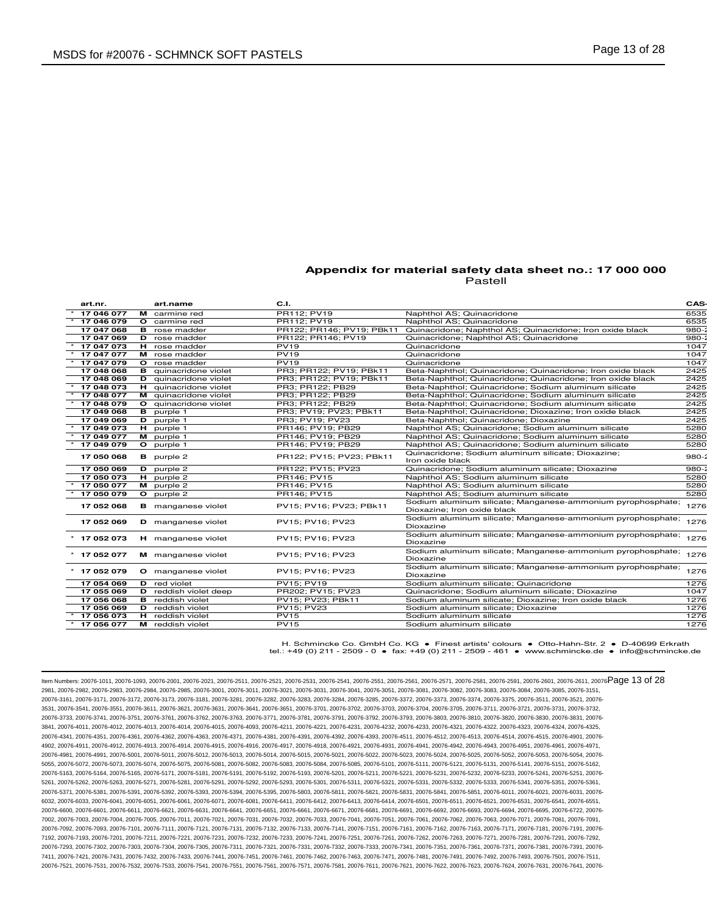**Appendix for material safety data sheet no.: 17 000 000**
Pastell

| | art.nr. | | art.name | C.I. | | CAS- |
|---|---|---|---|---|---|---|
| * | 17 046 077 | M | carmine red | PR112; PV19 | Naphthol AS; Quinacridone | 6535 |
| * | 17 046 079 | O | carmine red | PR112; PV19 | Naphthol AS; Quinacridone | 6535 |
| | 17 047 068 | B | rose madder | PR122; PR146; PV19; PBk11 | Quinacridone; Naphthol AS; Quinacridone; Iron oxide black | 980-2 |
| | 17 047 069 | D | rose madder | PR122; PR146; PV19 | Quinacridone; Naphthol AS; Quinacridone | 980-2 |
| * | 17 047 073 | H | rose madder | PV19 | Quinacridone | 1047 |
| * | 17 047 077 | M | rose madder | PV19 | Quinacridone | 1047 |
| * | 17 047 079 | O | rose madder | PV19 | Quinacridone | 1047 |
| | 17 048 068 | B | quinacridone violet | PR3; PR122; PV19; PBk11 | Beta-Naphthol; Quinacridone; Quinacridone; Iron oxide black | 2425 |
| | 17 048 069 | D | quinacridone violet | PR3; PR122; PV19; PBk11 | Beta-Naphthol; Quinacridone; Quinacridone; Iron oxide black | 2425 |
| * | 17 048 073 | H | quinacridone violet | PR3; PR122; PB29 | Beta-Naphthol; Quinacridone; Sodium aluminum silicate | 2425 |
| * | 17 048 077 | M | quinacridone violet | PR3; PR122; PB29 | Beta-Naphthol; Quinacridone; Sodium aluminum silicate | 2425 |
| * | 17 048 079 | O | quinacridone violet | PR3; PR122; PB29 | Beta-Naphthol; Quinacridone; Sodium aluminum silicate | 2425 |
| | 17 049 068 | B | purple 1 | PR3; PV19; PV23; PBk11 | Beta-Naphthol; Quinacridone; Dioxazine; Iron oxide black | 2425 |
| | 17 049 069 | D | purple 1 | PR3; PV19; PV23 | Beta-Naphthol; Quinacridone; Dioxazine | 2425 |
| * | 17 049 073 | H | purple 1 | PR146; PV19; PB29 | Naphthol AS; Quinacridone; Sodium aluminum silicate | 5280 |
| * | 17 049 077 | M | purple 1 | PR146; PV19; PB29 | Naphthol AS; Quinacridone; Sodium aluminum silicate | 5280 |
| * | 17 049 079 | O | purple 1 | PR146; PV19; PB29 | Naphthol AS; Quinacridone; Sodium aluminum silicate | 5280 |
| | 17 050 068 | B | purple 2 | PR122; PV15; PV23; PBk11 | Quinacridone; Sodium aluminum silicate; Dioxazine; Iron oxide black | 980-2 |
| | 17 050 069 | D | purple 2 | PR122; PV15; PV23 | Quinacridone; Sodium aluminum silicate; Dioxazine | 980-2 |
| | 17 050 073 | H | purple 2 | PR146; PV15 | Naphthol AS; Sodium aluminum silicate | 5280 |
| * | 17 050 077 | M | purple 2 | PR146; PV15 | Naphthol AS; Sodium aluminum silicate | 5280 |
| * | 17 050 079 | O | purple 2 | PR146; PV15 | Naphthol AS; Sodium aluminum silicate | 5280 |
| | 17 052 068 | B | manganese violet | PV15; PV16; PV23; PBk11 | Sodium aluminum silicate; Manganese-ammonium pyrophosphate; Dioxazine; Iron oxide black | 1276 |
| | 17 052 069 | D | manganese violet | PV15; PV16; PV23 | Sodium aluminum silicate; Manganese-ammonium pyrophosphate; Dioxazine | 1276 |
| * | 17 052 073 | H | manganese violet | PV15; PV16; PV23 | Sodium aluminum silicate; Manganese-ammonium pyrophosphate; Dioxazine | 1276 |
| * | 17 052 077 | M | manganese violet | PV15; PV16; PV23 | Sodium aluminum silicate; Manganese-ammonium pyrophosphate; Dioxazine | 1276 |
| * | 17 052 079 | O | manganese violet | PV15; PV16; PV23 | Sodium aluminum silicate; Manganese-ammonium pyrophosphate; Dioxazine | 1276 |
| | 17 054 069 | D | red violet | PV15; PV19 | Sodium aluminum silicate; Quinacridone | 1276 |
| | 17 055 069 | D | reddish violet deep | PR202; PV15; PV23 | Quinacridone; Sodium aluminum silicate; Dioxazine | 1047 |
| | 17 056 068 | B | reddish violet | PV15; PV23; PBk11 | Sodium aluminum silicate; Dioxazine; Iron oxide black | 1276 |
| | 17 056 069 | D | reddish violet | PV15; PV23 | Sodium aluminum silicate; Dioxazine | 1276 |
| * | 17 056 073 | H | reddish violet | PV15 | Sodium aluminum silicate | 1276 |
| * | 17 056 077 | M | reddish violet | PV15 | Sodium aluminum silicate | 1276 |

H. Schmincke Co. GmbH Co. KG • Finest artists' colours • Otto-Hahn-Str. 2 • D-40699 Erkrath
tel.: +49 (0) 211 - 2509 - 0 • fax: +49 (0) 211 - 2509 - 461 • www.schmincke.de • info@schmincke.de

Item Numbers: 20076-1011, 20076-1093, 20076-2001, 20076-2021, 20076-2511, 20076-2521, 20076-2531, 20076-2541, 20076-2551, 20076-2561, 20076-2571, 20076-2581, 20076-2591, 20076-2601, 20076-2611, 20076-2981, 20076-2982, 20076-2983, 20076-2984, 20076-2985, 20076-3001, 20076-3011, 20076-3021, 20076-3031, 20076-3041, 20076-3051, 20076-3081, 20076-3082, 20076-3083, 20076-3084, 20076-3085, 20076-3151, 20076-3161, 20076-3171, 20076-3172, 20076-3173, 20076-3181, 20076-3281, 20076-3282, 20076-3283, 20076-3284, 20076-3285, 20076-3372, 20076-3373, 20076-3374, 20076-3375, 20076-3511, 20076-3521, 20076-3531, 20076-3541, 20076-3551, 20076-3611, 20076-3621, 20076-3631, 20076-3641, 20076-3651, 20076-3701, 20076-3702, 20076-3703, 20076-3704, 20076-3705, 20076-3711, 20076-3721, 20076-3731, 20076-3732, 20076-3733, 20076-3741, 20076-3751, 20076-3761, 20076-3762, 20076-3763, 20076-3771, 20076-3781, 20076-3791, 20076-3792, 20076-3793, 20076-3803, 20076-3810, 20076-3820, 20076-3830, 20076-3831, 20076-3841, 20076-4011, 20076-4012, 20076-4013, 20076-4014, 20076-4015, 20076-4093, 20076-4211, 20076-4221, 20076-4231, 20076-4232, 20076-4233, 20076-4321, 20076-4322, 20076-4323, 20076-4324, 20076-4325, 20076-4341, 20076-4351, 20076-4361, 20076-4362, 20076-4363, 20076-4371, 20076-4381, 20076-4391, 20076-4392, 20076-4393, 20076-4511, 20076-4512, 20076-4513, 20076-4514, 20076-4515, 20076-4901, 20076-4902, 20076-4911, 20076-4912, 20076-4913, 20076-4914, 20076-4915, 20076-4916, 20076-4917, 20076-4918, 20076-4921, 20076-4931, 20076-4941, 20076-4942, 20076-4943, 20076-4951, 20076-4961, 20076-4971, 20076-4981, 20076-4991, 20076-5001, 20076-5011, 20076-5012, 20076-5013, 20076-5014, 20076-5015, 20076-5021, 20076-5022, 20076-5023, 20076-5024, 20076-5025, 20076-5052, 20076-5053, 20076-5054, 20076-5055, 20076-5072, 20076-5073, 20076-5074, 20076-5075, 20076-5081, 20076-5082, 20076-5083, 20076-5084, 20076-5085, 20076-5101, 20076-5111, 20076-5121, 20076-5131, 20076-5141, 20076-5151, 20076-5162, 20076-5163, 20076-5164, 20076-5165, 20076-5171, 20076-5181, 20076-5191, 20076-5192, 20076-5193, 20076-5201, 20076-5211, 20076-5221, 20076-5231, 20076-5232, 20076-5233, 20076-5241, 20076-5251, 20076-5261, 20076-5262, 20076-5263, 20076-5271, 20076-5281, 20076-5291, 20076-5292, 20076-5293, 20076-5301, 20076-5311, 20076-5321, 20076-5331, 20076-5332, 20076-5333, 20076-5341, 20076-5351, 20076-5361, 20076-5371, 20076-5381, 20076-5391, 20076-5392, 20076-5393, 20076-5394, 20076-5395, 20076-5803, 20076-5811, 20076-5821, 20076-5831, 20076-5841, 20076-5851, 20076-6011, 20076-6021, 20076-6031, 20076-6032, 20076-6033, 20076-6041, 20076-6051, 20076-6061, 20076-6071, 20076-6081, 20076-6411, 20076-6412, 20076-6413, 20076-6414, 20076-6501, 20076-6511, 20076-6521, 20076-6531, 20076-6541, 20076-6551, 20076-6600, 20076-6601, 20076-6611, 20076-6621, 20076-6631, 20076-6641, 20076-6651, 20076-6661, 20076-6671, 20076-6681, 20076-6691, 20076-6692, 20076-6693, 20076-6694, 20076-6695, 20076-6722, 20076-7002, 20076-7003, 20076-7004, 20076-7005, 20076-7011, 20076-7021, 20076-7031, 20076-7032, 20076-7033, 20076-7041, 20076-7051, 20076-7061, 20076-7062, 20076-7063, 20076-7071, 20076-7081, 20076-7091, 20076-7092, 20076-7093, 20076-7101, 20076-7111, 20076-7121, 20076-7131, 20076-7132, 20076-7133, 20076-7141, 20076-7151, 20076-7161, 20076-7162, 20076-7163, 20076-7171, 20076-7181, 20076-7191, 20076-7192, 20076-7193, 20076-7201, 20076-7211, 20076-7221, 20076-7231, 20076-7232, 20076-7233, 20076-7241, 20076-7251, 20076-7261, 20076-7262, 20076-7263, 20076-7271, 20076-7281, 20076-7291, 20076-7292, 20076-7293, 20076-7302, 20076-7303, 20076-7304, 20076-7305, 20076-7311, 20076-7321, 20076-7331, 20076-7332, 20076-7333, 20076-7341, 20076-7351, 20076-7361, 20076-7371, 20076-7381, 20076-7391, 20076-7411, 20076-7421, 20076-7431, 20076-7432, 20076-7433, 20076-7441, 20076-7451, 20076-7461, 20076-7462, 20076-7463, 20076-7471, 20076-7481, 20076-7491, 20076-7492, 20076-7493, 20076-7501, 20076-7511, 20076-7521, 20076-7531, 20076-7532, 20076-7533, 20076-7541, 20076-7551, 20076-7561, 20076-7571, 20076-7581, 20076-7611, 20076-7621, 20076-7622, 20076-7623, 20076-7624, 20076-7631, 20076-7641, 20076-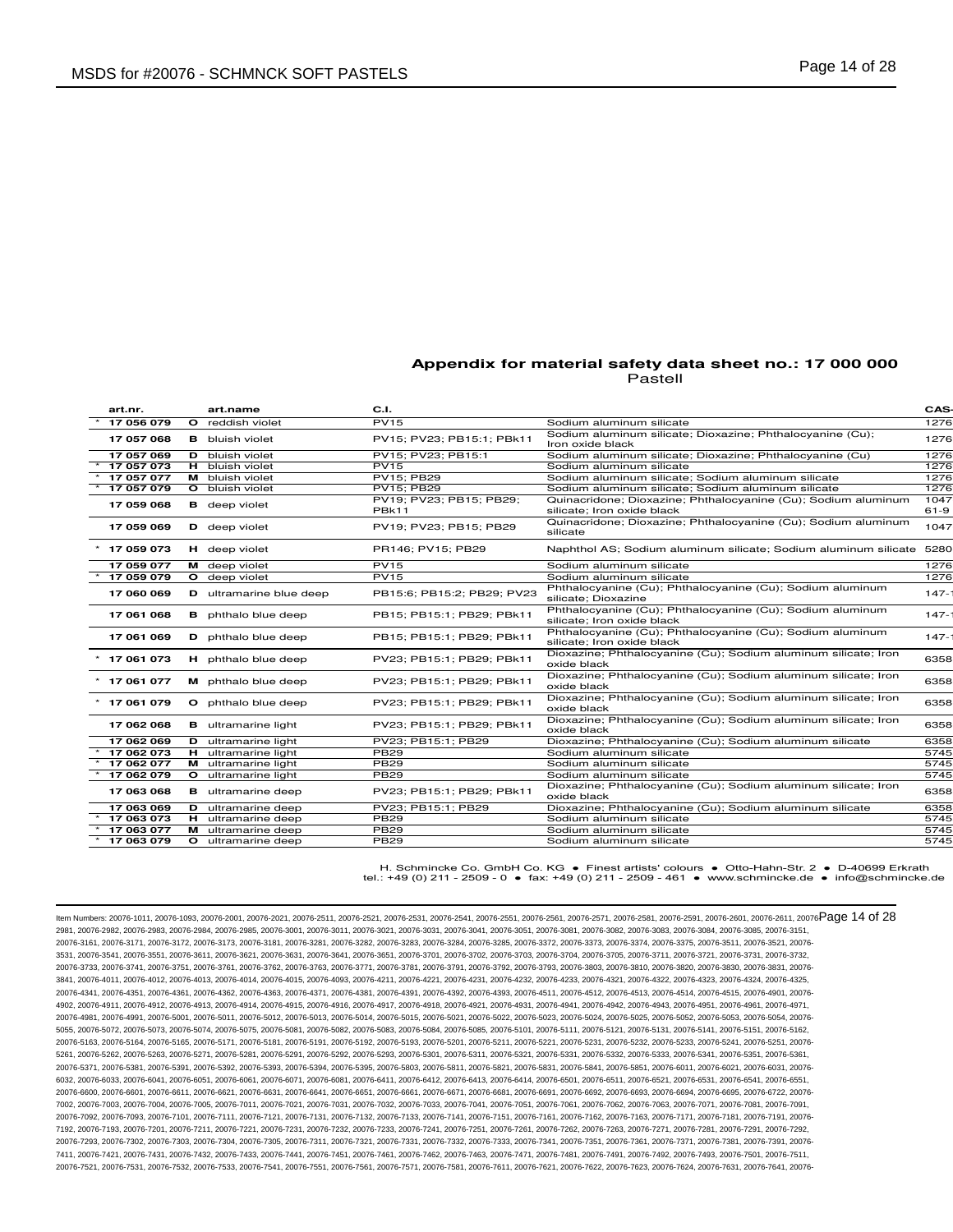## Appendix for material safety data sheet no.: 17 000 000

Pastell

| | art.nr. | | art.name | C.I. | | CAS- |
|---|---|---|---|---|---|---|
| * | 17 056 079 | O | reddish violet | PV15 | Sodium aluminum silicate | 1276 |
| | 17 057 068 | B | bluish violet | PV15; PV23; PB15:1; PBk11 | Sodium aluminum silicate; Dioxazine; Phthalocyanine (Cu); Iron oxide black | 1276 |
| | 17 057 069 | D | bluish violet | PV15; PV23; PB15:1 | Sodium aluminum silicate; Dioxazine; Phthalocyanine (Cu) | 1276 |
| * | 17 057 073 | H | bluish violet | PV15 | Sodium aluminum silicate | 1276 |
| * | 17 057 077 | M | bluish violet | PV15; PB29 | Sodium aluminum silicate; Sodium aluminum silicate | 1276 |
| * | 17 057 079 | O | bluish violet | PV15; PB29 | Sodium aluminum silicate; Sodium aluminum silicate | 1276 |
| | 17 059 068 | B | deep violet | PV19; PV23; PB15; PB29; PBk11 | Quinacridone; Dioxazine; Phthalocyanine (Cu); Sodium aluminum silicate; Iron oxide black | 1047 61-9 |
| | 17 059 069 | D | deep violet | PV19; PV23; PB15; PB29 | Quinacridone; Dioxazine; Phthalocyanine (Cu); Sodium aluminum silicate | 1047 |
| * | 17 059 073 | H | deep violet | PR146; PV15; PB29 | Naphthol AS; Sodium aluminum silicate; Sodium aluminum silicate | 5280 |
| | 17 059 077 | M | deep violet | PV15 | Sodium aluminum silicate | 1276 |
| * | 17 059 079 | O | deep violet | PV15 | Sodium aluminum silicate | 1276 |
| | 17 060 069 | D | ultramarine blue deep | PB15:6; PB15:2; PB29; PV23 | Phthalocyanine (Cu); Phthalocyanine (Cu); Sodium aluminum silicate; Dioxazine | 147- |
| | 17 061 068 | B | phthalo blue deep | PB15; PB15:1; PB29; PBk11 | Phthalocyanine (Cu); Phthalocyanine (Cu); Sodium aluminum silicate; Iron oxide black | 147- |
| | 17 061 069 | D | phthalo blue deep | PB15; PB15:1; PB29; PBk11 | Phthalocyanine (Cu); Phthalocyanine (Cu); Sodium aluminum silicate; Iron oxide black | 147- |
| * | 17 061 073 | H | phthalo blue deep | PV23; PB15:1; PB29; PBk11 | Dioxazine; Phthalocyanine (Cu); Sodium aluminum silicate; Iron oxide black | 6358 |
| * | 17 061 077 | M | phthalo blue deep | PV23; PB15:1; PB29; PBk11 | Dioxazine; Phthalocyanine (Cu); Sodium aluminum silicate; Iron oxide black | 6358 |
| * | 17 061 079 | O | phthalo blue deep | PV23; PB15:1; PB29; PBk11 | Dioxazine; Phthalocyanine (Cu); Sodium aluminum silicate; Iron oxide black | 6358 |
| | 17 062 068 | B | ultramarine light | PV23; PB15:1; PB29; PBk11 | Dioxazine; Phthalocyanine (Cu); Sodium aluminum silicate; Iron oxide black | 6358 |
| | 17 062 069 | D | ultramarine light | PV23; PB15:1; PB29 | Dioxazine; Phthalocyanine (Cu); Sodium aluminum silicate | 6358 |
| * | 17 062 073 | H | ultramarine light | PB29 | Sodium aluminum silicate | 5745 |
| * | 17 062 077 | M | ultramarine light | PB29 | Sodium aluminum silicate | 5745 |
| * | 17 062 079 | O | ultramarine light | PB29 | Sodium aluminum silicate | 5745 |
| | 17 063 068 | B | ultramarine deep | PV23; PB15:1; PB29; PBk11 | Dioxazine; Phthalocyanine (Cu); Sodium aluminum silicate; Iron oxide black | 6358 |
| | 17 063 069 | D | ultramarine deep | PV23; PB15:1; PB29 | Dioxazine; Phthalocyanine (Cu); Sodium aluminum silicate | 6358 |
| * | 17 063 073 | H | ultramarine deep | PB29 | Sodium aluminum silicate | 5745 |
| * | 17 063 077 | M | ultramarine deep | PB29 | Sodium aluminum silicate | 5745 |
| * | 17 063 079 | O | ultramarine deep | PB29 | Sodium aluminum silicate | 5745 |

H. Schmincke Co. GmbH Co. KG • Finest artists' colours • Otto-Hahn-Str. 2 • D-40699 Erkrath
tel.: +49 (0) 211 - 2509 - 0 • fax: +49 (0) 211 - 2509 - 461 • www.schmincke.de • info@schmincke.de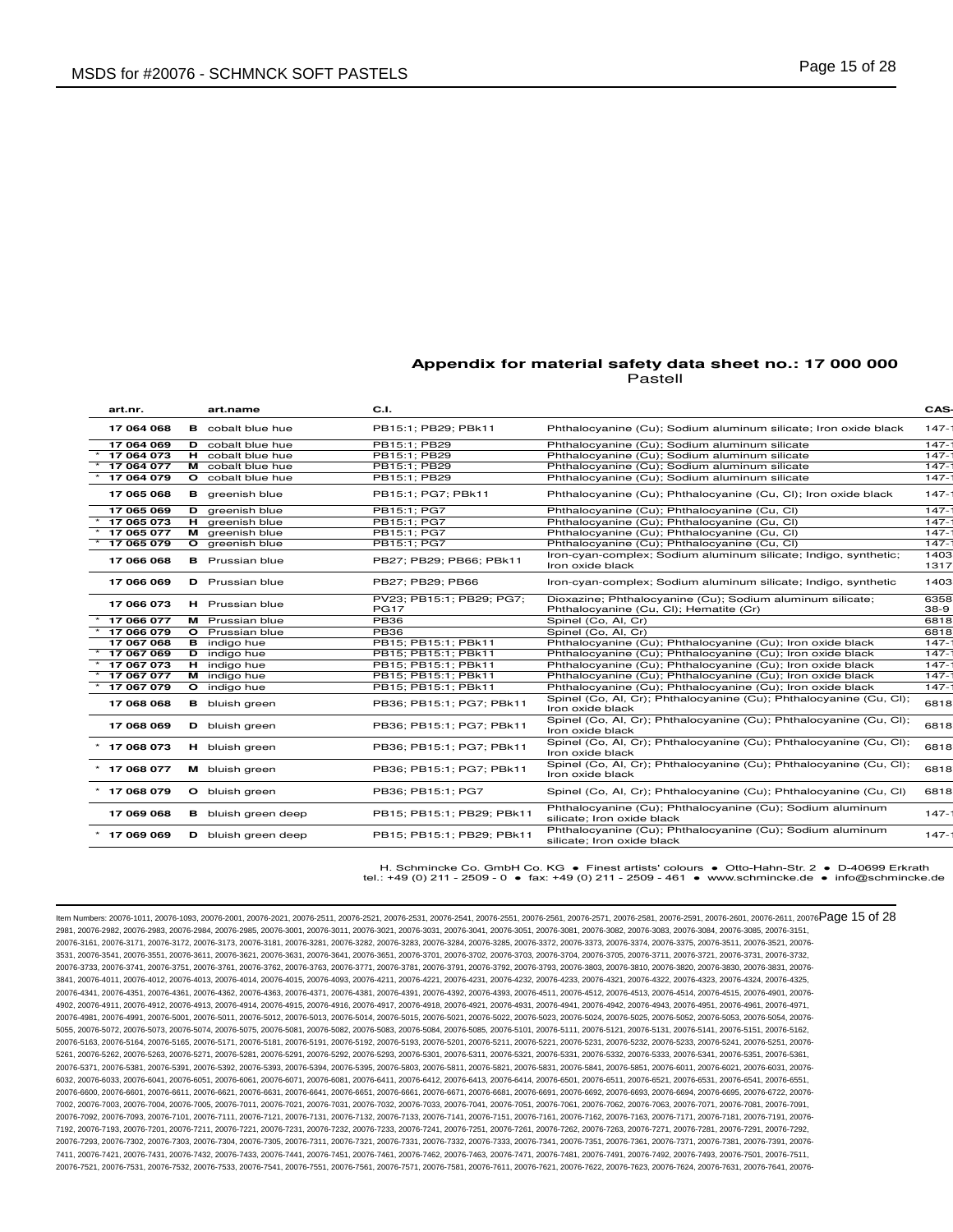## Appendix for material safety data sheet no.: 17 000 000

Pastell

| | art.nr. | | art.name | C.I. | | CAS- |
|---|---|---|---|---|---|---|
| | 17 064 068 | B | cobalt blue hue | PB15:1; PB29; PBk11 | Phthalocyanine (Cu); Sodium aluminum silicate; Iron oxide black | 147-1 |
| | 17 064 069 | D | cobalt blue hue | PB15:1; PB29 | Phthalocyanine (Cu); Sodium aluminum silicate | 147-1 |
| * | 17 064 073 | H | cobalt blue hue | PB15:1; PB29 | Phthalocyanine (Cu); Sodium aluminum silicate | 147-1 |
| * | 17 064 077 | M | cobalt blue hue | PB15:1; PB29 | Phthalocyanine (Cu); Sodium aluminum silicate | 147-1 |
| * | 17 064 079 | O | cobalt blue hue | PB15:1; PB29 | Phthalocyanine (Cu); Sodium aluminum silicate | 147-1 |
| | 17 065 068 | B | greenish blue | PB15:1; PG7; PBk11 | Phthalocyanine (Cu); Phthalocyanine (Cu, Cl); Iron oxide black | 147-1 |
| | 17 065 069 | D | greenish blue | PB15:1; PG7 | Phthalocyanine (Cu); Phthalocyanine (Cu, Cl) | 147-1 |
| * | 17 065 073 | H | greenish blue | PB15:1; PG7 | Phthalocyanine (Cu); Phthalocyanine (Cu, Cl) | 147-1 |
| * | 17 065 077 | M | greenish blue | PB15:1; PG7 | Phthalocyanine (Cu); Phthalocyanine (Cu, Cl) | 147-1 |
| * | 17 065 079 | O | greenish blue | PB15:1; PG7 | Phthalocyanine (Cu); Phthalocyanine (Cu, Cl) | 147-1 |
| | 17 066 068 | B | Prussian blue | PB27; PB29; PB66; PBk11 | Iron-cyan-complex; Sodium aluminum silicate; Indigo, synthetic; Iron oxide black | 1403 1317 |
| | 17 066 069 | D | Prussian blue | PB27; PB29; PB66 | Iron-cyan-complex; Sodium aluminum silicate; Indigo, synthetic | 1403 |
| | 17 066 073 | H | Prussian blue | PV23; PB15:1; PB29; PG7; PG17 | Dioxazine; Phthalocyanine (Cu); Sodium aluminum silicate; Phthalocyanine (Cu, Cl); Hematite (Cr) | 6358 38-9 |
| * | 17 066 077 | M | Prussian blue | PB36 | Spinel (Co, Al, Cr) | 6818 |
| * | 17 066 079 | O | Prussian blue | PB36 | Spinel (Co, Al, Cr) | 6818 |
| | 17 067 068 | B | indigo hue | PB15; PB15:1; PBk11 | Phthalocyanine (Cu); Phthalocyanine (Cu); Iron oxide black | 147-1 |
| * | 17 067 069 | D | indigo hue | PB15; PB15:1; PBk11 | Phthalocyanine (Cu); Phthalocyanine (Cu); Iron oxide black | 147-1 |
| * | 17 067 073 | H | indigo hue | PB15; PB15:1; PBk11 | Phthalocyanine (Cu); Phthalocyanine (Cu); Iron oxide black | 147-1 |
| * | 17 067 077 | M | indigo hue | PB15; PB15:1; PBk11 | Phthalocyanine (Cu); Phthalocyanine (Cu); Iron oxide black | 147-1 |
| * | 17 067 079 | O | indigo hue | PB15; PB15:1; PBk11 | Phthalocyanine (Cu); Phthalocyanine (Cu); Iron oxide black | 147-1 |
| | 17 068 068 | B | bluish green | PB36; PB15:1; PG7; PBk11 | Spinel (Co, Al, Cr); Phthalocyanine (Cu); Phthalocyanine (Cu, Cl); Iron oxide black | 6818 |
| | 17 068 069 | D | bluish green | PB36; PB15:1; PG7; PBk11 | Spinel (Co, Al, Cr); Phthalocyanine (Cu); Phthalocyanine (Cu, Cl); Iron oxide black | 6818 |
| * | 17 068 073 | H | bluish green | PB36; PB15:1; PG7; PBk11 | Spinel (Co, Al, Cr); Phthalocyanine (Cu); Phthalocyanine (Cu, Cl); Iron oxide black | 6818 |
| * | 17 068 077 | M | bluish green | PB36; PB15:1; PG7; PBk11 | Spinel (Co, Al, Cr); Phthalocyanine (Cu); Phthalocyanine (Cu, Cl); Iron oxide black | 6818 |
| * | 17 068 079 | O | bluish green | PB36; PB15:1; PG7 | Spinel (Co, Al, Cr); Phthalocyanine (Cu); Phthalocyanine (Cu, Cl) | 6818 |
| | 17 069 068 | B | bluish green deep | PB15; PB15:1; PB29; PBk11 | Phthalocyanine (Cu); Phthalocyanine (Cu); Sodium aluminum silicate; Iron oxide black | 147-1 |
| * | 17 069 069 | D | bluish green deep | PB15; PB15:1; PB29; PBk11 | Phthalocyanine (Cu); Phthalocyanine (Cu); Sodium aluminum silicate; Iron oxide black | 147-1 |

H. Schmincke Co. GmbH Co. KG ● Finest artists' colours ● Otto-Hahn-Str. 2 ● D-40699 Erkrath
tel.: +49 (0) 211 - 2509 - 0 ● fax: +49 (0) 211 - 2509 - 461 ● www.schmincke.de ● info@schmincke.de

Item Numbers: 20076-1011, 20076-1093, 20076-2001, 20076-2021, 20076-2511, 20076-2521, 20076-2531, 20076-2541, 20076-2551, 20076-2561, 20076-2571, 20076-2581, 20076-2591, 20076-2601, 20076-2611, 20076-2981, 20076-2982, 20076-2983, 20076-2984, 20076-2985, 20076-3001, 20076-3011, 20076-3021, 20076-3031, 20076-3041, 20076-3051, 20076-3081, 20076-3082, 20076-3083, 20076-3084, 20076-3085, 20076-3151, 20076-3161, 20076-3171, 20076-3172, 20076-3173, 20076-3181, 20076-3281, 20076-3282, 20076-3283, 20076-3284, 20076-3285, 20076-3372, 20076-3373, 20076-3374, 20076-3375, 20076-3511, 20076-3521, 20076-3531, 20076-3541, 20076-3551, 20076-3611, 20076-3621, 20076-3631, 20076-3641, 20076-3651, 20076-3701, 20076-3702, 20076-3703, 20076-3704, 20076-3705, 20076-3711, 20076-3721, 20076-3731, 20076-3732, 20076-3733, 20076-3741, 20076-3751, 20076-3761, 20076-3762, 20076-3763, 20076-3771, 20076-3781, 20076-3791, 20076-3792, 20076-3793, 20076-3803, 20076-3810, 20076-3820, 20076-3830, 20076-3831, 20076-3841, 20076-4011, 20076-4012, 20076-4013, 20076-4014, 20076-4015, 20076-4093, 20076-4211, 20076-4221, 20076-4231, 20076-4232, 20076-4233, 20076-4321, 20076-4322, 20076-4323, 20076-4324, 20076-4325, 20076-4341, 20076-4351, 20076-4361, 20076-4362, 20076-4363, 20076-4371, 20076-4381, 20076-4391, 20076-4392, 20076-4393, 20076-4511, 20076-4512, 20076-4513, 20076-4514, 20076-4515, 20076-4901, 20076-4902, 20076-4911, 20076-4912, 20076-4913, 20076-4914, 20076-4915, 20076-4916, 20076-4917, 20076-4918, 20076-4921, 20076-4931, 20076-4941, 20076-4942, 20076-4943, 20076-4951, 20076-4961, 20076-4971, 20076-4981, 20076-4991, 20076-5001, 20076-5011, 20076-5012, 20076-5013, 20076-5014, 20076-5015, 20076-5021, 20076-5022, 20076-5023, 20076-5024, 20076-5025, 20076-5052, 20076-5053, 20076-5054, 20076-5055, 20076-5072, 20076-5073, 20076-5074, 20076-5075, 20076-5081, 20076-5082, 20076-5083, 20076-5084, 20076-5085, 20076-5101, 20076-5111, 20076-5121, 20076-5131, 20076-5141, 20076-5151, 20076-5162, 20076-5163, 20076-5164, 20076-5165, 20076-5171, 20076-5181, 20076-5191, 20076-5192, 20076-5193, 20076-5201, 20076-5211, 20076-5221, 20076-5231, 20076-5232, 20076-5233, 20076-5241, 20076-5251, 20076-5261, 20076-5262, 20076-5263, 20076-5271, 20076-5281, 20076-5291, 20076-5292, 20076-5293, 20076-5301, 20076-5311, 20076-5321, 20076-5331, 20076-5332, 20076-5333, 20076-5341, 20076-5351, 20076-5361, 20076-5371, 20076-5381, 20076-5391, 20076-5392, 20076-5393, 20076-5394, 20076-5395, 20076-5803, 20076-5811, 20076-5821, 20076-5831, 20076-5841, 20076-5851, 20076-6011, 20076-6021, 20076-6031, 20076-6032, 20076-6033, 20076-6041, 20076-6051, 20076-6061, 20076-6071, 20076-6081, 20076-6411, 20076-6412, 20076-6413, 20076-6414, 20076-6501, 20076-6511, 20076-6521, 20076-6531, 20076-6541, 20076-6551, 20076-6600, 20076-6601, 20076-6611, 20076-6621, 20076-6631, 20076-6641, 20076-6651, 20076-6661, 20076-6671, 20076-6681, 20076-6691, 20076-6692, 20076-6693, 20076-6694, 20076-6695, 20076-6722, 20076-7002, 20076-7003, 20076-7004, 20076-7005, 20076-7011, 20076-7021, 20076-7031, 20076-7032, 20076-7033, 20076-7041, 20076-7051, 20076-7061, 20076-7062, 20076-7063, 20076-7071, 20076-7081, 20076-7091, 20076-7092, 20076-7093, 20076-7101, 20076-7111, 20076-7121, 20076-7131, 20076-7132, 20076-7133, 20076-7141, 20076-7151, 20076-7161, 20076-7162, 20076-7163, 20076-7171, 20076-7181, 20076-7191, 20076-7192, 20076-7193, 20076-7201, 20076-7211, 20076-7221, 20076-7231, 20076-7232, 20076-7233, 20076-7241, 20076-7251, 20076-7261, 20076-7262, 20076-7263, 20076-7271, 20076-7281, 20076-7291, 20076-7292, 20076-7293, 20076-7302, 20076-7303, 20076-7304, 20076-7305, 20076-7311, 20076-7321, 20076-7331, 20076-7332, 20076-7333, 20076-7341, 20076-7351, 20076-7361, 20076-7371, 20076-7381, 20076-7391, 20076-7411, 20076-7421, 20076-7431, 20076-7432, 20076-7433, 20076-7441, 20076-7451, 20076-7461, 20076-7462, 20076-7463, 20076-7471, 20076-7481, 20076-7491, 20076-7492, 20076-7493, 20076-7501, 20076-7511, 20076-7521, 20076-7531, 20076-7532, 20076-7533, 20076-7541, 20076-7551, 20076-7561, 20076-7571, 20076-7581, 20076-7611, 20076-7621, 20076-7622, 20076-7623, 20076-7624, 20076-7631, 20076-7641, 20076-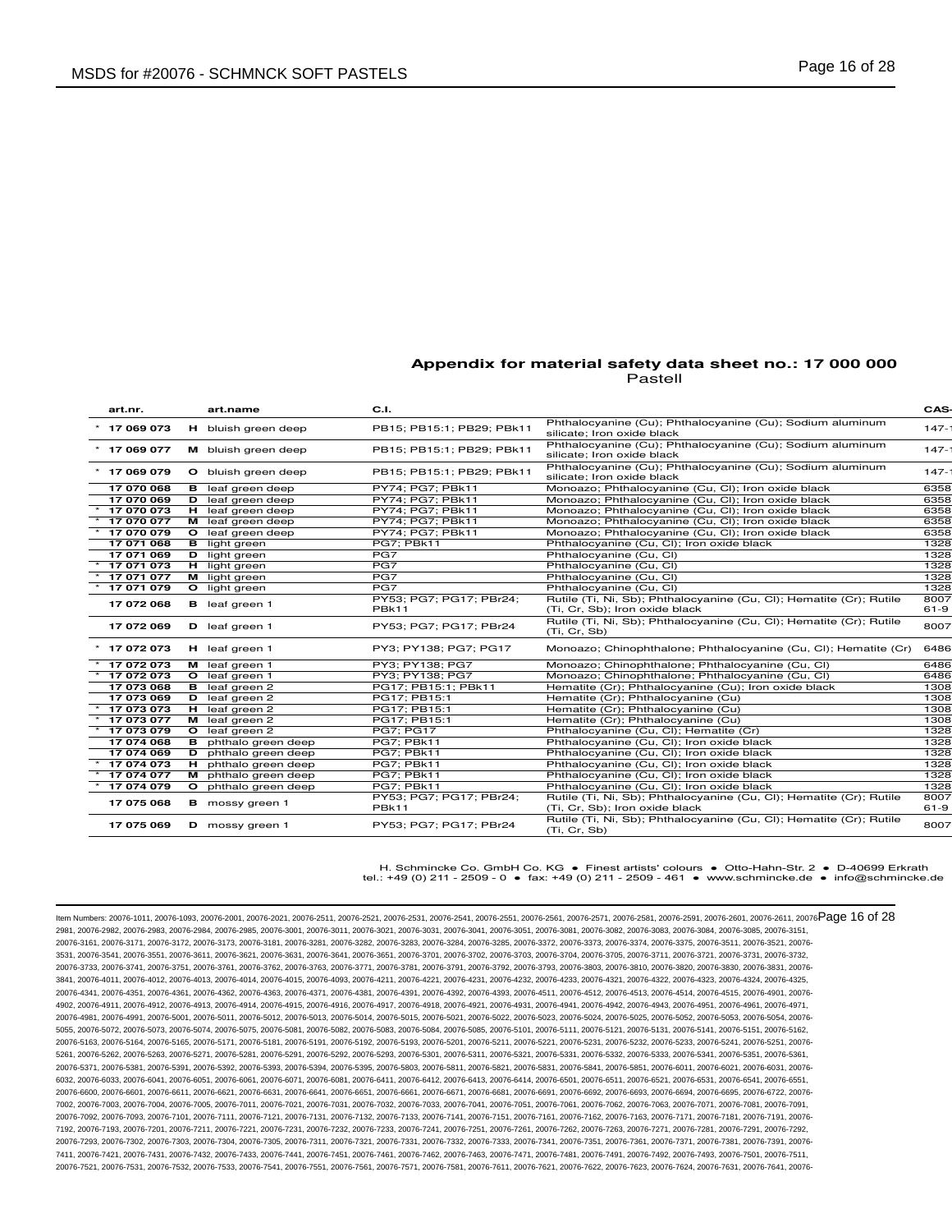## Appendix for material safety data sheet no.: 17 000 000

Pastell

| | art.nr. | | art.name | C.I. | | CAS- |
|---|---|---|---|---|---|---|
| * | 17 069 073 | H | bluish green deep | PB15; PB15:1; PB29; PBk11 | Phthalocyanine (Cu); Phthalocyanine (Cu); Sodium aluminum silicate; Iron oxide black | 147-1 |
| * | 17 069 077 | M | bluish green deep | PB15; PB15:1; PB29; PBk11 | Phthalocyanine (Cu); Phthalocyanine (Cu); Sodium aluminum silicate; Iron oxide black | 147-1 |
| * | 17 069 079 | O | bluish green deep | PB15; PB15:1; PB29; PBk11 | Phthalocyanine (Cu); Phthalocyanine (Cu); Sodium aluminum silicate; Iron oxide black | 147-1 |
| | 17 070 068 | B | leaf green deep | PY74; PG7; PBk11 | Monoazo; Phthalocyanine (Cu, Cl); Iron oxide black | 6358 |
| | 17 070 069 | D | leaf green deep | PY74; PG7; PBk11 | Monoazo; Phthalocyanine (Cu, Cl); Iron oxide black | 6358 |
| * | 17 070 073 | H | leaf green deep | PY74; PG7; PBk11 | Monoazo; Phthalocyanine (Cu, Cl); Iron oxide black | 6358 |
| * | 17 070 077 | M | leaf green deep | PY74; PG7; PBk11 | Monoazo; Phthalocyanine (Cu, Cl); Iron oxide black | 6358 |
| * | 17 070 079 | O | leaf green deep | PY74; PG7; PBk11 | Monoazo; Phthalocyanine (Cu, Cl); Iron oxide black | 6358 |
| | 17 071 068 | B | light green | PG7; PBk11 | Phthalocyanine (Cu, Cl); Iron oxide black | 1328 |
| | 17 071 069 | D | light green | PG7 | Phthalocyanine (Cu, Cl) | 1328 |
| * | 17 071 073 | H | light green | PG7 | Phthalocyanine (Cu, Cl) | 1328 |
| * | 17 071 077 | M | light green | PG7 | Phthalocyanine (Cu, Cl) | 1328 |
| * | 17 071 079 | O | light green | PG7 | Phthalocyanine (Cu, Cl) | 1328 |
| | 17 072 068 | B | leaf green 1 | PY53; PG7; PG17; PBr24; PBk11 | Rutile (Ti, Ni, Sb); Phthalocyanine (Cu, Cl); Hematite (Cr); Rutile (Ti, Cr, Sb); Iron oxide black | 8007 61-9 |
| | 17 072 069 | D | leaf green 1 | PY53; PG7; PG17; PBr24 | Rutile (Ti, Ni, Sb); Phthalocyanine (Cu, Cl); Hematite (Cr); Rutile (Ti, Cr, Sb) | 8007 |
| * | 17 072 073 | H | leaf green 1 | PY3; PY138; PG7; PG17 | Monoazo; Chinophthalone; Phthalocyanine (Cu, Cl); Hematite (Cr) | 6486 |
| * | 17 072 073 | M | leaf green 1 | PY3; PY138; PG7 | Monoazo; Chinophthalone; Phthalocyanine (Cu, Cl) | 6486 |
| * | 17 072 073 | O | leaf green 1 | PY3; PY138; PG7 | Monoazo; Chinophthalone; Phthalocyanine (Cu, Cl) | 6486 |
| | 17 073 068 | B | leaf green 2 | PG17; PB15:1; PBk11 | Hematite (Cr); Phthalocyanine (Cu); Iron oxide black | 1308 |
| | 17 073 069 | D | leaf green 2 | PG17; PB15:1 | Hematite (Cr); Phthalocyanine (Cu) | 1308 |
| * | 17 073 073 | H | leaf green 2 | PG17; PB15:1 | Hematite (Cr); Phthalocyanine (Cu) | 1308 |
| * | 17 073 077 | M | leaf green 2 | PG17; PB15:1 | Hematite (Cr); Phthalocyanine (Cu) | 1308 |
| * | 17 073 079 | O | leaf green 2 | PG7; PG17 | Phthalocyanine (Cu, Cl); Hematite (Cr) | 1328 |
| | 17 074 068 | B | phthalo green deep | PG7; PBk11 | Phthalocyanine (Cu, Cl); Iron oxide black | 1328 |
| | 17 074 069 | D | phthalo green deep | PG7; PBk11 | Phthalocyanine (Cu, Cl); Iron oxide black | 1328 |
| * | 17 074 073 | H | phthalo green deep | PG7; PBk11 | Phthalocyanine (Cu, Cl); Iron oxide black | 1328 |
| * | 17 074 077 | M | phthalo green deep | PG7; PBk11 | Phthalocyanine (Cu, Cl); Iron oxide black | 1328 |
| * | 17 074 079 | O | phthalo green deep | PG7; PBk11 | Phthalocyanine (Cu, Cl); Iron oxide black | 1328 |
| | 17 075 068 | B | mossy green 1 | PY53; PG7; PG17; PBr24; PBk11 | Rutile (Ti, Ni, Sb); Phthalocyanine (Cu, Cl); Hematite (Cr); Rutile (Ti, Cr, Sb); Iron oxide black | 8007 61-9 |
| | 17 075 069 | D | mossy green 1 | PY53; PG7; PG17; PBr24 | Rutile (Ti, Ni, Sb); Phthalocyanine (Cu, Cl); Hematite (Cr); Rutile (Ti, Cr, Sb) | 8007 |

H. Schmincke Co. GmbH Co. KG • Finest artists' colours • Otto-Hahn-Str. 2 • D-40699 Erkrath
tel.: +49 (0) 211 - 2509 - 0 • fax: +49 (0) 211 - 2509 - 461 • www.schmincke.de • info@schmincke.de

Item Numbers: 20076-1011, 20076-1093, 20076-2001, 20076-2021, 20076-2511, 20076-2521, 20076-2531, 20076-2541, 20076-2551, 20076-2561, 20076-2571, 20076-2581, 20076-2591, 20076-2601, 20076-2611, 20076-2981, 20076-2982, 20076-2983, 20076-2984, 20076-2985, 20076-3001, 20076-3011, 20076-3021, 20076-3031, 20076-3041, 20076-3051, 20076-3081, 20076-3082, 20076-3083, 20076-3084, 20076-3085, 20076-3151, 20076-3161, 20076-3171, 20076-3172, 20076-3173, 20076-3181, 20076-3281, 20076-3282, 20076-3283, 20076-3284, 20076-3285, 20076-3372, 20076-3373, 20076-3374, 20076-3375, 20076-3511, 20076-3521, 20076-3531, 20076-3541, 20076-3551, 20076-3611, 20076-3621, 20076-3631, 20076-3641, 20076-3651, 20076-3701, 20076-3702, 20076-3703, 20076-3704, 20076-3705, 20076-3711, 20076-3721, 20076-3731, 20076-3732, 20076-3733, 20076-3741, 20076-3751, 20076-3761, 20076-3762, 20076-3763, 20076-3771, 20076-3781, 20076-3791, 20076-3792, 20076-3793, 20076-3803, 20076-3810, 20076-3820, 20076-3830, 20076-3831, 20076-3841, 20076-4011, 20076-4012, 20076-4013, 20076-4014, 20076-4015, 20076-4093, 20076-4211, 20076-4221, 20076-4231, 20076-4232, 20076-4233, 20076-4321, 20076-4322, 20076-4323, 20076-4324, 20076-4325, 20076-4341, 20076-4351, 20076-4361, 20076-4362, 20076-4363, 20076-4371, 20076-4381, 20076-4391, 20076-4392, 20076-4393, 20076-4511, 20076-4512, 20076-4513, 20076-4514, 20076-4515, 20076-4901, 20076-4902, 20076-4911, 20076-4912, 20076-4913, 20076-4914, 20076-4915, 20076-4916, 20076-4917, 20076-4918, 20076-4921, 20076-4931, 20076-4941, 20076-4942, 20076-4943, 20076-4951, 20076-4961, 20076-4971, 20076-4981, 20076-4991, 20076-5001, 20076-5011, 20076-5012, 20076-5013, 20076-5014, 20076-5015, 20076-5021, 20076-5022, 20076-5023, 20076-5024, 20076-5025, 20076-5052, 20076-5053, 20076-5054, 20076-5055, 20076-5072, 20076-5073, 20076-5074, 20076-5075, 20076-5081, 20076-5082, 20076-5083, 20076-5084, 20076-5085, 20076-5101, 20076-5111, 20076-5121, 20076-5131, 20076-5141, 20076-5151, 20076-5162, 20076-5163, 20076-5164, 20076-5165, 20076-5171, 20076-5181, 20076-5191, 20076-5192, 20076-5193, 20076-5201, 20076-5211, 20076-5221, 20076-5231, 20076-5232, 20076-5233, 20076-5241, 20076-5251, 20076-5261, 20076-5262, 20076-5263, 20076-5271, 20076-5281, 20076-5291, 20076-5292, 20076-5293, 20076-5301, 20076-5311, 20076-5321, 20076-5331, 20076-5332, 20076-5333, 20076-5341, 20076-5351, 20076-5361, 20076-5371, 20076-5381, 20076-5391, 20076-5392, 20076-5393, 20076-5394, 20076-5395, 20076-5803, 20076-5811, 20076-5821, 20076-5831, 20076-5841, 20076-5851, 20076-6011, 20076-6021, 20076-6031, 20076-6032, 20076-6033, 20076-6041, 20076-6051, 20076-6061, 20076-6071, 20076-6081, 20076-6411, 20076-6412, 20076-6413, 20076-6414, 20076-6501, 20076-6511, 20076-6521, 20076-6531, 20076-6541, 20076-6551, 20076-6600, 20076-6601, 20076-6611, 20076-6621, 20076-6631, 20076-6641, 20076-6651, 20076-6661, 20076-6671, 20076-6681, 20076-6691, 20076-6692, 20076-6693, 20076-6694, 20076-6695, 20076-6722, 20076-7002, 20076-7003, 20076-7004, 20076-7005, 20076-7011, 20076-7021, 20076-7031, 20076-7032, 20076-7033, 20076-7041, 20076-7051, 20076-7061, 20076-7062, 20076-7063, 20076-7071, 20076-7081, 20076-7091, 20076-7092, 20076-7093, 20076-7101, 20076-7111, 20076-7121, 20076-7131, 20076-7132, 20076-7133, 20076-7141, 20076-7151, 20076-7161, 20076-7162, 20076-7163, 20076-7171, 20076-7181, 20076-7191, 20076-7192, 20076-7193, 20076-7201, 20076-7211, 20076-7221, 20076-7231, 20076-7232, 20076-7233, 20076-7241, 20076-7251, 20076-7261, 20076-7262, 20076-7263, 20076-7271, 20076-7281, 20076-7291, 20076-7292, 20076-7293, 20076-7302, 20076-7303, 20076-7304, 20076-7305, 20076-7311, 20076-7321, 20076-7331, 20076-7332, 20076-7333, 20076-7341, 20076-7351, 20076-7361, 20076-7371, 20076-7381, 20076-7391, 20076-7411, 20076-7421, 20076-7431, 20076-7432, 20076-7433, 20076-7441, 20076-7451, 20076-7461, 20076-7462, 20076-7463, 20076-7471, 20076-7481, 20076-7491, 20076-7492, 20076-7493, 20076-7501, 20076-7511, 20076-7521, 20076-7531, 20076-7532, 20076-7533, 20076-7541, 20076-7551, 20076-7561, 20076-7571, 20076-7581, 20076-7611, 20076-7621, 20076-7622, 20076-7623, 20076-7624, 20076-7631, 20076-7641, 20076-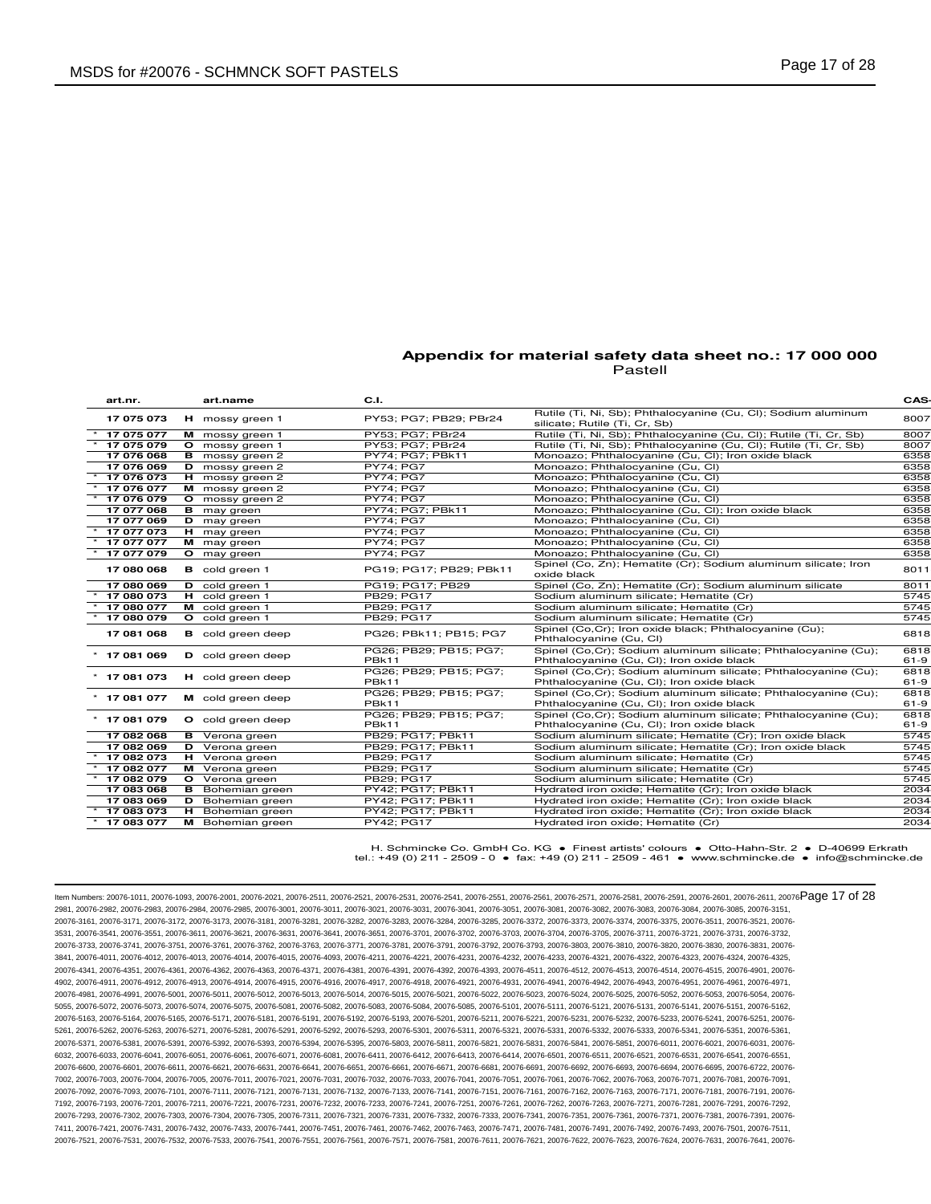**Appendix for material safety data sheet no.: 17 000 000**
Pastell

| | art.nr. | | art.name | C.I. | | CAS- |
|---|---|---|---|---|---|---|
| | 17 075 073 | H | mossy green 1 | PY53; PG7; PB29; PBr24 | Rutile (Ti, Ni, Sb); Phthalocyanine (Cu, Cl); Sodium aluminum silicate; Rutile (Ti, Cr, Sb) | 8007 |
| * | 17 075 077 | M | mossy green 1 | PY53; PG7; PBr24 | Rutile (Ti, Ni, Sb); Phthalocyanine (Cu, Cl); Rutile (Ti, Cr, Sb) | 8007 |
| * | 17 075 079 | O | mossy green 1 | PY53; PG7; PBr24 | Rutile (Ti, Ni, Sb); Phthalocyanine (Cu, Cl); Rutile (Ti, Cr, Sb) | 8007 |
| | 17 076 068 | B | mossy green 2 | PY74; PG7; PBk11 | Monoazo; Phthalocyanine (Cu, Cl); Iron oxide black | 6358 |
| | 17 076 069 | D | mossy green 2 | PY74; PG7 | Monoazo; Phthalocyanine (Cu, Cl) | 6358 |
| * | 17 076 073 | H | mossy green 2 | PY74; PG7 | Monoazo; Phthalocyanine (Cu, Cl) | 6358 |
| * | 17 076 077 | M | mossy green 2 | PY74; PG7 | Monoazo; Phthalocyanine (Cu, Cl) | 6358 |
| * | 17 076 079 | O | mossy green 2 | PY74; PG7 | Monoazo; Phthalocyanine (Cu, Cl) | 6358 |
| | 17 077 068 | B | may green | PY74; PG7; PBk11 | Monoazo; Phthalocyanine (Cu, Cl); Iron oxide black | 6358 |
| | 17 077 069 | D | may green | PY74; PG7 | Monoazo; Phthalocyanine (Cu, Cl) | 6358 |
| * | 17 077 073 | H | may green | PY74; PG7 | Monoazo; Phthalocyanine (Cu, Cl) | 6358 |
| * | 17 077 077 | M | may green | PY74; PG7 | Monoazo; Phthalocyanine (Cu, Cl) | 6358 |
| * | 17 077 079 | O | may green | PY74; PG7 | Monoazo; Phthalocyanine (Cu, Cl) | 6358 |
| | 17 080 068 | B | cold green 1 | PG19; PG17; PB29; PBk11 | Spinel (Co, Zn); Hematite (Cr); Sodium aluminum silicate; Iron oxide black | 8011 |
| | 17 080 069 | D | cold green 1 | PG19; PG17; PB29 | Spinel (Co, Zn); Hematite (Cr); Sodium aluminum silicate | 8011 |
| * | 17 080 073 | H | cold green 1 | PB29; PG17 | Sodium aluminum silicate; Hematite (Cr) | 5745 |
| * | 17 080 077 | M | cold green 1 | PB29; PG17 | Sodium aluminum silicate; Hematite (Cr) | 5745 |
| * | 17 080 079 | O | cold green 1 | PB29; PG17 | Sodium aluminum silicate; Hematite (Cr) | 5745 |
| | 17 081 068 | B | cold green deep | PG26; PBk11; PB15; PG7 | Spinel (Co,Cr); Iron oxide black; Phthalocyanine (Cu); Phthalocyanine (Cu, Cl) | 6818 |
| * | 17 081 069 | D | cold green deep | PG26; PB29; PB15; PG7; PBk11 | Spinel (Co,Cr); Sodium aluminum silicate; Phthalocyanine (Cu); Phthalocyanine (Cu, Cl); Iron oxide black | 6818 61-9 |
| * | 17 081 073 | H | cold green deep | PG26; PB29; PB15; PG7; PBk11 | Spinel (Co,Cr); Sodium aluminum silicate; Phthalocyanine (Cu); Phthalocyanine (Cu, Cl); Iron oxide black | 6818 61-9 |
| * | 17 081 077 | M | cold green deep | PG26; PB29; PB15; PG7; PBk11 | Spinel (Co,Cr); Sodium aluminum silicate; Phthalocyanine (Cu); Phthalocyanine (Cu, Cl); Iron oxide black | 6818 61-9 |
| * | 17 081 079 | O | cold green deep | PG26; PB29; PB15; PG7; PBk11 | Spinel (Co,Cr); Sodium aluminum silicate; Phthalocyanine (Cu); Phthalocyanine (Cu, Cl); Iron oxide black | 6818 61-9 |
| | 17 082 068 | B | Verona green | PB29; PG17; PBk11 | Sodium aluminum silicate; Hematite (Cr); Iron oxide black | 5745 |
| | 17 082 069 | D | Verona green | PB29; PG17; PBk11 | Sodium aluminum silicate; Hematite (Cr); Iron oxide black | 5745 |
| * | 17 082 073 | H | Verona green | PB29; PG17 | Sodium aluminum silicate; Hematite (Cr) | 5745 |
| * | 17 082 077 | M | Verona green | PB29; PG17 | Sodium aluminum silicate; Hematite (Cr) | 5745 |
| * | 17 082 079 | O | Verona green | PB29; PG17 | Sodium aluminum silicate; Hematite (Cr) | 5745 |
| | 17 083 068 | B | Bohemian green | PY42; PG17; PBk11 | Hydrated iron oxide; Hematite (Cr); Iron oxide black | 2034 |
| | 17 083 069 | D | Bohemian green | PY42; PG17; PBk11 | Hydrated iron oxide; Hematite (Cr); Iron oxide black | 2034 |
| * | 17 083 073 | H | Bohemian green | PY42; PG17; PBk11 | Hydrated iron oxide; Hematite (Cr); Iron oxide black | 2034 |
| * | 17 083 077 | M | Bohemian green | PY42; PG17 | Hydrated iron oxide; Hematite (Cr) | 2034 |

H. Schmincke Co. GmbH Co. KG • Finest artists' colours • Otto-Hahn-Str. 2 • D-40699 Erkrath
tel.: +49 (0) 211 - 2509 - 0 • fax: +49 (0) 211 - 2509 - 461 • www.schmincke.de • info@schmincke.de

Item Numbers: 20076-1011, 20076-1093, 20076-2001, 20076-2021, 20076-2511, 20076-2521, 20076-2531, 20076-2541, 20076-2551, 20076-2561, 20076-2571, 20076-2581, 20076-2591, 20076-2601, 20076-2611, 20076-2981, 20076-2982, 20076-2983, 20076-2984, 20076-2985, 20076-3001, 20076-3011, 20076-3021, 20076-3031, 20076-3041, 20076-3051, 20076-3081, 20076-3082, 20076-3083, 20076-3084, 20076-3085, 20076-3151, 20076-3161, 20076-3171, 20076-3172, 20076-3173, 20076-3181, 20076-3281, 20076-3282, 20076-3283, 20076-3284, 20076-3285, 20076-3372, 20076-3373, 20076-3374, 20076-3375, 20076-3511, 20076-3521, 20076-3531, 20076-3541, 20076-3551, 20076-3611, 20076-3621, 20076-3631, 20076-3641, 20076-3651, 20076-3701, 20076-3702, 20076-3703, 20076-3704, 20076-3705, 20076-3711, 20076-3721, 20076-3731, 20076-3732, 20076-3733, 20076-3741, 20076-3751, 20076-3761, 20076-3762, 20076-3763, 20076-3771, 20076-3781, 20076-3791, 20076-3792, 20076-3793, 20076-3803, 20076-3810, 20076-3820, 20076-3830, 20076-3831, 20076-3841, 20076-4011, 20076-4012, 20076-4013, 20076-4014, 20076-4015, 20076-4093, 20076-4211, 20076-4221, 20076-4231, 20076-4232, 20076-4233, 20076-4321, 20076-4322, 20076-4323, 20076-4324, 20076-4325, 20076-4341, 20076-4351, 20076-4361, 20076-4362, 20076-4363, 20076-4371, 20076-4381, 20076-4391, 20076-4392, 20076-4393, 20076-4511, 20076-4512, 20076-4513, 20076-4514, 20076-4515, 20076-4901, 20076-4902, 20076-4911, 20076-4912, 20076-4913, 20076-4914, 20076-4915, 20076-4916, 20076-4917, 20076-4918, 20076-4921, 20076-4931, 20076-4941, 20076-4942, 20076-4943, 20076-4951, 20076-4961, 20076-4971, 20076-4981, 20076-4991, 20076-5001, 20076-5011, 20076-5012, 20076-5013, 20076-5014, 20076-5015, 20076-5021, 20076-5022, 20076-5023, 20076-5024, 20076-5025, 20076-5052, 20076-5053, 20076-5054, 20076-5055, 20076-5072, 20076-5073, 20076-5074, 20076-5075, 20076-5081, 20076-5082, 20076-5083, 20076-5084, 20076-5085, 20076-5101, 20076-5111, 20076-5121, 20076-5131, 20076-5141, 20076-5151, 20076-5162, 20076-5163, 20076-5164, 20076-5165, 20076-5171, 20076-5181, 20076-5191, 20076-5192, 20076-5193, 20076-5201, 20076-5211, 20076-5221, 20076-5231, 20076-5232, 20076-5233, 20076-5241, 20076-5251, 20076-5261, 20076-5262, 20076-5263, 20076-5271, 20076-5281, 20076-5291, 20076-5292, 20076-5293, 20076-5301, 20076-5311, 20076-5321, 20076-5331, 20076-5332, 20076-5333, 20076-5341, 20076-5351, 20076-5361, 20076-5371, 20076-5381, 20076-5391, 20076-5392, 20076-5393, 20076-5394, 20076-5395, 20076-5803, 20076-5811, 20076-5821, 20076-5831, 20076-5841, 20076-5851, 20076-6011, 20076-6021, 20076-6031, 20076-6032, 20076-6033, 20076-6041, 20076-6051, 20076-6061, 20076-6071, 20076-6081, 20076-6411, 20076-6412, 20076-6413, 20076-6414, 20076-6501, 20076-6511, 20076-6521, 20076-6531, 20076-6541, 20076-6551, 20076-6600, 20076-6601, 20076-6611, 20076-6621, 20076-6631, 20076-6641, 20076-6651, 20076-6661, 20076-6671, 20076-6681, 20076-6691, 20076-6692, 20076-6693, 20076-6694, 20076-6695, 20076-6722, 20076-7002, 20076-7003, 20076-7004, 20076-7005, 20076-7011, 20076-7021, 20076-7031, 20076-7032, 20076-7033, 20076-7041, 20076-7051, 20076-7061, 20076-7062, 20076-7063, 20076-7071, 20076-7081, 20076-7091, 20076-7092, 20076-7093, 20076-7101, 20076-7111, 20076-7121, 20076-7131, 20076-7132, 20076-7133, 20076-7141, 20076-7151, 20076-7161, 20076-7162, 20076-7163, 20076-7171, 20076-7181, 20076-7191, 20076-7192, 20076-7193, 20076-7201, 20076-7211, 20076-7221, 20076-7231, 20076-7232, 20076-7233, 20076-7241, 20076-7251, 20076-7261, 20076-7262, 20076-7263, 20076-7271, 20076-7281, 20076-7291, 20076-7292, 20076-7293, 20076-7302, 20076-7303, 20076-7304, 20076-7305, 20076-7311, 20076-7321, 20076-7331, 20076-7332, 20076-7333, 20076-7341, 20076-7351, 20076-7361, 20076-7371, 20076-7381, 20076-7391, 20076-7411, 20076-7421, 20076-7431, 20076-7432, 20076-7433, 20076-7441, 20076-7451, 20076-7461, 20076-7462, 20076-7463, 20076-7471, 20076-7481, 20076-7491, 20076-7492, 20076-7493, 20076-7501, 20076-7511, 20076-7521, 20076-7531, 20076-7532, 20076-7533, 20076-7541, 20076-7551, 20076-7561, 20076-7571, 20076-7581, 20076-7611, 20076-7621, 20076-7622, 20076-7623, 20076-7624, 20076-7631, 20076-7641, 20076-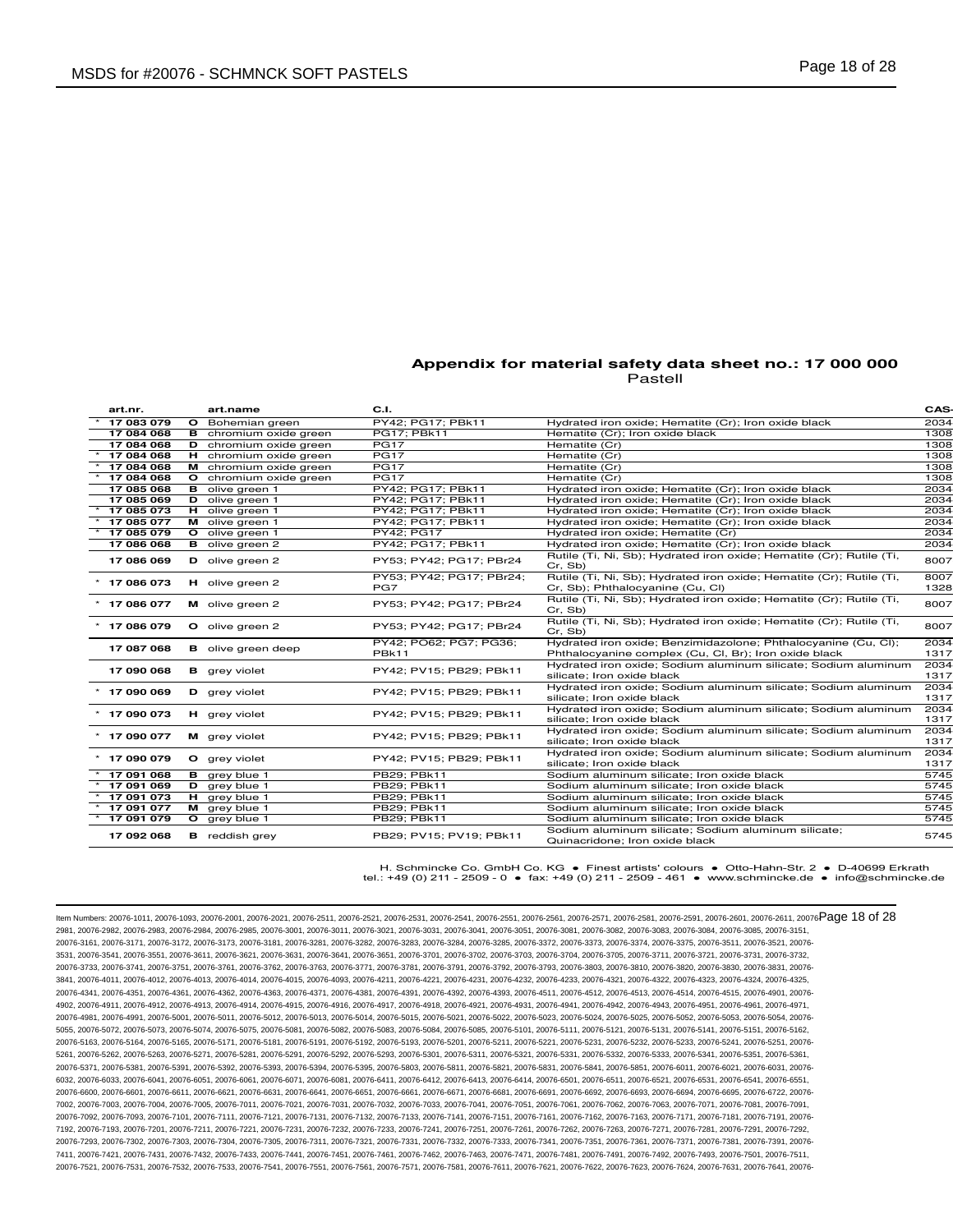## Appendix for material safety data sheet no.: 17 000 000

Pastell

| | art.nr. | | art.name | C.I. | | CAS- |
|---|---|---|---|---|---|---|
| * | 17 083 079 | O | Bohemian green | PY42; PG17; PBk11 | Hydrated iron oxide; Hematite (Cr); Iron oxide black | 2034 |
| | 17 084 068 | B | chromium oxide green | PG17; PBk11 | Hematite (Cr); Iron oxide black | 1308 |
| | 17 084 068 | D | chromium oxide green | PG17 | Hematite (Cr) | 1308 |
| * | 17 084 068 | H | chromium oxide green | PG17 | Hematite (Cr) | 1308 |
| * | 17 084 068 | M | chromium oxide green | PG17 | Hematite (Cr) | 1308 |
| * | 17 084 068 | O | chromium oxide green | PG17 | Hematite (Cr) | 1308 |
| | 17 085 068 | B | olive green 1 | PY42; PG17; PBk11 | Hydrated iron oxide; Hematite (Cr); Iron oxide black | 2034 |
| | 17 085 069 | D | olive green 1 | PY42; PG17; PBk11 | Hydrated iron oxide; Hematite (Cr); Iron oxide black | 2034 |
| * | 17 085 073 | H | olive green 1 | PY42; PG17; PBk11 | Hydrated iron oxide; Hematite (Cr); Iron oxide black | 2034 |
| * | 17 085 077 | M | olive green 1 | PY42; PG17; PBk11 | Hydrated iron oxide; Hematite (Cr); Iron oxide black | 2034 |
| * | 17 085 079 | O | olive green 1 | PY42; PG17 | Hydrated iron oxide; Hematite (Cr) | 2034 |
| | 17 086 068 | B | olive green 2 | PY42; PG17; PBk11 | Hydrated iron oxide; Hematite (Cr); Iron oxide black | 2034 |
| | 17 086 069 | D | olive green 2 | PY53; PY42; PG17; PBr24 | Rutile (Ti, Ni, Sb); Hydrated iron oxide; Hematite (Cr); Rutile (Ti, Cr, Sb) | 8007 |
| * | 17 086 073 | H | olive green 2 | PY53; PY42; PG17; PBr24; PG7 | Rutile (Ti, Ni, Sb); Hydrated iron oxide; Hematite (Cr); Rutile (Ti, Cr, Sb); Phthalocyanine (Cu, Cl) | 8007 1328 |
| * | 17 086 077 | M | olive green 2 | PY53; PY42; PG17; PBr24 | Rutile (Ti, Ni, Sb); Hydrated iron oxide; Hematite (Cr); Rutile (Ti, Cr, Sb) | 8007 |
| * | 17 086 079 | O | olive green 2 | PY53; PY42; PG17; PBr24 | Rutile (Ti, Ni, Sb); Hydrated iron oxide; Hematite (Cr); Rutile (Ti, Cr, Sb) | 8007 |
| | 17 087 068 | B | olive green deep | PY42; PO62; PG7; PG36; PBk11 | Hydrated iron oxide; Benzimidazolone; Phthalocyanine (Cu, Cl); Phthalocyanine complex (Cu, Cl, Br); Iron oxide black | 2034 1317 |
| | 17 090 068 | B | grey violet | PY42; PV15; PB29; PBk11 | Hydrated iron oxide; Sodium aluminum silicate; Sodium aluminum silicate; Iron oxide black | 2034 1317 |
| * | 17 090 069 | D | grey violet | PY42; PV15; PB29; PBk11 | Hydrated iron oxide; Sodium aluminum silicate; Sodium aluminum silicate; Iron oxide black | 2034 1317 |
| * | 17 090 073 | H | grey violet | PY42; PV15; PB29; PBk11 | Hydrated iron oxide; Sodium aluminum silicate; Sodium aluminum silicate; Iron oxide black | 2034 1317 |
| * | 17 090 077 | M | grey violet | PY42; PV15; PB29; PBk11 | Hydrated iron oxide; Sodium aluminum silicate; Sodium aluminum silicate; Iron oxide black | 2034 1317 |
| * | 17 090 079 | O | grey violet | PY42; PV15; PB29; PBk11 | Hydrated iron oxide; Sodium aluminum silicate; Sodium aluminum silicate; Iron oxide black | 2034 1317 |
| * | 17 091 068 | B | grey blue 1 | PB29; PBk11 | Sodium aluminum silicate; Iron oxide black | 5745 |
| * | 17 091 069 | D | grey blue 1 | PB29; PBk11 | Sodium aluminum silicate; Iron oxide black | 5745 |
| * | 17 091 073 | H | grey blue 1 | PB29; PBk11 | Sodium aluminum silicate; Iron oxide black | 5745 |
| * | 17 091 077 | M | grey blue 1 | PB29; PBk11 | Sodium aluminum silicate; Iron oxide black | 5745 |
| * | 17 091 079 | O | grey blue 1 | PB29; PBk11 | Sodium aluminum silicate; Iron oxide black | 5745 |
| | 17 092 068 | B | reddish grey | PB29; PV15; PV19; PBk11 | Sodium aluminum silicate; Sodium aluminum silicate; Quinacridone; Iron oxide black | 5745 |

H. Schmincke Co. GmbH Co. KG • Finest artists' colours • Otto-Hahn-Str. 2 • D-40699 Erkrath
tel.: +49 (0) 211 - 2509 - 0 • fax: +49 (0) 211 - 2509 - 461 • www.schmincke.de • info@schmincke.de

Item Numbers: 20076-1011, 20076-1093, 20076-2001, 20076-2021, 20076-2511, 20076-2521, 20076-2531, 20076-2541, 20076-2551, 20076-2561, 20076-2571, 20076-2581, 20076-2591, 20076-2601, 20076-2611, 20076-2981, 20076-2982, 20076-2983, 20076-2984, 20076-2985, 20076-3001, 20076-3011, 20076-3021, 20076-3031, 20076-3041, 20076-3051, 20076-3081, 20076-3082, 20076-3083, 20076-3084, 20076-3085, 20076-3151, 20076-3161, 20076-3171, 20076-3172, 20076-3173, 20076-3181, 20076-3281, 20076-3282, 20076-3283, 20076-3284, 20076-3285, 20076-3372, 20076-3373, 20076-3374, 20076-3375, 20076-3511, 20076-3521, 20076-3531, 20076-3541, 20076-3551, 20076-3611, 20076-3621, 20076-3631, 20076-3641, 20076-3651, 20076-3701, 20076-3702, 20076-3703, 20076-3704, 20076-3705, 20076-3711, 20076-3721, 20076-3731, 20076-3732, 20076-3733, 20076-3741, 20076-3751, 20076-3761, 20076-3762, 20076-3763, 20076-3771, 20076-3781, 20076-3791, 20076-3792, 20076-3793, 20076-3803, 20076-3810, 20076-3820, 20076-3830, 20076-3831, 20076-3841, 20076-4011, 20076-4012, 20076-4013, 20076-4014, 20076-4015, 20076-4093, 20076-4211, 20076-4221, 20076-4231, 20076-4232, 20076-4233, 20076-4321, 20076-4322, 20076-4323, 20076-4324, 20076-4325, 20076-4341, 20076-4351, 20076-4361, 20076-4362, 20076-4363, 20076-4371, 20076-4381, 20076-4391, 20076-4392, 20076-4393, 20076-4511, 20076-4512, 20076-4513, 20076-4514, 20076-4515, 20076-4901, 20076-4902, 20076-4911, 20076-4912, 20076-4913, 20076-4914, 20076-4915, 20076-4916, 20076-4917, 20076-4918, 20076-4921, 20076-4931, 20076-4941, 20076-4942, 20076-4943, 20076-4951, 20076-4961, 20076-4971, 20076-4981, 20076-4991, 20076-5001, 20076-5011, 20076-5012, 20076-5013, 20076-5014, 20076-5015, 20076-5021, 20076-5022, 20076-5023, 20076-5024, 20076-5025, 20076-5052, 20076-5053, 20076-5054, 20076-5055, 20076-5072, 20076-5073, 20076-5074, 20076-5075, 20076-5081, 20076-5082, 20076-5083, 20076-5084, 20076-5085, 20076-5101, 20076-5111, 20076-5121, 20076-5131, 20076-5141, 20076-5151, 20076-5162, 20076-5163, 20076-5164, 20076-5165, 20076-5171, 20076-5181, 20076-5191, 20076-5192, 20076-5193, 20076-5201, 20076-5211, 20076-5221, 20076-5231, 20076-5232, 20076-5233, 20076-5241, 20076-5251, 20076-5261, 20076-5262, 20076-5263, 20076-5271, 20076-5281, 20076-5291, 20076-5292, 20076-5293, 20076-5301, 20076-5311, 20076-5321, 20076-5331, 20076-5332, 20076-5333, 20076-5341, 20076-5351, 20076-5361, 20076-5371, 20076-5381, 20076-5391, 20076-5392, 20076-5393, 20076-5394, 20076-5395, 20076-5803, 20076-5811, 20076-5821, 20076-5831, 20076-5841, 20076-5851, 20076-6011, 20076-6021, 20076-6031, 20076-6032, 20076-6033, 20076-6041, 20076-6051, 20076-6061, 20076-6071, 20076-6081, 20076-6411, 20076-6412, 20076-6413, 20076-6414, 20076-6501, 20076-6511, 20076-6521, 20076-6531, 20076-6541, 20076-6551, 20076-6600, 20076-6601, 20076-6611, 20076-6621, 20076-6631, 20076-6641, 20076-6651, 20076-6661, 20076-6671, 20076-6681, 20076-6691, 20076-6692, 20076-6693, 20076-6694, 20076-6695, 20076-6722, 20076-7002, 20076-7003, 20076-7004, 20076-7005, 20076-7011, 20076-7021, 20076-7031, 20076-7032, 20076-7033, 20076-7041, 20076-7051, 20076-7061, 20076-7062, 20076-7063, 20076-7071, 20076-7081, 20076-7091, 20076-7092, 20076-7093, 20076-7101, 20076-7111, 20076-7121, 20076-7131, 20076-7132, 20076-7133, 20076-7141, 20076-7151, 20076-7161, 20076-7162, 20076-7163, 20076-7171, 20076-7181, 20076-7191, 20076-7192, 20076-7193, 20076-7201, 20076-7211, 20076-7221, 20076-7231, 20076-7232, 20076-7233, 20076-7241, 20076-7251, 20076-7261, 20076-7262, 20076-7263, 20076-7271, 20076-7281, 20076-7291, 20076-7292, 20076-7293, 20076-7302, 20076-7303, 20076-7304, 20076-7305, 20076-7311, 20076-7321, 20076-7331, 20076-7332, 20076-7333, 20076-7341, 20076-7351, 20076-7361, 20076-7371, 20076-7381, 20076-7391, 20076-7411, 20076-7421, 20076-7431, 20076-7432, 20076-7433, 20076-7441, 20076-7451, 20076-7461, 20076-7462, 20076-7463, 20076-7471, 20076-7481, 20076-7491, 20076-7492, 20076-7493, 20076-7501, 20076-7511, 20076-7521, 20076-7531, 20076-7532, 20076-7533, 20076-7541, 20076-7551, 20076-7561, 20076-7571, 20076-7581, 20076-7611, 20076-7621, 20076-7622, 20076-7623, 20076-7624, 20076-7631, 20076-7641, 20076-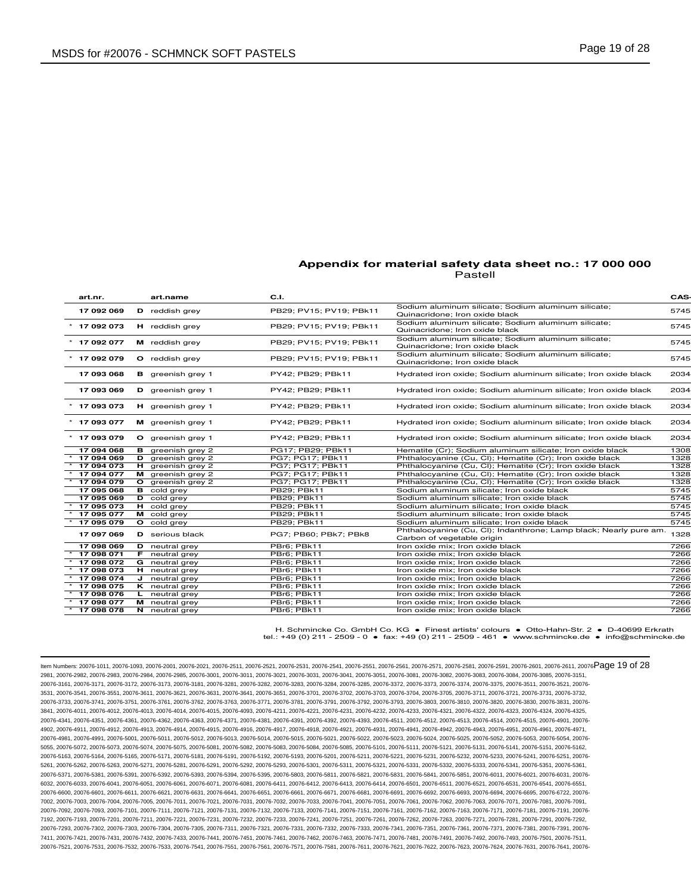## Appendix for material safety data sheet no.: 17 000 000

Pastell

| | art.nr. | | art.name | C.I. | | CAS- |
|---|---|---|---|---|---|---|
| | 17 092 069 | D | reddish grey | PB29; PV15; PV19; PBk11 | Sodium aluminum silicate; Sodium aluminum silicate; Quinacridone; Iron oxide black | 5745 |
| * | 17 092 073 | H | reddish grey | PB29; PV15; PV19; PBk11 | Sodium aluminum silicate; Sodium aluminum silicate; Quinacridone; Iron oxide black | 5745 |
| * | 17 092 077 | M | reddish grey | PB29; PV15; PV19; PBk11 | Sodium aluminum silicate; Sodium aluminum silicate; Quinacridone; Iron oxide black | 5745 |
| * | 17 092 079 | O | reddish grey | PB29; PV15; PV19; PBk11 | Sodium aluminum silicate; Sodium aluminum silicate; Quinacridone; Iron oxide black | 5745 |
| | 17 093 068 | B | greenish grey 1 | PY42; PB29; PBk11 | Hydrated iron oxide; Sodium aluminum silicate; Iron oxide black | 2034 |
| | 17 093 069 | D | greenish grey 1 | PY42; PB29; PBk11 | Hydrated iron oxide; Sodium aluminum silicate; Iron oxide black | 2034 |
| * | 17 093 073 | H | greenish grey 1 | PY42; PB29; PBk11 | Hydrated iron oxide; Sodium aluminum silicate; Iron oxide black | 2034 |
| * | 17 093 077 | M | greenish grey 1 | PY42; PB29; PBk11 | Hydrated iron oxide; Sodium aluminum silicate; Iron oxide black | 2034 |
| * | 17 093 079 | O | greenish grey 1 | PY42; PB29; PBk11 | Hydrated iron oxide; Sodium aluminum silicate; Iron oxide black | 2034 |
| | 17 094 068 | B | greenish grey 2 | PG17; PB29; PBk11 | Hematite (Cr); Sodium aluminum silicate; Iron oxide black | 1308 |
| * | 17 094 069 | D | greenish grey 2 | PG7; PG17; PBk11 | Phthalocyanine (Cu, Cl); Hematite (Cr); Iron oxide black | 1328 |
| * | 17 094 073 | H | greenish grey 2 | PG7; PG17; PBk11 | Phthalocyanine (Cu, Cl); Hematite (Cr); Iron oxide black | 1328 |
| * | 17 094 077 | M | greenish grey 2 | PG7; PG17; PBk11 | Phthalocyanine (Cu, Cl); Hematite (Cr); Iron oxide black | 1328 |
| * | 17 094 079 | O | greenish grey 2 | PG7; PG17; PBk11 | Phthalocyanine (Cu, Cl); Hematite (Cr); Iron oxide black | 1328 |
| | 17 095 068 | B | cold grey | PB29; PBk11 | Sodium aluminum silicate; Iron oxide black | 5745 |
| | 17 095 069 | D | cold grey | PB29; PBk11 | Sodium aluminum silicate; Iron oxide black | 5745 |
| * | 17 095 073 | H | cold grey | PB29; PBk11 | Sodium aluminum silicate; Iron oxide black | 5745 |
| * | 17 095 077 | M | cold grey | PB29; PBk11 | Sodium aluminum silicate; Iron oxide black | 5745 |
| * | 17 095 079 | O | cold grey | PB29; PBk11 | Sodium aluminum silicate; Iron oxide black | 5745 |
| | 17 097 069 | D | serious black | PG7; PB60; PBk7; PBk8 | Phthalocyanine (Cu, Cl); Indanthrone; Lamp black; Nearly pure am. Carbon of vegetable origin | 1328 |
| | 17 098 069 | D | neutral grey | PBr6; PBk11 | Iron oxide mix; Iron oxide black | 7266 |
| * | 17 098 071 | F | neutral grey | PBr6; PBk11 | Iron oxide mix; Iron oxide black | 7266 |
| * | 17 098 072 | G | neutral grey | PBr6; PBk11 | Iron oxide mix; Iron oxide black | 7266 |
| * | 17 098 073 | H | neutral grey | PBr6; PBk11 | Iron oxide mix; Iron oxide black | 7266 |
| * | 17 098 074 | J | neutral grey | PBr6; PBk11 | Iron oxide mix; Iron oxide black | 7266 |
| * | 17 098 075 | K | neutral grey | PBr6; PBk11 | Iron oxide mix; Iron oxide black | 7266 |
| * | 17 098 076 | L | neutral grey | PBr6; PBk11 | Iron oxide mix; Iron oxide black | 7266 |
| * | 17 098 077 | M | neutral grey | PBr6; PBk11 | Iron oxide mix; Iron oxide black | 7266 |
| * | 17 098 078 | N | neutral grey | PBr6; PBk11 | Iron oxide mix; Iron oxide black | 7266 |

H. Schmincke Co. GmbH Co. KG • Finest artists' colours • Otto-Hahn-Str. 2 • D-40699 Erkrath
tel.: +49 (0) 211 - 2509 - 0 • fax: +49 (0) 211 - 2509 - 461 • www.schmincke.de • info@schmincke.de

Item Numbers: 20076-1011, 20076-1093, 20076-2001, 20076-2021, 20076-2511, 20076-2521, 20076-2531, 20076-2541, 20076-2551, 20076-2561, 20076-2571, 20076-2581, 20076-2591, 20076-2601, 20076-2611, 20076-2981, 20076-2982, 20076-2983, 20076-2984, 20076-2985, 20076-3001, 20076-3011, 20076-3021, 20076-3031, 20076-3041, 20076-3051, 20076-3081, 20076-3082, 20076-3083, 20076-3084, 20076-3085, 20076-3151, 20076-3161, 20076-3171, 20076-3172, 20076-3173, 20076-3181, 20076-3281, 20076-3282, 20076-3283, 20076-3284, 20076-3285, 20076-3372, 20076-3373, 20076-3374, 20076-3375, 20076-3511, 20076-3521, 20076-3531, 20076-3541, 20076-3551, 20076-3611, 20076-3621, 20076-3631, 20076-3641, 20076-3651, 20076-3701, 20076-3702, 20076-3703, 20076-3704, 20076-3705, 20076-3711, 20076-3721, 20076-3731, 20076-3732, 20076-3733, 20076-3741, 20076-3751, 20076-3761, 20076-3762, 20076-3763, 20076-3771, 20076-3781, 20076-3791, 20076-3792, 20076-3793, 20076-3803, 20076-3810, 20076-3820, 20076-3830, 20076-3831, 20076-3841, 20076-4011, 20076-4012, 20076-4013, 20076-4014, 20076-4015, 20076-4093, 20076-4211, 20076-4221, 20076-4231, 20076-4232, 20076-4233, 20076-4321, 20076-4322, 20076-4323, 20076-4324, 20076-4325, 20076-4341, 20076-4351, 20076-4361, 20076-4362, 20076-4363, 20076-4371, 20076-4381, 20076-4391, 20076-4392, 20076-4393, 20076-4511, 20076-4512, 20076-4513, 20076-4514, 20076-4515, 20076-4901, 20076-4902, 20076-4911, 20076-4912, 20076-4913, 20076-4914, 20076-4915, 20076-4916, 20076-4917, 20076-4918, 20076-4921, 20076-4931, 20076-4941, 20076-4942, 20076-4943, 20076-4951, 20076-4961, 20076-4971, 20076-4981, 20076-4991, 20076-5001, 20076-5011, 20076-5012, 20076-5013, 20076-5014, 20076-5015, 20076-5021, 20076-5022, 20076-5023, 20076-5024, 20076-5025, 20076-5052, 20076-5053, 20076-5054, 20076-5055, 20076-5072, 20076-5073, 20076-5074, 20076-5075, 20076-5081, 20076-5082, 20076-5083, 20076-5084, 20076-5085, 20076-5101, 20076-5111, 20076-5121, 20076-5131, 20076-5141, 20076-5151, 20076-5162, 20076-5163, 20076-5164, 20076-5165, 20076-5171, 20076-5181, 20076-5191, 20076-5192, 20076-5193, 20076-5201, 20076-5211, 20076-5221, 20076-5231, 20076-5232, 20076-5233, 20076-5241, 20076-5251, 20076-5261, 20076-5262, 20076-5263, 20076-5271, 20076-5281, 20076-5291, 20076-5292, 20076-5293, 20076-5301, 20076-5311, 20076-5321, 20076-5331, 20076-5332, 20076-5333, 20076-5341, 20076-5351, 20076-5361, 20076-5371, 20076-5381, 20076-5391, 20076-5392, 20076-5393, 20076-5394, 20076-5395, 20076-5803, 20076-5811, 20076-5821, 20076-5831, 20076-5841, 20076-5851, 20076-6011, 20076-6021, 20076-6031, 20076-6032, 20076-6033, 20076-6041, 20076-6051, 20076-6061, 20076-6071, 20076-6081, 20076-6411, 20076-6412, 20076-6413, 20076-6414, 20076-6501, 20076-6511, 20076-6521, 20076-6531, 20076-6541, 20076-6551, 20076-6600, 20076-6601, 20076-6611, 20076-6621, 20076-6631, 20076-6641, 20076-6651, 20076-6661, 20076-6671, 20076-6681, 20076-6691, 20076-6692, 20076-6693, 20076-6694, 20076-6695, 20076-6722, 20076-7002, 20076-7003, 20076-7004, 20076-7005, 20076-7011, 20076-7021, 20076-7031, 20076-7032, 20076-7033, 20076-7041, 20076-7051, 20076-7061, 20076-7062, 20076-7063, 20076-7071, 20076-7081, 20076-7091, 20076-7092, 20076-7093, 20076-7101, 20076-7111, 20076-7121, 20076-7131, 20076-7132, 20076-7133, 20076-7141, 20076-7151, 20076-7161, 20076-7162, 20076-7163, 20076-7171, 20076-7181, 20076-7191, 20076-7192, 20076-7193, 20076-7201, 20076-7211, 20076-7221, 20076-7231, 20076-7232, 20076-7233, 20076-7241, 20076-7251, 20076-7261, 20076-7262, 20076-7263, 20076-7271, 20076-7281, 20076-7291, 20076-7292, 20076-7293, 20076-7302, 20076-7303, 20076-7304, 20076-7305, 20076-7311, 20076-7321, 20076-7331, 20076-7332, 20076-7333, 20076-7341, 20076-7351, 20076-7361, 20076-7371, 20076-7381, 20076-7391, 20076-7411, 20076-7421, 20076-7431, 20076-7432, 20076-7433, 20076-7441, 20076-7451, 20076-7461, 20076-7462, 20076-7463, 20076-7471, 20076-7481, 20076-7491, 20076-7492, 20076-7493, 20076-7501, 20076-7511, 20076-7521, 20076-7531, 20076-7532, 20076-7533, 20076-7541, 20076-7551, 20076-7561, 20076-7571, 20076-7581, 20076-7611, 20076-7621, 20076-7622, 20076-7623, 20076-7624, 20076-7631, 20076-7641, 20076-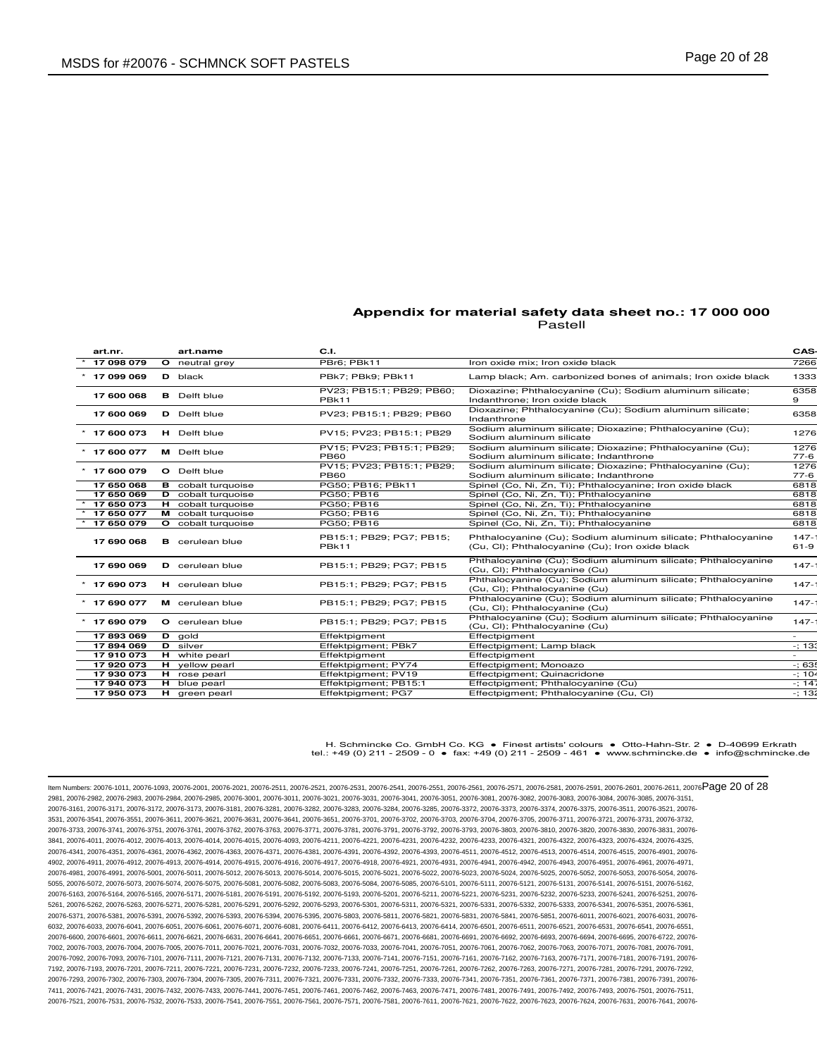## Appendix for material safety data sheet no.: 17 000 000

Pastell

| | art.nr. | | art.name | C.I. | | CAS- |
|---|---|---|---|---|---|---|
| * | 17 098 079 | O | neutral grey | PBr6; PBk11 | Iron oxide mix; Iron oxide black | 7266 |
| * | 17 099 069 | D | black | PBk7; PBk9; PBk11 | Lamp black; Am. carbonized bones of animals; Iron oxide black | 1333 |
| | 17 600 068 | B | Delft blue | PV23; PB15:1; PB29; PB60; PBk11 | Dioxazine; Phthalocyanine (Cu); Sodium aluminum silicate; Indanthrone; Iron oxide black | 6358 9 |
| | 17 600 069 | D | Delft blue | PV23; PB15:1; PB29; PB60 | Dioxazine; Phthalocyanine (Cu); Sodium aluminum silicate; Indanthrone | 6358 |
| * | 17 600 073 | H | Delft blue | PV15; PV23; PB15:1; PB29 | Sodium aluminum silicate; Dioxazine; Phthalocyanine (Cu); Sodium aluminum silicate | 1276 |
| * | 17 600 077 | M | Delft blue | PV15; PV23; PB15:1; PB29; PB60 | Sodium aluminum silicate; Dioxazine; Phthalocyanine (Cu); Sodium aluminum silicate; Indanthrone | 1276 77-6 |
| * | 17 600 079 | O | Delft blue | PV15; PV23; PB15:1; PB29; PB60 | Sodium aluminum silicate; Dioxazine; Phthalocyanine (Cu); Sodium aluminum silicate; Indanthrone | 1276 77-6 |
| | 17 650 068 | B | cobalt turquoise | PG50; PB16; PBk11 | Spinel (Co, Ni, Zn, Ti); Phthalocyanine; Iron oxide black | 6818 |
| | 17 650 069 | D | cobalt turquoise | PG50; PB16 | Spinel (Co, Ni, Zn, Ti); Phthalocyanine | 6818 |
| * | 17 650 073 | H | cobalt turquoise | PG50; PB16 | Spinel (Co, Ni, Zn, Ti); Phthalocyanine | 6818 |
| * | 17 650 077 | M | cobalt turquoise | PG50; PB16 | Spinel (Co, Ni, Zn, Ti); Phthalocyanine | 6818 |
| * | 17 650 079 | O | cobalt turquoise | PG50; PB16 | Spinel (Co, Ni, Zn, Ti); Phthalocyanine | 6818 |
| | 17 690 068 | B | cerulean blue | PB15:1; PB29; PG7; PB15; PBk11 | Phthalocyanine (Cu); Sodium aluminum silicate; Phthalocyanine (Cu, Cl); Phthalocyanine (Cu); Iron oxide black | 147- 61-9 |
| | 17 690 069 | D | cerulean blue | PB15:1; PB29; PG7; PB15 | Phthalocyanine (Cu); Sodium aluminum silicate; Phthalocyanine (Cu, Cl); Phthalocyanine (Cu) | 147- |
| * | 17 690 073 | H | cerulean blue | PB15:1; PB29; PG7; PB15 | Phthalocyanine (Cu); Sodium aluminum silicate; Phthalocyanine (Cu, Cl); Phthalocyanine (Cu) | 147- |
| * | 17 690 077 | M | cerulean blue | PB15:1; PB29; PG7; PB15 | Phthalocyanine (Cu); Sodium aluminum silicate; Phthalocyanine (Cu, Cl); Phthalocyanine (Cu) | 147- |
| * | 17 690 079 | O | cerulean blue | PB15:1; PB29; PG7; PB15 | Phthalocyanine (Cu); Sodium aluminum silicate; Phthalocyanine (Cu, Cl); Phthalocyanine (Cu) | 147- |
| | 17 893 069 | D | gold | Effektpigment | Effectpigment | - |
| | 17 894 069 | D | silver | Effektpigment; PBk7 | Effectpigment; Lamp black | -; 133 |
| | 17 910 073 | H | white pearl | Effektpigment | Effectpigment | - |
| | 17 920 073 | H | yellow pearl | Effektpigment; PY74 | Effectpigment; Monoazo | -; 635 |
| | 17 930 073 | H | rose pearl | Effektpigment; PV19 | Effectpigment; Quinacridone | -; 104 |
| | 17 940 073 | H | blue pearl | Effektpigment; PB15:1 | Effectpigment; Phthalocyanine (Cu) | -; 147 |
| | 17 950 073 | H | green pearl | Effektpigment; PG7 | Effectpigment; Phthalocyanine (Cu, Cl) | -; 132 |

H. Schmincke Co. GmbH Co. KG • Finest artists' colours • Otto-Hahn-Str. 2 • D-40699 Erkrath
tel.: +49 (0) 211 - 2509 - 0 • fax: +49 (0) 211 - 2509 - 461 • www.schmincke.de • info@schmincke.de

Item Numbers: 20076-1011, 20076-1093, 20076-2001, 20076-2021, 20076-2511, 20076-2521, 20076-2531, 20076-2541, 20076-2551, 20076-2561, 20076-2571, 20076-2581, 20076-2591, 20076-2601, 20076-2611, 20076-2981, 20076-2982, 20076-2983, 20076-2984, 20076-2985, 20076-3001, 20076-3011, 20076-3021, 20076-3031, 20076-3041, 20076-3051, 20076-3081, 20076-3082, 20076-3083, 20076-3084, 20076-3085, 20076-3151, 20076-3161, 20076-3171, 20076-3172, 20076-3173, 20076-3181, 20076-3281, 20076-3282, 20076-3283, 20076-3284, 20076-3285, 20076-3372, 20076-3373, 20076-3374, 20076-3375, 20076-3511, 20076-3521, 20076-3531, 20076-3541, 20076-3551, 20076-3611, 20076-3621, 20076-3631, 20076-3641, 20076-3651, 20076-3701, 20076-3702, 20076-3703, 20076-3704, 20076-3705, 20076-3711, 20076-3721, 20076-3731, 20076-3732, 20076-3733, 20076-3741, 20076-3751, 20076-3761, 20076-3762, 20076-3763, 20076-3771, 20076-3781, 20076-3791, 20076-3792, 20076-3793, 20076-3803, 20076-3810, 20076-3820, 20076-3830, 20076-3831, 20076-3841, 20076-4011, 20076-4012, 20076-4013, 20076-4014, 20076-4015, 20076-4093, 20076-4211, 20076-4221, 20076-4231, 20076-4232, 20076-4233, 20076-4321, 20076-4322, 20076-4323, 20076-4324, 20076-4325, 20076-4341, 20076-4351, 20076-4361, 20076-4362, 20076-4363, 20076-4371, 20076-4381, 20076-4391, 20076-4392, 20076-4393, 20076-4511, 20076-4512, 20076-4513, 20076-4514, 20076-4515, 20076-4901, 20076-4902, 20076-4911, 20076-4912, 20076-4913, 20076-4914, 20076-4915, 20076-4916, 20076-4917, 20076-4918, 20076-4921, 20076-4931, 20076-4941, 20076-4942, 20076-4943, 20076-4951, 20076-4961, 20076-4971, 20076-4981, 20076-4991, 20076-5001, 20076-5011, 20076-5012, 20076-5013, 20076-5014, 20076-5015, 20076-5021, 20076-5022, 20076-5023, 20076-5024, 20076-5025, 20076-5052, 20076-5053, 20076-5054, 20076-5055, 20076-5072, 20076-5073, 20076-5074, 20076-5075, 20076-5081, 20076-5082, 20076-5083, 20076-5084, 20076-5085, 20076-5101, 20076-5111, 20076-5121, 20076-5131, 20076-5141, 20076-5151, 20076-5162, 20076-5163, 20076-5164, 20076-5165, 20076-5171, 20076-5181, 20076-5191, 20076-5192, 20076-5193, 20076-5201, 20076-5211, 20076-5221, 20076-5231, 20076-5232, 20076-5233, 20076-5241, 20076-5251, 20076-5261, 20076-5262, 20076-5263, 20076-5271, 20076-5281, 20076-5291, 20076-5292, 20076-5293, 20076-5301, 20076-5311, 20076-5321, 20076-5331, 20076-5332, 20076-5333, 20076-5341, 20076-5351, 20076-5361, 20076-5371, 20076-5381, 20076-5391, 20076-5392, 20076-5393, 20076-5394, 20076-5395, 20076-5803, 20076-5811, 20076-5821, 20076-5831, 20076-5841, 20076-5851, 20076-6011, 20076-6021, 20076-6031, 20076-6032, 20076-6033, 20076-6041, 20076-6051, 20076-6061, 20076-6071, 20076-6081, 20076-6411, 20076-6412, 20076-6413, 20076-6414, 20076-6501, 20076-6511, 20076-6521, 20076-6531, 20076-6541, 20076-6551, 20076-6600, 20076-6601, 20076-6611, 20076-6621, 20076-6631, 20076-6641, 20076-6651, 20076-6661, 20076-6671, 20076-6681, 20076-6691, 20076-6692, 20076-6693, 20076-6694, 20076-6695, 20076-6722, 20076-7002, 20076-7003, 20076-7004, 20076-7005, 20076-7011, 20076-7021, 20076-7031, 20076-7032, 20076-7033, 20076-7041, 20076-7051, 20076-7061, 20076-7062, 20076-7063, 20076-7071, 20076-7081, 20076-7091, 20076-7092, 20076-7093, 20076-7101, 20076-7111, 20076-7121, 20076-7131, 20076-7132, 20076-7133, 20076-7141, 20076-7151, 20076-7161, 20076-7162, 20076-7163, 20076-7171, 20076-7181, 20076-7191, 20076-7192, 20076-7193, 20076-7201, 20076-7211, 20076-7221, 20076-7231, 20076-7232, 20076-7233, 20076-7241, 20076-7251, 20076-7261, 20076-7262, 20076-7263, 20076-7271, 20076-7281, 20076-7291, 20076-7292, 20076-7293, 20076-7302, 20076-7303, 20076-7304, 20076-7305, 20076-7311, 20076-7321, 20076-7331, 20076-7332, 20076-7333, 20076-7341, 20076-7351, 20076-7361, 20076-7371, 20076-7381, 20076-7391, 20076-7411, 20076-7421, 20076-7431, 20076-7432, 20076-7433, 20076-7441, 20076-7451, 20076-7461, 20076-7462, 20076-7463, 20076-7471, 20076-7481, 20076-7491, 20076-7492, 20076-7493, 20076-7501, 20076-7511, 20076-7521, 20076-7531, 20076-7532, 20076-7533, 20076-7541, 20076-7551, 20076-7561, 20076-7571, 20076-7581, 20076-7611, 20076-7621, 20076-7622, 20076-7623, 20076-7624, 20076-7631, 20076-7641, 20076-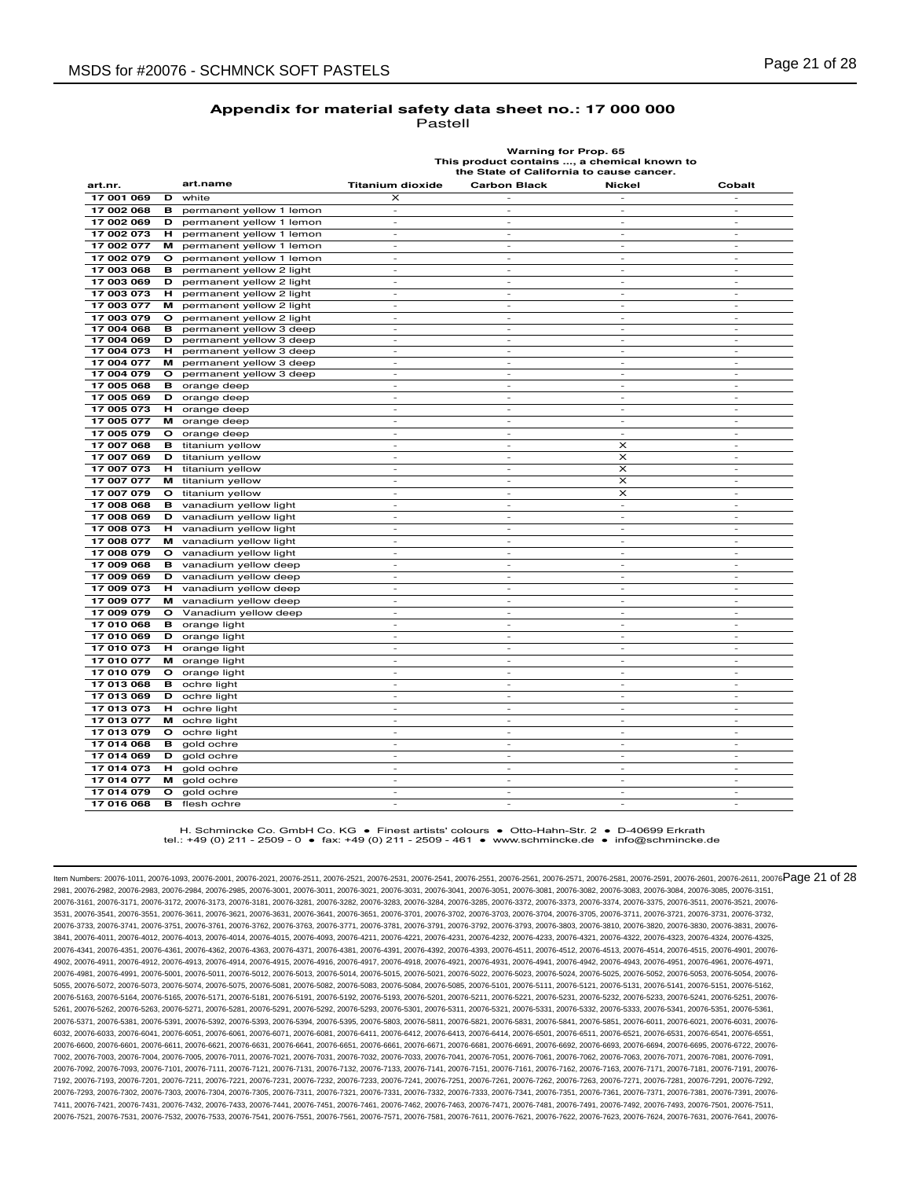## Appendix for material safety data sheet no.: 17 000 000

Pastell

| art.nr. | | art.name | Titanium dioxide | Carbon Black | Nickel | Cobalt |
|---|---|---|---|---|---|---|
| | | | Warning for Prop. 65 This product contains ..., a chemical known to the State of California to cause cancer. | | | |
| 17 001 069 | D | white | X | - | - | - |
| 17 002 068 | B | permanent yellow 1 lemon | - | - | - | - |
| 17 002 069 | D | permanent yellow 1 lemon | - | - | - | - |
| 17 002 073 | H | permanent yellow 1 lemon | - | - | - | - |
| 17 002 077 | M | permanent yellow 1 lemon | - | - | - | - |
| 17 002 079 | O | permanent yellow 1 lemon | - | - | - | - |
| 17 003 068 | B | permanent yellow 2 light | - | - | - | - |
| 17 003 069 | D | permanent yellow 2 light | - | - | - | - |
| 17 003 073 | H | permanent yellow 2 light | - | - | - | - |
| 17 003 077 | M | permanent yellow 2 light | - | - | - | - |
| 17 003 079 | O | permanent yellow 2 light | - | - | - | - |
| 17 004 068 | B | permanent yellow 3 deep | - | - | - | - |
| 17 004 069 | D | permanent yellow 3 deep | - | - | - | - |
| 17 004 073 | H | permanent yellow 3 deep | - | - | - | - |
| 17 004 077 | M | permanent yellow 3 deep | - | - | - | - |
| 17 004 079 | O | permanent yellow 3 deep | - | - | - | - |
| 17 005 068 | B | orange deep | - | - | - | - |
| 17 005 069 | D | orange deep | - | - | - | - |
| 17 005 073 | H | orange deep | - | - | - | - |
| 17 005 077 | M | orange deep | - | - | - | - |
| 17 005 079 | O | orange deep | - | - | - | - |
| 17 007 068 | B | titanium yellow | - | - | X | - |
| 17 007 069 | D | titanium yellow | - | - | X | - |
| 17 007 073 | H | titanium yellow | - | - | X | - |
| 17 007 077 | M | titanium yellow | - | - | X | - |
| 17 007 079 | O | titanium yellow | - | - | X | - |
| 17 008 068 | B | vanadium yellow light | - | - | - | - |
| 17 008 069 | D | vanadium yellow light | - | - | - | - |
| 17 008 073 | H | vanadium yellow light | - | - | - | - |
| 17 008 077 | M | vanadium yellow light | - | - | - | - |
| 17 008 079 | O | vanadium yellow light | - | - | - | - |
| 17 009 068 | B | vanadium yellow deep | - | - | - | - |
| 17 009 069 | D | vanadium yellow deep | - | - | - | - |
| 17 009 073 | H | vanadium yellow deep | - | - | - | - |
| 17 009 077 | M | vanadium yellow deep | - | - | - | - |
| 17 009 079 | O | Vanadium yellow deep | - | - | - | - |
| 17 010 068 | B | orange light | - | - | - | - |
| 17 010 069 | D | orange light | - | - | - | - |
| 17 010 073 | H | orange light | - | - | - | - |
| 17 010 077 | M | orange light | - | - | - | - |
| 17 010 079 | O | orange light | - | - | - | - |
| 17 013 068 | B | ochre light | - | - | - | - |
| 17 013 069 | D | ochre light | - | - | - | - |
| 17 013 073 | H | ochre light | - | - | - | - |
| 17 013 077 | M | ochre light | - | - | - | - |
| 17 013 079 | O | ochre light | - | - | - | - |
| 17 014 068 | B | gold ochre | - | - | - | - |
| 17 014 069 | D | gold ochre | - | - | - | - |
| 17 014 073 | H | gold ochre | - | - | - | - |
| 17 014 077 | M | gold ochre | - | - | - | - |
| 17 014 079 | O | gold ochre | - | - | - | - |
| 17 016 068 | B | flesh ochre | - | - | - | - |

H. Schmincke Co. GmbH Co. KG • Finest artists' colours • Otto-Hahn-Str. 2 • D-40699 Erkrath
tel.: +49 (0) 211 - 2509 - 0 • fax: +49 (0) 211 - 2509 - 461 • www.schmincke.de • info@schmincke.de

Item Numbers: 20076-1011, 20076-1093, 20076-2001, 20076-2021, 20076-2511, 20076-2521, 20076-2531, 20076-2541, 20076-2551, 20076-2561, 20076-2571, 20076-2581, 20076-2591, 20076-2601, 20076-2611, 20076-2981, 20076-2982, 20076-2983, 20076-2984, 20076-2985, 20076-3001, 20076-3011, 20076-3021, 20076-3031, 20076-3041, 20076-3051, 20076-3081, 20076-3082, 20076-3083, 20076-3084, 20076-3085, 20076-3151, 20076-3161, 20076-3171, 20076-3172, 20076-3173, 20076-3181, 20076-3281, 20076-3282, 20076-3283, 20076-3284, 20076-3285, 20076-3372, 20076-3373, 20076-3374, 20076-3375, 20076-3511, 20076-3521, 20076-3531, 20076-3541, 20076-3551, 20076-3611, 20076-3621, 20076-3631, 20076-3641, 20076-3651, 20076-3701, 20076-3702, 20076-3703, 20076-3704, 20076-3705, 20076-3711, 20076-3721, 20076-3731, 20076-3732, 20076-3733, 20076-3741, 20076-3751, 20076-3761, 20076-3762, 20076-3763, 20076-3771, 20076-3781, 20076-3791, 20076-3792, 20076-3793, 20076-3803, 20076-3810, 20076-3820, 20076-3830, 20076-3831, 20076-3841, 20076-4011, 20076-4012, 20076-4013, 20076-4014, 20076-4015, 20076-4093, 20076-4211, 20076-4221, 20076-4231, 20076-4232, 20076-4233, 20076-4321, 20076-4322, 20076-4323, 20076-4324, 20076-4325, 20076-4341, 20076-4351, 20076-4361, 20076-4362, 20076-4363, 20076-4371, 20076-4381, 20076-4391, 20076-4392, 20076-4393, 20076-4511, 20076-4512, 20076-4513, 20076-4514, 20076-4515, 20076-4901, 20076-4902, 20076-4911, 20076-4912, 20076-4913, 20076-4914, 20076-4915, 20076-4916, 20076-4917, 20076-4918, 20076-4921, 20076-4931, 20076-4941, 20076-4942, 20076-4943, 20076-4951, 20076-4961, 20076-4971, 20076-4981, 20076-4991, 20076-5001, 20076-5011, 20076-5012, 20076-5013, 20076-5014, 20076-5015, 20076-5021, 20076-5022, 20076-5023, 20076-5024, 20076-5025, 20076-5052, 20076-5053, 20076-5054, 20076-5055, 20076-5072, 20076-5073, 20076-5074, 20076-5075, 20076-5081, 20076-5082, 20076-5083, 20076-5084, 20076-5085, 20076-5101, 20076-5111, 20076-5121, 20076-5131, 20076-5141, 20076-5151, 20076-5162, 20076-5163, 20076-5164, 20076-5165, 20076-5171, 20076-5181, 20076-5191, 20076-5192, 20076-5193, 20076-5201, 20076-5211, 20076-5221, 20076-5231, 20076-5232, 20076-5233, 20076-5241, 20076-5251, 20076-5261, 20076-5262, 20076-5263, 20076-5271, 20076-5281, 20076-5291, 20076-5292, 20076-5293, 20076-5301, 20076-5311, 20076-5321, 20076-5331, 20076-5332, 20076-5333, 20076-5341, 20076-5351, 20076-5361, 20076-5371, 20076-5381, 20076-5391, 20076-5392, 20076-5393, 20076-5394, 20076-5395, 20076-5803, 20076-5811, 20076-5821, 20076-5831, 20076-5841, 20076-5851, 20076-6011, 20076-6021, 20076-6031, 20076-6032, 20076-6033, 20076-6041, 20076-6051, 20076-6061, 20076-6071, 20076-6081, 20076-6411, 20076-6412, 20076-6413, 20076-6414, 20076-6501, 20076-6511, 20076-6521, 20076-6531, 20076-6541, 20076-6551, 20076-6600, 20076-6601, 20076-6611, 20076-6621, 20076-6631, 20076-6641, 20076-6651, 20076-6661, 20076-6671, 20076-6681, 20076-6691, 20076-6692, 20076-6693, 20076-6694, 20076-6695, 20076-6722, 20076-7002, 20076-7003, 20076-7004, 20076-7005, 20076-7011, 20076-7021, 20076-7031, 20076-7032, 20076-7033, 20076-7041, 20076-7051, 20076-7061, 20076-7062, 20076-7063, 20076-7071, 20076-7081, 20076-7091, 20076-7092, 20076-7093, 20076-7101, 20076-7111, 20076-7121, 20076-7131, 20076-7132, 20076-7133, 20076-7141, 20076-7151, 20076-7161, 20076-7162, 20076-7163, 20076-7171, 20076-7181, 20076-7191, 20076-7192, 20076-7193, 20076-7201, 20076-7211, 20076-7221, 20076-7231, 20076-7232, 20076-7233, 20076-7241, 20076-7251, 20076-7261, 20076-7262, 20076-7263, 20076-7271, 20076-7281, 20076-7291, 20076-7292, 20076-7293, 20076-7302, 20076-7303, 20076-7304, 20076-7305, 20076-7311, 20076-7321, 20076-7331, 20076-7332, 20076-7333, 20076-7341, 20076-7351, 20076-7361, 20076-7371, 20076-7381, 20076-7391, 20076-7411, 20076-7421, 20076-7431, 20076-7432, 20076-7433, 20076-7441, 20076-7451, 20076-7461, 20076-7462, 20076-7463, 20076-7471, 20076-7481, 20076-7491, 20076-7492, 20076-7493, 20076-7501, 20076-7511, 20076-7521, 20076-7531, 20076-7532, 20076-7533, 20076-7541, 20076-7551, 20076-7561, 20076-7571, 20076-7581, 20076-7611, 20076-7621, 20076-7622, 20076-7623, 20076-7624, 20076-7631, 20076-7641, 20076-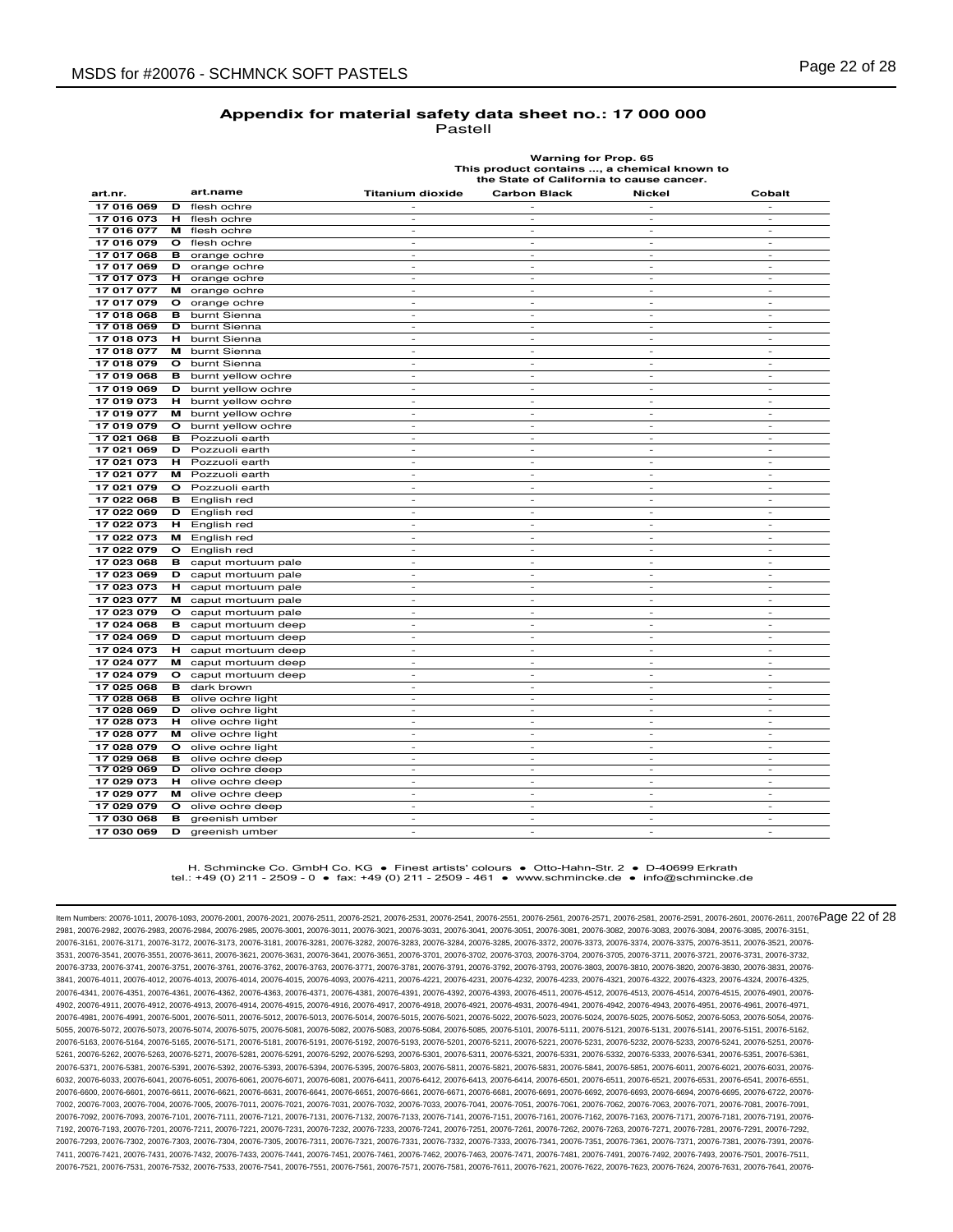## Appendix for material safety data sheet no.: 17 000 000

Pastell

| art.nr. | | art.name | Titanium dioxide | Carbon Black | Nickel | Cobalt |
|---|---|---|---|---|---|---|
| | | | Warning for Prop. 65 This product contains ..., a chemical known to the State of California to cause cancer. | | | |
| 17 016 069 | D | flesh ochre | - | - | - | - |
| 17 016 073 | H | flesh ochre | - | - | - | - |
| 17 016 077 | M | flesh ochre | - | - | - | - |
| 17 016 079 | O | flesh ochre | - | - | - | - |
| 17 017 068 | B | orange ochre | - | - | - | - |
| 17 017 069 | D | orange ochre | - | - | - | - |
| 17 017 073 | H | orange ochre | - | - | - | - |
| 17 017 077 | M | orange ochre | - | - | - | - |
| 17 017 079 | O | orange ochre | - | - | - | - |
| 17 018 068 | B | burnt Sienna | - | - | - | - |
| 17 018 069 | D | burnt Sienna | - | - | - | - |
| 17 018 073 | H | burnt Sienna | - | - | - | - |
| 17 018 077 | M | burnt Sienna | - | - | - | - |
| 17 018 079 | O | burnt Sienna | - | - | - | - |
| 17 019 068 | B | burnt yellow ochre | - | - | - | - |
| 17 019 069 | D | burnt yellow ochre | - | - | - | - |
| 17 019 073 | H | burnt yellow ochre | - | - | - | - |
| 17 019 077 | M | burnt yellow ochre | - | - | - | - |
| 17 019 079 | O | burnt yellow ochre | - | - | - | - |
| 17 021 068 | B | Pozzuoli earth | - | - | - | - |
| 17 021 069 | D | Pozzuoli earth | - | - | - | - |
| 17 021 073 | H | Pozzuoli earth | - | - | - | - |
| 17 021 077 | M | Pozzuoli earth | - | - | - | - |
| 17 021 079 | O | Pozzuoli earth | - | - | - | - |
| 17 022 068 | B | English red | - | - | - | - |
| 17 022 069 | D | English red | - | - | - | - |
| 17 022 073 | H | English red | - | - | - | - |
| 17 022 073 | M | English red | - | - | - | - |
| 17 022 079 | O | English red | - | - | - | - |
| 17 023 068 | B | caput mortuum pale | - | - | - | - |
| 17 023 069 | D | caput mortuum pale | - | - | - | - |
| 17 023 073 | H | caput mortuum pale | - | - | - | - |
| 17 023 077 | M | caput mortuum pale | - | - | - | - |
| 17 023 079 | O | caput mortuum pale | - | - | - | - |
| 17 024 068 | B | caput mortuum deep | - | - | - | - |
| 17 024 069 | D | caput mortuum deep | - | - | - | - |
| 17 024 073 | H | caput mortuum deep | - | - | - | - |
| 17 024 077 | M | caput mortuum deep | - | - | - | - |
| 17 024 079 | O | caput mortuum deep | - | - | - | - |
| 17 025 068 | B | dark brown | - | - | - | - |
| 17 028 068 | B | olive ochre light | - | - | - | - |
| 17 028 069 | D | olive ochre light | - | - | - | - |
| 17 028 073 | H | olive ochre light | - | - | - | - |
| 17 028 077 | M | olive ochre light | - | - | - | - |
| 17 028 079 | O | olive ochre light | - | - | - | - |
| 17 029 068 | B | olive ochre deep | - | - | - | - |
| 17 029 069 | D | olive ochre deep | - | - | - | - |
| 17 029 073 | H | olive ochre deep | - | - | - | - |
| 17 029 077 | M | olive ochre deep | - | - | - | - |
| 17 029 079 | O | olive ochre deep | - | - | - | - |
| 17 030 068 | B | greenish umber | - | - | - | - |
| 17 030 069 | D | greenish umber | - | - | - | - |

H. Schmincke Co. GmbH Co. KG • Finest artists' colours • Otto-Hahn-Str. 2 • D-40699 Erkrath
tel.: +49 (0) 211 - 2509 - 0 • fax: +49 (0) 211 - 2509 - 461 • www.schmincke.de • info@schmincke.de

Item Numbers: 20076-1011, 20076-1093, 20076-2001, 20076-2021, 20076-2511, 20076-2521, 20076-2531, 20076-2541, 20076-2551, 20076-2561, 20076-2571, 20076-2581, 20076-2591, 20076-2601, 20076-2611, 20076-2981, 20076-2982, 20076-2983, 20076-2984, 20076-2985, 20076-3001, 20076-3011, 20076-3021, 20076-3031, 20076-3041, 20076-3051, 20076-3081, 20076-3082, 20076-3083, 20076-3084, 20076-3085, 20076-3151, 20076-3161, 20076-3171, 20076-3172, 20076-3173, 20076-3181, 20076-3281, 20076-3282, 20076-3283, 20076-3284, 20076-3285, 20076-3372, 20076-3373, 20076-3374, 20076-3375, 20076-3511, 20076-3521, 20076-3531, 20076-3541, 20076-3551, 20076-3611, 20076-3621, 20076-3631, 20076-3641, 20076-3651, 20076-3701, 20076-3702, 20076-3703, 20076-3704, 20076-3705, 20076-3711, 20076-3721, 20076-3731, 20076-3732, 20076-3733, 20076-3741, 20076-3751, 20076-3761, 20076-3762, 20076-3763, 20076-3771, 20076-3781, 20076-3791, 20076-3792, 20076-3793, 20076-3803, 20076-3810, 20076-3820, 20076-3830, 20076-3831, 20076-3841, 20076-4011, 20076-4012, 20076-4013, 20076-4014, 20076-4015, 20076-4093, 20076-4211, 20076-4221, 20076-4231, 20076-4232, 20076-4233, 20076-4321, 20076-4322, 20076-4323, 20076-4324, 20076-4325, 20076-4341, 20076-4351, 20076-4361, 20076-4362, 20076-4363, 20076-4371, 20076-4381, 20076-4391, 20076-4392, 20076-4393, 20076-4511, 20076-4512, 20076-4513, 20076-4514, 20076-4515, 20076-4901, 20076-4902, 20076-4911, 20076-4912, 20076-4913, 20076-4914, 20076-4915, 20076-4916, 20076-4917, 20076-4918, 20076-4921, 20076-4931, 20076-4941, 20076-4942, 20076-4943, 20076-4951, 20076-4961, 20076-4971, 20076-4981, 20076-4991, 20076-5001, 20076-5011, 20076-5012, 20076-5013, 20076-5014, 20076-5015, 20076-5021, 20076-5022, 20076-5023, 20076-5024, 20076-5025, 20076-5052, 20076-5053, 20076-5054, 20076-5055, 20076-5072, 20076-5073, 20076-5074, 20076-5075, 20076-5081, 20076-5082, 20076-5083, 20076-5084, 20076-5085, 20076-5101, 20076-5111, 20076-5121, 20076-5131, 20076-5141, 20076-5151, 20076-5162, 20076-5163, 20076-5164, 20076-5165, 20076-5171, 20076-5181, 20076-5191, 20076-5192, 20076-5193, 20076-5201, 20076-5211, 20076-5221, 20076-5231, 20076-5232, 20076-5233, 20076-5241, 20076-5251, 20076-5261, 20076-5262, 20076-5263, 20076-5271, 20076-5281, 20076-5291, 20076-5292, 20076-5293, 20076-5301, 20076-5311, 20076-5321, 20076-5331, 20076-5332, 20076-5333, 20076-5341, 20076-5351, 20076-5361, 20076-5371, 20076-5381, 20076-5391, 20076-5392, 20076-5393, 20076-5394, 20076-5395, 20076-5803, 20076-5811, 20076-5821, 20076-5831, 20076-5841, 20076-5851, 20076-6011, 20076-6021, 20076-6031, 20076-6032, 20076-6033, 20076-6041, 20076-6051, 20076-6061, 20076-6071, 20076-6081, 20076-6411, 20076-6412, 20076-6413, 20076-6414, 20076-6501, 20076-6511, 20076-6521, 20076-6531, 20076-6541, 20076-6551, 20076-6600, 20076-6601, 20076-6611, 20076-6621, 20076-6631, 20076-6641, 20076-6651, 20076-6661, 20076-6671, 20076-6681, 20076-6691, 20076-6692, 20076-6693, 20076-6694, 20076-6695, 20076-6722, 20076-7002, 20076-7003, 20076-7004, 20076-7005, 20076-7011, 20076-7021, 20076-7031, 20076-7032, 20076-7033, 20076-7041, 20076-7051, 20076-7061, 20076-7062, 20076-7063, 20076-7071, 20076-7081, 20076-7091, 20076-7092, 20076-7093, 20076-7101, 20076-7111, 20076-7121, 20076-7131, 20076-7132, 20076-7133, 20076-7141, 20076-7151, 20076-7161, 20076-7162, 20076-7163, 20076-7171, 20076-7181, 20076-7191, 20076-7192, 20076-7193, 20076-7201, 20076-7211, 20076-7221, 20076-7231, 20076-7232, 20076-7233, 20076-7241, 20076-7251, 20076-7261, 20076-7262, 20076-7263, 20076-7271, 20076-7281, 20076-7291, 20076-7292, 20076-7293, 20076-7302, 20076-7303, 20076-7304, 20076-7305, 20076-7311, 20076-7321, 20076-7331, 20076-7332, 20076-7333, 20076-7341, 20076-7351, 20076-7361, 20076-7371, 20076-7381, 20076-7391, 20076-7411, 20076-7421, 20076-7431, 20076-7432, 20076-7433, 20076-7441, 20076-7451, 20076-7461, 20076-7462, 20076-7463, 20076-7471, 20076-7481, 20076-7491, 20076-7492, 20076-7493, 20076-7501, 20076-7511, 20076-7521, 20076-7531, 20076-7532, 20076-7533, 20076-7541, 20076-7551, 20076-7561, 20076-7571, 20076-7581, 20076-7611, 20076-7621, 20076-7622, 20076-7623, 20076-7624, 20076-7631, 20076-7641, 20076-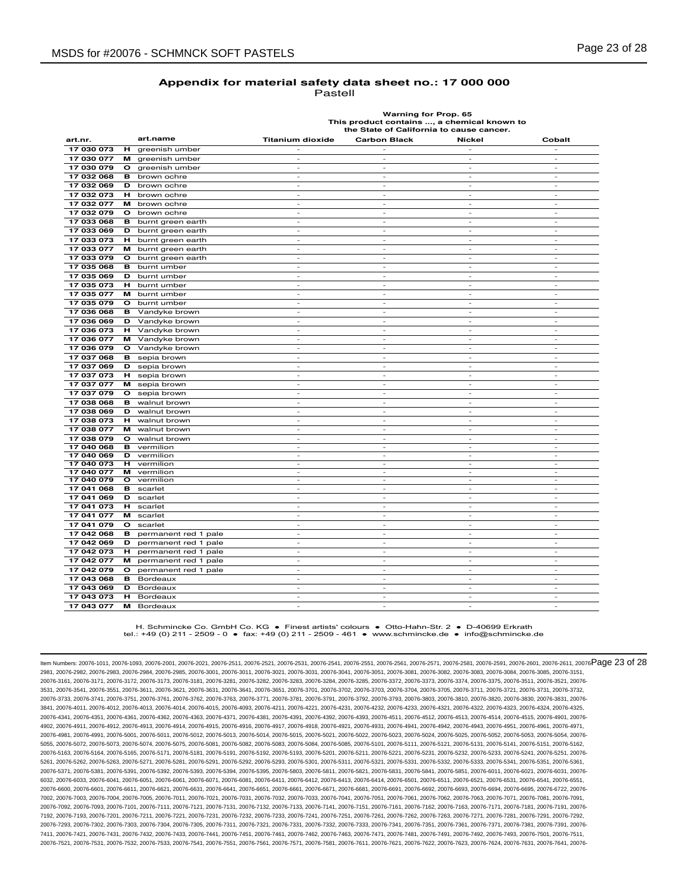## Appendix for material safety data sheet no.: 17 000 000

Pastell

| art.nr. | | art.name | Warning for Prop. 65 This product contains ..., a chemical known to the State of California to cause cancer. | | | |
|---|---|---|---|---|---|---|
| | | | Titanium dioxide | Carbon Black | Nickel | Cobalt |
| 17 030 073 | H | greenish umber | - | - | - | - |
| 17 030 077 | M | greenish umber | - | - | - | - |
| 17 030 079 | O | greenish umber | - | - | - | - |
| 17 032 068 | B | brown ochre | - | - | - | - |
| 17 032 069 | D | brown ochre | - | - | - | - |
| 17 032 073 | H | brown ochre | - | - | - | - |
| 17 032 077 | M | brown ochre | - | - | - | - |
| 17 032 079 | O | brown ochre | - | - | - | - |
| 17 033 068 | B | burnt green earth | - | - | - | - |
| 17 033 069 | D | burnt green earth | - | - | - | - |
| 17 033 073 | H | burnt green earth | - | - | - | - |
| 17 033 077 | M | burnt green earth | - | - | - | - |
| 17 033 079 | O | burnt green earth | - | - | - | - |
| 17 035 068 | B | burnt umber | - | - | - | - |
| 17 035 069 | D | burnt umber | - | - | - | - |
| 17 035 073 | H | burnt umber | - | - | - | - |
| 17 035 077 | M | burnt umber | - | - | - | - |
| 17 035 079 | O | burnt umber | - | - | - | - |
| 17 036 068 | B | Vandyke brown | - | - | - | - |
| 17 036 069 | D | Vandyke brown | - | - | - | - |
| 17 036 073 | H | Vandyke brown | - | - | - | - |
| 17 036 077 | M | Vandyke brown | - | - | - | - |
| 17 036 079 | O | Vandyke brown | - | - | - | - |
| 17 037 068 | B | sepia brown | - | - | - | - |
| 17 037 069 | D | sepia brown | - | - | - | - |
| 17 037 073 | H | sepia brown | - | - | - | - |
| 17 037 077 | M | sepia brown | - | - | - | - |
| 17 037 079 | O | sepia brown | - | - | - | - |
| 17 038 068 | B | walnut brown | - | - | - | - |
| 17 038 069 | D | walnut brown | - | - | - | - |
| 17 038 073 | H | walnut brown | - | - | - | - |
| 17 038 077 | M | walnut brown | - | - | - | - |
| 17 038 079 | O | walnut brown | - | - | - | - |
| 17 040 068 | B | vermilion | - | - | - | - |
| 17 040 069 | D | vermilion | - | - | - | - |
| 17 040 073 | H | vermilion | - | - | - | - |
| 17 040 077 | M | vermilion | - | - | - | - |
| 17 040 079 | O | vermilion | - | - | - | - |
| 17 041 068 | B | scarlet | - | - | - | - |
| 17 041 069 | D | scarlet | - | - | - | - |
| 17 041 073 | H | scarlet | - | - | - | - |
| 17 041 077 | M | scarlet | - | - | - | - |
| 17 041 079 | O | scarlet | - | - | - | - |
| 17 042 068 | B | permanent red 1 pale | - | - | - | - |
| 17 042 069 | D | permanent red 1 pale | - | - | - | - |
| 17 042 073 | H | permanent red 1 pale | - | - | - | - |
| 17 042 077 | M | permanent red 1 pale | - | - | - | - |
| 17 042 079 | O | permanent red 1 pale | - | - | - | - |
| 17 043 068 | B | Bordeaux | - | - | - | - |
| 17 043 069 | D | Bordeaux | - | - | - | - |
| 17 043 073 | H | Bordeaux | - | - | - | - |
| 17 043 077 | M | Bordeaux | - | - | - | - |

H. Schmincke Co. GmbH Co. KG • Finest artists' colours • Otto-Hahn-Str. 2 • D-40699 Erkrath
tel.: +49 (0) 211 - 2509 - 0 • fax: +49 (0) 211 - 2509 - 461 • www.schmincke.de • info@schmincke.de

Item Numbers: 20076-1011, 20076-1093, 20076-2001, 20076-2021, 20076-2511, 20076-2521, 20076-2531, 20076-2541, 20076-2551, 20076-2561, 20076-2571, 20076-2581, 20076-2591, 20076-2601, 20076-2611, 20076-2981, 20076-2982, 20076-2983, 20076-2984, 20076-2985, 20076-3001, 20076-3011, 20076-3021, 20076-3031, 20076-3041, 20076-3051, 20076-3081, 20076-3082, 20076-3083, 20076-3084, 20076-3085, 20076-3151, 20076-3161, 20076-3171, 20076-3172, 20076-3173, 20076-3181, 20076-3281, 20076-3282, 20076-3283, 20076-3284, 20076-3285, 20076-3372, 20076-3373, 20076-3374, 20076-3375, 20076-3511, 20076-3521, 20076-3531, 20076-3541, 20076-3551, 20076-3611, 20076-3621, 20076-3631, 20076-3641, 20076-3651, 20076-3701, 20076-3702, 20076-3703, 20076-3704, 20076-3705, 20076-3711, 20076-3721, 20076-3731, 20076-3732, 20076-3733, 20076-3741, 20076-3751, 20076-3761, 20076-3762, 20076-3763, 20076-3771, 20076-3781, 20076-3791, 20076-3792, 20076-3793, 20076-3803, 20076-3810, 20076-3820, 20076-3830, 20076-3831, 20076-3841, 20076-4011, 20076-4012, 20076-4013, 20076-4014, 20076-4015, 20076-4093, 20076-4211, 20076-4221, 20076-4231, 20076-4232, 20076-4233, 20076-4321, 20076-4322, 20076-4323, 20076-4324, 20076-4325, 20076-4341, 20076-4351, 20076-4361, 20076-4362, 20076-4363, 20076-4371, 20076-4381, 20076-4391, 20076-4392, 20076-4393, 20076-4511, 20076-4512, 20076-4513, 20076-4514, 20076-4515, 20076-4901, 20076-4902, 20076-4911, 20076-4912, 20076-4913, 20076-4914, 20076-4915, 20076-4916, 20076-4917, 20076-4918, 20076-4921, 20076-4931, 20076-4941, 20076-4942, 20076-4943, 20076-4951, 20076-4961, 20076-4971, 20076-4981, 20076-4991, 20076-5001, 20076-5011, 20076-5012, 20076-5013, 20076-5014, 20076-5015, 20076-5021, 20076-5022, 20076-5023, 20076-5024, 20076-5025, 20076-5052, 20076-5053, 20076-5054, 20076-5055, 20076-5072, 20076-5073, 20076-5074, 20076-5075, 20076-5081, 20076-5082, 20076-5083, 20076-5084, 20076-5085, 20076-5101, 20076-5111, 20076-5121, 20076-5131, 20076-5141, 20076-5151, 20076-5162, 20076-5163, 20076-5164, 20076-5165, 20076-5171, 20076-5181, 20076-5191, 20076-5192, 20076-5193, 20076-5201, 20076-5211, 20076-5221, 20076-5231, 20076-5232, 20076-5233, 20076-5241, 20076-5251, 20076-5261, 20076-5262, 20076-5263, 20076-5271, 20076-5281, 20076-5291, 20076-5292, 20076-5293, 20076-5301, 20076-5311, 20076-5321, 20076-5331, 20076-5332, 20076-5333, 20076-5341, 20076-5351, 20076-5361, 20076-5371, 20076-5381, 20076-5391, 20076-5392, 20076-5393, 20076-5394, 20076-5395, 20076-5803, 20076-5811, 20076-5821, 20076-5831, 20076-5841, 20076-5851, 20076-6011, 20076-6021, 20076-6031, 20076-6032, 20076-6033, 20076-6041, 20076-6051, 20076-6061, 20076-6071, 20076-6081, 20076-6411, 20076-6412, 20076-6413, 20076-6414, 20076-6501, 20076-6511, 20076-6521, 20076-6531, 20076-6541, 20076-6551, 20076-6600, 20076-6601, 20076-6611, 20076-6621, 20076-6631, 20076-6641, 20076-6651, 20076-6661, 20076-6671, 20076-6681, 20076-6691, 20076-6692, 20076-6693, 20076-6694, 20076-6695, 20076-6722, 20076-7002, 20076-7003, 20076-7004, 20076-7005, 20076-7011, 20076-7021, 20076-7031, 20076-7032, 20076-7033, 20076-7041, 20076-7051, 20076-7061, 20076-7062, 20076-7063, 20076-7071, 20076-7081, 20076-7091, 20076-7092, 20076-7093, 20076-7101, 20076-7111, 20076-7121, 20076-7131, 20076-7132, 20076-7133, 20076-7141, 20076-7151, 20076-7161, 20076-7162, 20076-7163, 20076-7171, 20076-7181, 20076-7191, 20076-7192, 20076-7193, 20076-7201, 20076-7211, 20076-7221, 20076-7231, 20076-7232, 20076-7233, 20076-7241, 20076-7251, 20076-7261, 20076-7262, 20076-7263, 20076-7271, 20076-7281, 20076-7291, 20076-7292, 20076-7293, 20076-7302, 20076-7303, 20076-7304, 20076-7305, 20076-7311, 20076-7321, 20076-7331, 20076-7332, 20076-7333, 20076-7341, 20076-7351, 20076-7361, 20076-7371, 20076-7381, 20076-7391, 20076-7411, 20076-7421, 20076-7431, 20076-7432, 20076-7433, 20076-7441, 20076-7451, 20076-7461, 20076-7462, 20076-7463, 20076-7471, 20076-7481, 20076-7491, 20076-7492, 20076-7493, 20076-7501, 20076-7511, 20076-7521, 20076-7531, 20076-7532, 20076-7533, 20076-7541, 20076-7551, 20076-7561, 20076-7571, 20076-7581, 20076-7611, 20076-7621, 20076-7622, 20076-7623, 20076-7624, 20076-7631, 20076-7641, 20076-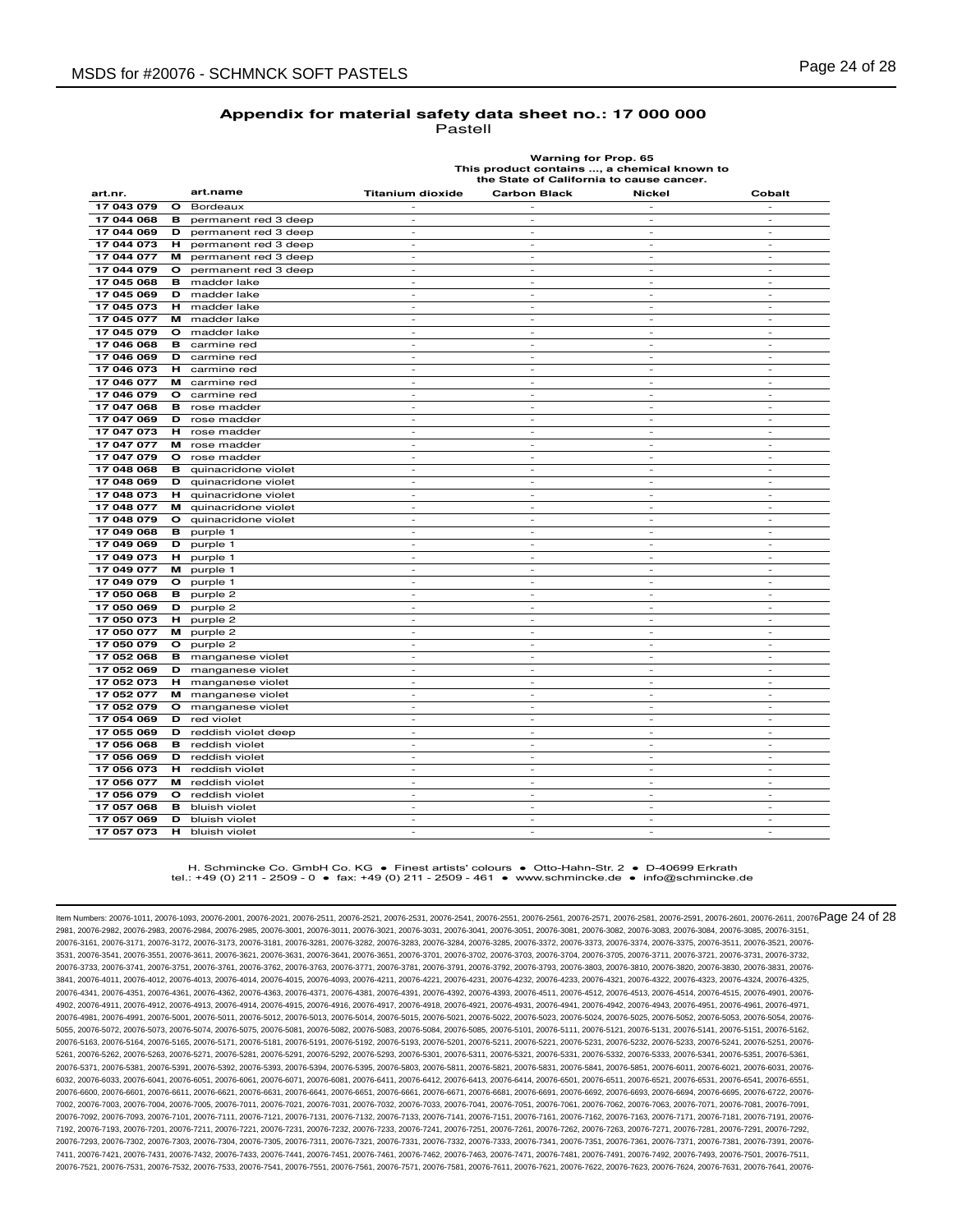## Appendix for material safety data sheet no.: 17 000 000

Pastell

| art.nr. | | art.name | Warning for Prop. 65 This product contains ..., a chemical known to the State of California to cause cancer. Titanium dioxide | Carbon Black | Nickel | Cobalt |
|---|---|---|---|---|---|---|
| 17 043 079 | O | Bordeaux | - | - | - | - |
| 17 044 068 | B | permanent red 3 deep | - | - | - | - |
| 17 044 069 | D | permanent red 3 deep | - | - | - | - |
| 17 044 073 | H | permanent red 3 deep | - | - | - | - |
| 17 044 077 | M | permanent red 3 deep | - | - | - | - |
| 17 044 079 | O | permanent red 3 deep | - | - | - | - |
| 17 045 068 | B | madder lake | - | - | - | - |
| 17 045 069 | D | madder lake | - | - | - | - |
| 17 045 073 | H | madder lake | - | - | - | - |
| 17 045 077 | M | madder lake | - | - | - | - |
| 17 045 079 | O | madder lake | - | - | - | - |
| 17 046 068 | B | carmine red | - | - | - | - |
| 17 046 069 | D | carmine red | - | - | - | - |
| 17 046 073 | H | carmine red | - | - | - | - |
| 17 046 077 | M | carmine red | - | - | - | - |
| 17 046 079 | O | carmine red | - | - | - | - |
| 17 047 068 | B | rose madder | - | - | - | - |
| 17 047 069 | D | rose madder | - | - | - | - |
| 17 047 073 | H | rose madder | - | - | - | - |
| 17 047 077 | M | rose madder | - | - | - | - |
| 17 047 079 | O | rose madder | - | - | - | - |
| 17 048 068 | B | quinacridone violet | - | - | - | - |
| 17 048 069 | D | quinacridone violet | - | - | - | - |
| 17 048 073 | H | quinacridone violet | - | - | - | - |
| 17 048 077 | M | quinacridone violet | - | - | - | - |
| 17 048 079 | O | quinacridone violet | - | - | - | - |
| 17 049 068 | B | purple 1 | - | - | - | - |
| 17 049 069 | D | purple 1 | - | - | - | - |
| 17 049 073 | H | purple 1 | - | - | - | - |
| 17 049 077 | M | purple 1 | - | - | - | - |
| 17 049 079 | O | purple 1 | - | - | - | - |
| 17 050 068 | B | purple 2 | - | - | - | - |
| 17 050 069 | D | purple 2 | - | - | - | - |
| 17 050 073 | H | purple 2 | - | - | - | - |
| 17 050 077 | M | purple 2 | - | - | - | - |
| 17 050 079 | O | purple 2 | - | - | - | - |
| 17 052 068 | B | manganese violet | - | - | - | - |
| 17 052 069 | D | manganese violet | - | - | - | - |
| 17 052 073 | H | manganese violet | - | - | - | - |
| 17 052 077 | M | manganese violet | - | - | - | - |
| 17 052 079 | O | manganese violet | - | - | - | - |
| 17 054 069 | D | red violet | - | - | - | - |
| 17 055 069 | D | reddish violet deep | - | - | - | - |
| 17 056 068 | B | reddish violet | - | - | - | - |
| 17 056 069 | D | reddish violet | - | - | - | - |
| 17 056 073 | H | reddish violet | - | - | - | - |
| 17 056 077 | M | reddish violet | - | - | - | - |
| 17 056 079 | O | reddish violet | - | - | - | - |
| 17 057 068 | B | bluish violet | - | - | - | - |
| 17 057 069 | D | bluish violet | - | - | - | - |
| 17 057 073 | H | bluish violet | - | - | - | - |

H. Schmincke Co. GmbH Co. KG • Finest artists' colours • Otto-Hahn-Str. 2 • D-40699 Erkrath
tel.: +49 (0) 211 - 2509 - 0 • fax: +49 (0) 211 - 2509 - 461 • www.schmincke.de • info@schmincke.de

Item Numbers: 20076-1011, 20076-1093, 20076-2001, 20076-2021, 20076-2511, 20076-2521, 20076-2531, 20076-2541, 20076-2551, 20076-2561, 20076-2571, 20076-2581, 20076-2591, 20076-2601, 20076-2611, 20076-2981, 20076-2982, 20076-2983, 20076-2984, 20076-2985, 20076-3001, 20076-3011, 20076-3021, 20076-3031, 20076-3041, 20076-3051, 20076-3081, 20076-3082, 20076-3083, 20076-3084, 20076-3085, 20076-3151, 20076-3161, 20076-3171, 20076-3172, 20076-3173, 20076-3181, 20076-3281, 20076-3282, 20076-3283, 20076-3284, 20076-3285, 20076-3372, 20076-3373, 20076-3374, 20076-3375, 20076-3511, 20076-3521, 20076-3531, 20076-3541, 20076-3551, 20076-3611, 20076-3621, 20076-3631, 20076-3641, 20076-3651, 20076-3701, 20076-3702, 20076-3703, 20076-3704, 20076-3705, 20076-3711, 20076-3721, 20076-3731, 20076-3732, 20076-3733, 20076-3741, 20076-3751, 20076-3761, 20076-3762, 20076-3763, 20076-3771, 20076-3781, 20076-3791, 20076-3792, 20076-3793, 20076-3803, 20076-3810, 20076-3820, 20076-3830, 20076-3831, 20076-3841, 20076-4011, 20076-4012, 20076-4013, 20076-4014, 20076-4015, 20076-4093, 20076-4211, 20076-4221, 20076-4231, 20076-4232, 20076-4233, 20076-4321, 20076-4322, 20076-4323, 20076-4324, 20076-4325, 20076-4341, 20076-4351, 20076-4361, 20076-4362, 20076-4363, 20076-4371, 20076-4381, 20076-4391, 20076-4392, 20076-4393, 20076-4511, 20076-4512, 20076-4513, 20076-4514, 20076-4515, 20076-4901, 20076-4902, 20076-4911, 20076-4912, 20076-4913, 20076-4914, 20076-4915, 20076-4916, 20076-4917, 20076-4918, 20076-4921, 20076-4931, 20076-4941, 20076-4942, 20076-4943, 20076-4951, 20076-4961, 20076-4971, 20076-4981, 20076-4991, 20076-5001, 20076-5011, 20076-5012, 20076-5013, 20076-5014, 20076-5015, 20076-5021, 20076-5022, 20076-5023, 20076-5024, 20076-5025, 20076-5052, 20076-5053, 20076-5054, 20076-5055, 20076-5072, 20076-5073, 20076-5074, 20076-5075, 20076-5081, 20076-5082, 20076-5083, 20076-5084, 20076-5085, 20076-5101, 20076-5111, 20076-5121, 20076-5131, 20076-5141, 20076-5151, 20076-5162, 20076-5163, 20076-5164, 20076-5165, 20076-5171, 20076-5181, 20076-5191, 20076-5192, 20076-5193, 20076-5201, 20076-5211, 20076-5221, 20076-5231, 20076-5232, 20076-5233, 20076-5241, 20076-5251, 20076-5261, 20076-5262, 20076-5263, 20076-5271, 20076-5281, 20076-5291, 20076-5292, 20076-5293, 20076-5301, 20076-5311, 20076-5321, 20076-5331, 20076-5332, 20076-5333, 20076-5341, 20076-5351, 20076-5361, 20076-5371, 20076-5381, 20076-5391, 20076-5392, 20076-5393, 20076-5394, 20076-5395, 20076-5803, 20076-5811, 20076-5821, 20076-5831, 20076-5841, 20076-5851, 20076-6011, 20076-6021, 20076-6031, 20076-6032, 20076-6033, 20076-6041, 20076-6051, 20076-6061, 20076-6071, 20076-6081, 20076-6411, 20076-6412, 20076-6413, 20076-6414, 20076-6501, 20076-6511, 20076-6521, 20076-6531, 20076-6541, 20076-6551, 20076-6600, 20076-6601, 20076-6611, 20076-6621, 20076-6631, 20076-6641, 20076-6651, 20076-6661, 20076-6671, 20076-6681, 20076-6691, 20076-6692, 20076-6693, 20076-6694, 20076-6695, 20076-6722, 20076-7002, 20076-7003, 20076-7004, 20076-7005, 20076-7011, 20076-7021, 20076-7031, 20076-7032, 20076-7033, 20076-7041, 20076-7051, 20076-7061, 20076-7062, 20076-7063, 20076-7071, 20076-7081, 20076-7091, 20076-7092, 20076-7093, 20076-7101, 20076-7111, 20076-7121, 20076-7131, 20076-7132, 20076-7133, 20076-7141, 20076-7151, 20076-7161, 20076-7162, 20076-7163, 20076-7171, 20076-7181, 20076-7191, 20076-7192, 20076-7193, 20076-7201, 20076-7211, 20076-7221, 20076-7231, 20076-7232, 20076-7233, 20076-7241, 20076-7251, 20076-7261, 20076-7262, 20076-7263, 20076-7271, 20076-7281, 20076-7291, 20076-7292, 20076-7293, 20076-7302, 20076-7303, 20076-7304, 20076-7305, 20076-7311, 20076-7321, 20076-7331, 20076-7332, 20076-7333, 20076-7341, 20076-7351, 20076-7361, 20076-7371, 20076-7381, 20076-7391, 20076-7411, 20076-7421, 20076-7431, 20076-7432, 20076-7433, 20076-7441, 20076-7451, 20076-7461, 20076-7462, 20076-7463, 20076-7471, 20076-7481, 20076-7491, 20076-7492, 20076-7493, 20076-7501, 20076-7511, 20076-7521, 20076-7531, 20076-7532, 20076-7533, 20076-7541, 20076-7551, 20076-7561, 20076-7571, 20076-7581, 20076-7611, 20076-7621, 20076-7622, 20076-7623, 20076-7624, 20076-7631, 20076-7641, 20076-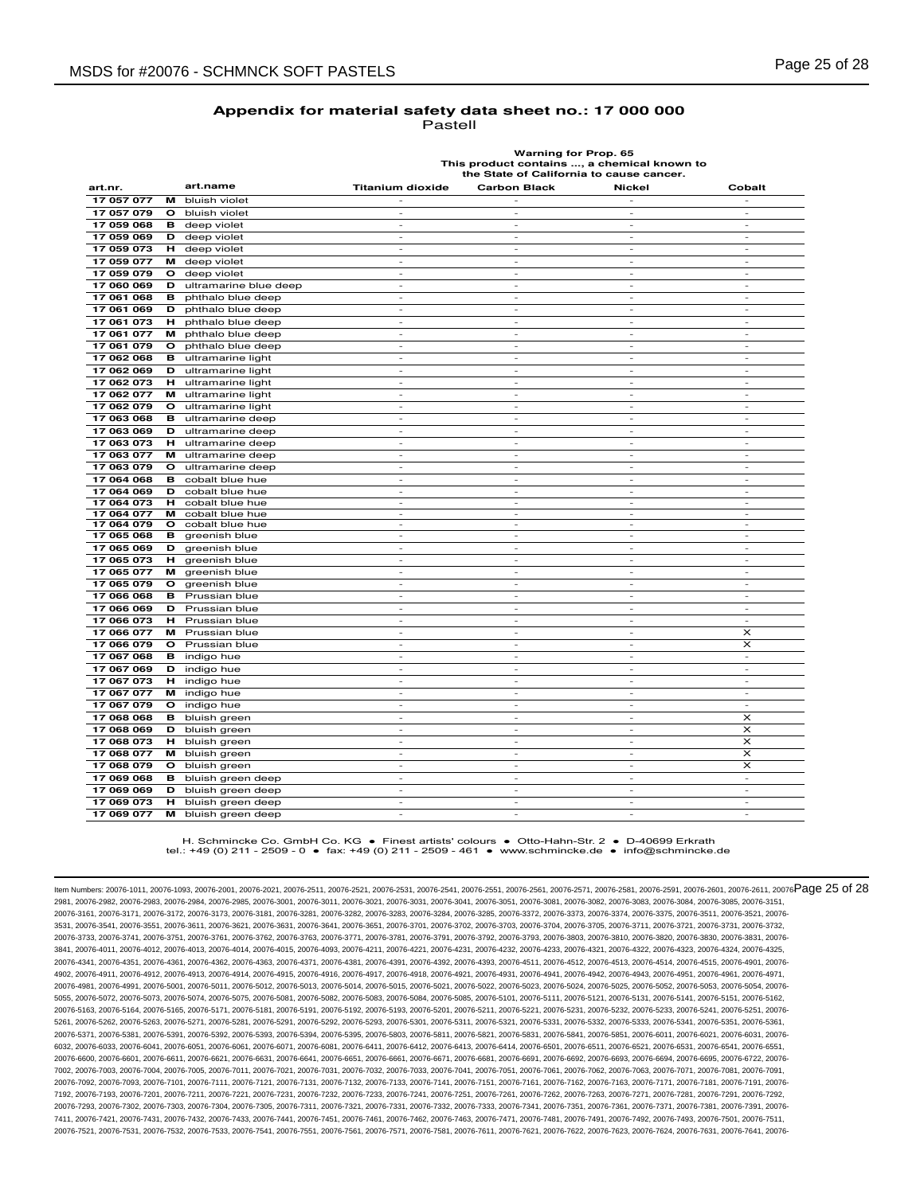## Appendix for material safety data sheet no.: 17 000 000

Pastell

| art.nr. | | art.name | Titanium dioxide | Carbon Black | Nickel | Cobalt |
|---|---|---|---|---|---|---|
| | | | Warning for Prop. 65 This product contains ..., a chemical known to the State of California to cause cancer. | | | |
| 17 057 077 | M | bluish violet | - | - | - | - |
| 17 057 079 | O | bluish violet | - | - | - | - |
| 17 059 068 | B | deep violet | - | - | - | - |
| 17 059 069 | D | deep violet | - | - | - | - |
| 17 059 073 | H | deep violet | - | - | - | - |
| 17 059 077 | M | deep violet | - | - | - | - |
| 17 059 079 | O | deep violet | - | - | - | - |
| 17 060 069 | D | ultramarine blue deep | - | - | - | - |
| 17 061 068 | B | phthalo blue deep | - | - | - | - |
| 17 061 069 | D | phthalo blue deep | - | - | - | - |
| 17 061 073 | H | phthalo blue deep | - | - | - | - |
| 17 061 077 | M | phthalo blue deep | - | - | - | - |
| 17 061 079 | O | phthalo blue deep | - | - | - | - |
| 17 062 068 | B | ultramarine light | - | - | - | - |
| 17 062 069 | D | ultramarine light | - | - | - | - |
| 17 062 073 | H | ultramarine light | - | - | - | - |
| 17 062 077 | M | ultramarine light | - | - | - | - |
| 17 062 079 | O | ultramarine light | - | - | - | - |
| 17 063 068 | B | ultramarine deep | - | - | - | - |
| 17 063 069 | D | ultramarine deep | - | - | - | - |
| 17 063 073 | H | ultramarine deep | - | - | - | - |
| 17 063 077 | M | ultramarine deep | - | - | - | - |
| 17 063 079 | O | ultramarine deep | - | - | - | - |
| 17 064 068 | B | cobalt blue hue | - | - | - | - |
| 17 064 069 | D | cobalt blue hue | - | - | - | - |
| 17 064 073 | H | cobalt blue hue | - | - | - | - |
| 17 064 077 | M | cobalt blue hue | - | - | - | - |
| 17 064 079 | O | cobalt blue hue | - | - | - | - |
| 17 065 068 | B | greenish blue | - | - | - | - |
| 17 065 069 | D | greenish blue | - | - | - | - |
| 17 065 073 | H | greenish blue | - | - | - | - |
| 17 065 077 | M | greenish blue | - | - | - | - |
| 17 065 079 | O | greenish blue | - | - | - | - |
| 17 066 068 | B | Prussian blue | - | - | - | - |
| 17 066 069 | D | Prussian blue | - | - | - | - |
| 17 066 073 | H | Prussian blue | - | - | - | - |
| 17 066 077 | M | Prussian blue | - | - | - | X |
| 17 066 079 | O | Prussian blue | - | - | - | X |
| 17 067 068 | B | indigo hue | - | - | - | - |
| 17 067 069 | D | indigo hue | - | - | - | - |
| 17 067 073 | H | indigo hue | - | - | - | - |
| 17 067 077 | M | indigo hue | - | - | - | - |
| 17 067 079 | O | indigo hue | - | - | - | - |
| 17 068 068 | B | bluish green | - | - | - | X |
| 17 068 069 | D | bluish green | - | - | - | X |
| 17 068 073 | H | bluish green | - | - | - | X |
| 17 068 077 | M | bluish green | - | - | - | X |
| 17 068 079 | O | bluish green | - | - | - | X |
| 17 069 068 | B | bluish green deep | - | - | - | - |
| 17 069 069 | D | bluish green deep | - | - | - | - |
| 17 069 073 | H | bluish green deep | - | - | - | - |
| 17 069 077 | M | bluish green deep | - | - | - | - |

H. Schmincke Co. GmbH Co. KG • Finest artists' colours • Otto-Hahn-Str. 2 • D-40699 Erkrath
tel.: +49 (0) 211 - 2509 - 0 • fax: +49 (0) 211 - 2509 - 461 • www.schmincke.de • info@schmincke.de

Item Numbers: 20076-1011, 20076-1093, 20076-2001, 20076-2021, 20076-2511, 20076-2521, 20076-2531, 20076-2541, 20076-2551, 20076-2561, 20076-2571, 20076-2581, 20076-2591, 20076-2601, 20076-2611, 20076-2981, 20076-2982, 20076-2983, 20076-2984, 20076-2985, 20076-3001, 20076-3011, 20076-3021, 20076-3031, 20076-3041, 20076-3051, 20076-3081, 20076-3082, 20076-3083, 20076-3084, 20076-3085, 20076-3151, 20076-3161, 20076-3171, 20076-3172, 20076-3173, 20076-3181, 20076-3281, 20076-3282, 20076-3283, 20076-3284, 20076-3285, 20076-3372, 20076-3373, 20076-3374, 20076-3375, 20076-3511, 20076-3521, 20076-3531, 20076-3541, 20076-3551, 20076-3611, 20076-3621, 20076-3631, 20076-3641, 20076-3651, 20076-3701, 20076-3702, 20076-3703, 20076-3704, 20076-3705, 20076-3711, 20076-3721, 20076-3731, 20076-3732, 20076-3733, 20076-3741, 20076-3751, 20076-3761, 20076-3762, 20076-3763, 20076-3771, 20076-3781, 20076-3791, 20076-3792, 20076-3793, 20076-3803, 20076-3810, 20076-3820, 20076-3830, 20076-3831, 20076-3841, 20076-4011, 20076-4012, 20076-4013, 20076-4014, 20076-4015, 20076-4093, 20076-4211, 20076-4221, 20076-4231, 20076-4232, 20076-4233, 20076-4321, 20076-4322, 20076-4323, 20076-4324, 20076-4325, 20076-4341, 20076-4351, 20076-4361, 20076-4362, 20076-4363, 20076-4371, 20076-4381, 20076-4391, 20076-4392, 20076-4393, 20076-4511, 20076-4512, 20076-4513, 20076-4514, 20076-4515, 20076-4901, 20076-4902, 20076-4911, 20076-4912, 20076-4913, 20076-4914, 20076-4915, 20076-4916, 20076-4917, 20076-4918, 20076-4921, 20076-4931, 20076-4941, 20076-4942, 20076-4943, 20076-4951, 20076-4961, 20076-4971, 20076-4981, 20076-4991, 20076-5001, 20076-5011, 20076-5012, 20076-5013, 20076-5014, 20076-5015, 20076-5021, 20076-5022, 20076-5023, 20076-5024, 20076-5025, 20076-5052, 20076-5053, 20076-5054, 20076-5055, 20076-5072, 20076-5073, 20076-5074, 20076-5075, 20076-5081, 20076-5082, 20076-5083, 20076-5084, 20076-5085, 20076-5101, 20076-5111, 20076-5121, 20076-5131, 20076-5141, 20076-5151, 20076-5162, 20076-5163, 20076-5164, 20076-5165, 20076-5171, 20076-5181, 20076-5191, 20076-5192, 20076-5193, 20076-5201, 20076-5211, 20076-5221, 20076-5231, 20076-5232, 20076-5233, 20076-5241, 20076-5251, 20076-5261, 20076-5262, 20076-5263, 20076-5271, 20076-5281, 20076-5291, 20076-5292, 20076-5293, 20076-5301, 20076-5311, 20076-5321, 20076-5331, 20076-5332, 20076-5333, 20076-5341, 20076-5351, 20076-5361, 20076-5371, 20076-5381, 20076-5391, 20076-5392, 20076-5393, 20076-5394, 20076-5395, 20076-5803, 20076-5811, 20076-5821, 20076-5831, 20076-5841, 20076-5851, 20076-6011, 20076-6021, 20076-6031, 20076-6032, 20076-6033, 20076-6041, 20076-6051, 20076-6061, 20076-6071, 20076-6081, 20076-6411, 20076-6412, 20076-6413, 20076-6414, 20076-6501, 20076-6511, 20076-6521, 20076-6531, 20076-6541, 20076-6551, 20076-6600, 20076-6601, 20076-6611, 20076-6621, 20076-6631, 20076-6641, 20076-6651, 20076-6661, 20076-6671, 20076-6681, 20076-6691, 20076-6692, 20076-6693, 20076-6694, 20076-6695, 20076-6722, 20076-7002, 20076-7003, 20076-7004, 20076-7005, 20076-7011, 20076-7021, 20076-7031, 20076-7032, 20076-7033, 20076-7041, 20076-7051, 20076-7061, 20076-7062, 20076-7063, 20076-7071, 20076-7081, 20076-7091, 20076-7092, 20076-7093, 20076-7101, 20076-7111, 20076-7121, 20076-7131, 20076-7132, 20076-7133, 20076-7141, 20076-7151, 20076-7161, 20076-7162, 20076-7163, 20076-7171, 20076-7181, 20076-7191, 20076-7192, 20076-7193, 20076-7201, 20076-7211, 20076-7221, 20076-7231, 20076-7232, 20076-7233, 20076-7241, 20076-7251, 20076-7261, 20076-7262, 20076-7263, 20076-7271, 20076-7281, 20076-7291, 20076-7292, 20076-7293, 20076-7302, 20076-7303, 20076-7304, 20076-7305, 20076-7311, 20076-7321, 20076-7331, 20076-7332, 20076-7333, 20076-7341, 20076-7351, 20076-7361, 20076-7371, 20076-7381, 20076-7391, 20076-7411, 20076-7421, 20076-7431, 20076-7432, 20076-7433, 20076-7441, 20076-7451, 20076-7461, 20076-7462, 20076-7463, 20076-7471, 20076-7481, 20076-7491, 20076-7492, 20076-7493, 20076-7501, 20076-7511, 20076-7521, 20076-7531, 20076-7532, 20076-7533, 20076-7541, 20076-7551, 20076-7561, 20076-7571, 20076-7581, 20076-7611, 20076-7621, 20076-7622, 20076-7623, 20076-7624, 20076-7631, 20076-7641, 20076-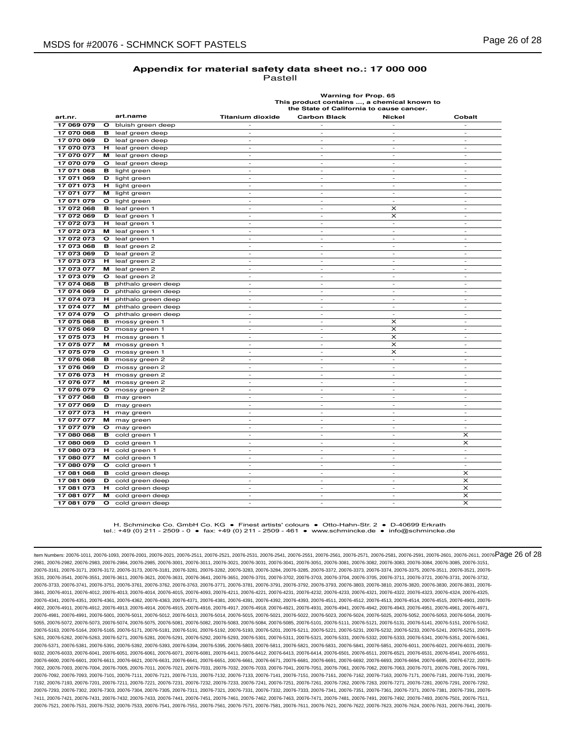## Appendix for material safety data sheet no.: 17 000 000

Pastell

| art.nr. | | art.name | Warning for Prop. 65 This product contains ..., a chemical known to the State of California to cause cancer. | | | |
|---|---|---|---|---|---|---|
| | | | Titanium dioxide | Carbon Black | Nickel | Cobalt |
| 17 069 079 | O | bluish green deep | - | - | - | - |
| 17 070 068 | B | leaf green deep | - | - | - | - |
| 17 070 069 | D | leaf green deep | - | - | - | - |
| 17 070 073 | H | leaf green deep | - | - | - | - |
| 17 070 077 | M | leaf green deep | - | - | - | - |
| 17 070 079 | O | leaf green deep | - | - | - | - |
| 17 071 068 | B | light green | - | - | - | - |
| 17 071 069 | D | light green | - | - | - | - |
| 17 071 073 | H | light green | - | - | - | - |
| 17 071 077 | M | light green | - | - | - | - |
| 17 071 079 | O | light green | - | - | - | - |
| 17 072 068 | B | leaf green 1 | - | - | X | - |
| 17 072 069 | D | leaf green 1 | - | - | X | - |
| 17 072 073 | H | leaf green 1 | - | - | - | - |
| 17 072 073 | M | leaf green 1 | - | - | - | - |
| 17 072 073 | O | leaf green 1 | - | - | - | - |
| 17 073 068 | B | leaf green 2 | - | - | - | - |
| 17 073 069 | D | leaf green 2 | - | - | - | - |
| 17 073 073 | H | leaf green 2 | - | - | - | - |
| 17 073 077 | M | leaf green 2 | - | - | - | - |
| 17 073 079 | O | leaf green 2 | - | - | - | - |
| 17 074 068 | B | phthalo green deep | - | - | - | - |
| 17 074 069 | D | phthalo green deep | - | - | - | - |
| 17 074 073 | H | phthalo green deep | - | - | - | - |
| 17 074 077 | M | phthalo green deep | - | - | - | - |
| 17 074 079 | O | phthalo green deep | - | - | - | - |
| 17 075 068 | B | mossy green 1 | - | - | X | - |
| 17 075 069 | D | mossy green 1 | - | - | X | - |
| 17 075 073 | H | mossy green 1 | - | - | X | - |
| 17 075 077 | M | mossy green 1 | - | - | X | - |
| 17 075 079 | O | mossy green 1 | - | - | X | - |
| 17 076 068 | B | mossy green 2 | - | - | - | - |
| 17 076 069 | D | mossy green 2 | - | - | - | - |
| 17 076 073 | H | mossy green 2 | - | - | - | - |
| 17 076 077 | M | mossy green 2 | - | - | - | - |
| 17 076 079 | O | mossy green 2 | - | - | - | - |
| 17 077 068 | B | may green | - | - | - | - |
| 17 077 069 | D | may green | - | - | - | - |
| 17 077 073 | H | may green | - | - | - | - |
| 17 077 077 | M | may green | - | - | - | - |
| 17 077 079 | O | may green | - | - | - | - |
| 17 080 068 | B | cold green 1 | - | - | - | X |
| 17 080 069 | D | cold green 1 | - | - | - | X |
| 17 080 073 | H | cold green 1 | - | - | - | - |
| 17 080 077 | M | cold green 1 | - | - | - | - |
| 17 080 079 | O | cold green 1 | - | - | - | - |
| 17 081 068 | B | cold green deep | - | - | - | X |
| 17 081 069 | D | cold green deep | - | - | - | X |
| 17 081 073 | H | cold green deep | - | - | - | X |
| 17 081 077 | M | cold green deep | - | - | - | X |
| 17 081 079 | O | cold green deep | - | - | - | X |

H. Schmincke Co. GmbH Co. KG • Finest artists' colours • Otto-Hahn-Str. 2 • D-40699 Erkrath
tel.: +49 (0) 211 - 2509 - 0 • fax: +49 (0) 211 - 2509 - 461 • www.schmincke.de • info@schmincke.de

Item Numbers: 20076-1011, 20076-1093, 20076-2001, 20076-2021, 20076-2511, 20076-2521, 20076-2531, 20076-2541, 20076-2551, 20076-2561, 20076-2571, 20076-2581, 20076-2591, 20076-2601, 20076-2611, 20076-2981, 20076-2982, 20076-2983, 20076-2984, 20076-2985, 20076-3001, 20076-3011, 20076-3021, 20076-3031, 20076-3041, 20076-3051, 20076-3081, 20076-3082, 20076-3083, 20076-3084, 20076-3085, 20076-3151, 20076-3161, 20076-3171, 20076-3172, 20076-3173, 20076-3181, 20076-3281, 20076-3282, 20076-3283, 20076-3284, 20076-3285, 20076-3372, 20076-3373, 20076-3374, 20076-3375, 20076-3511, 20076-3521, 20076-3531, 20076-3541, 20076-3551, 20076-3611, 20076-3621, 20076-3631, 20076-3641, 20076-3651, 20076-3701, 20076-3702, 20076-3703, 20076-3704, 20076-3705, 20076-3711, 20076-3721, 20076-3731, 20076-3732, 20076-3733, 20076-3741, 20076-3751, 20076-3761, 20076-3762, 20076-3763, 20076-3771, 20076-3781, 20076-3791, 20076-3792, 20076-3793, 20076-3803, 20076-3810, 20076-3820, 20076-3830, 20076-3831, 20076-3841, 20076-4011, 20076-4012, 20076-4013, 20076-4014, 20076-4015, 20076-4093, 20076-4211, 20076-4221, 20076-4231, 20076-4232, 20076-4233, 20076-4321, 20076-4322, 20076-4323, 20076-4324, 20076-4325, 20076-4341, 20076-4351, 20076-4361, 20076-4362, 20076-4363, 20076-4371, 20076-4381, 20076-4391, 20076-4392, 20076-4393, 20076-4511, 20076-4512, 20076-4513, 20076-4514, 20076-4515, 20076-4901, 20076-4902, 20076-4911, 20076-4912, 20076-4913, 20076-4914, 20076-4915, 20076-4916, 20076-4917, 20076-4918, 20076-4921, 20076-4931, 20076-4941, 20076-4942, 20076-4943, 20076-4951, 20076-4961, 20076-4971, 20076-4981, 20076-4991, 20076-5001, 20076-5011, 20076-5012, 20076-5013, 20076-5014, 20076-5015, 20076-5021, 20076-5022, 20076-5023, 20076-5024, 20076-5025, 20076-5052, 20076-5053, 20076-5054, 20076-5055, 20076-5072, 20076-5073, 20076-5074, 20076-5075, 20076-5081, 20076-5082, 20076-5083, 20076-5084, 20076-5085, 20076-5101, 20076-5111, 20076-5121, 20076-5131, 20076-5141, 20076-5151, 20076-5162, 20076-5163, 20076-5164, 20076-5165, 20076-5171, 20076-5181, 20076-5191, 20076-5192, 20076-5193, 20076-5201, 20076-5211, 20076-5221, 20076-5231, 20076-5232, 20076-5233, 20076-5241, 20076-5251, 20076-5261, 20076-5262, 20076-5263, 20076-5271, 20076-5281, 20076-5291, 20076-5292, 20076-5293, 20076-5301, 20076-5311, 20076-5321, 20076-5331, 20076-5332, 20076-5333, 20076-5341, 20076-5351, 20076-5361, 20076-5371, 20076-5381, 20076-5391, 20076-5392, 20076-5393, 20076-5394, 20076-5395, 20076-5803, 20076-5811, 20076-5821, 20076-5831, 20076-5841, 20076-5851, 20076-6011, 20076-6021, 20076-6031, 20076-6032, 20076-6033, 20076-6041, 20076-6051, 20076-6061, 20076-6071, 20076-6081, 20076-6411, 20076-6412, 20076-6413, 20076-6414, 20076-6501, 20076-6511, 20076-6521, 20076-6531, 20076-6541, 20076-6551, 20076-6600, 20076-6601, 20076-6611, 20076-6621, 20076-6631, 20076-6641, 20076-6651, 20076-6661, 20076-6671, 20076-6681, 20076-6691, 20076-6692, 20076-6693, 20076-6694, 20076-6695, 20076-6722, 20076-7002, 20076-7003, 20076-7004, 20076-7005, 20076-7011, 20076-7021, 20076-7031, 20076-7032, 20076-7033, 20076-7041, 20076-7051, 20076-7061, 20076-7062, 20076-7063, 20076-7071, 20076-7081, 20076-7091, 20076-7092, 20076-7093, 20076-7101, 20076-7111, 20076-7121, 20076-7131, 20076-7132, 20076-7133, 20076-7141, 20076-7151, 20076-7161, 20076-7162, 20076-7163, 20076-7171, 20076-7181, 20076-7191, 20076-7192, 20076-7193, 20076-7201, 20076-7211, 20076-7221, 20076-7231, 20076-7232, 20076-7233, 20076-7241, 20076-7251, 20076-7261, 20076-7262, 20076-7263, 20076-7271, 20076-7281, 20076-7291, 20076-7292, 20076-7293, 20076-7302, 20076-7303, 20076-7304, 20076-7305, 20076-7311, 20076-7321, 20076-7331, 20076-7332, 20076-7333, 20076-7341, 20076-7351, 20076-7361, 20076-7371, 20076-7381, 20076-7391, 20076-7411, 20076-7421, 20076-7431, 20076-7432, 20076-7433, 20076-7441, 20076-7451, 20076-7461, 20076-7462, 20076-7463, 20076-7471, 20076-7481, 20076-7491, 20076-7492, 20076-7493, 20076-7501, 20076-7511, 20076-7521, 20076-7531, 20076-7532, 20076-7533, 20076-7541, 20076-7551, 20076-7561, 20076-7571, 20076-7581, 20076-7611, 20076-7621, 20076-7622, 20076-7623, 20076-7624, 20076-7631, 20076-7641, 20076-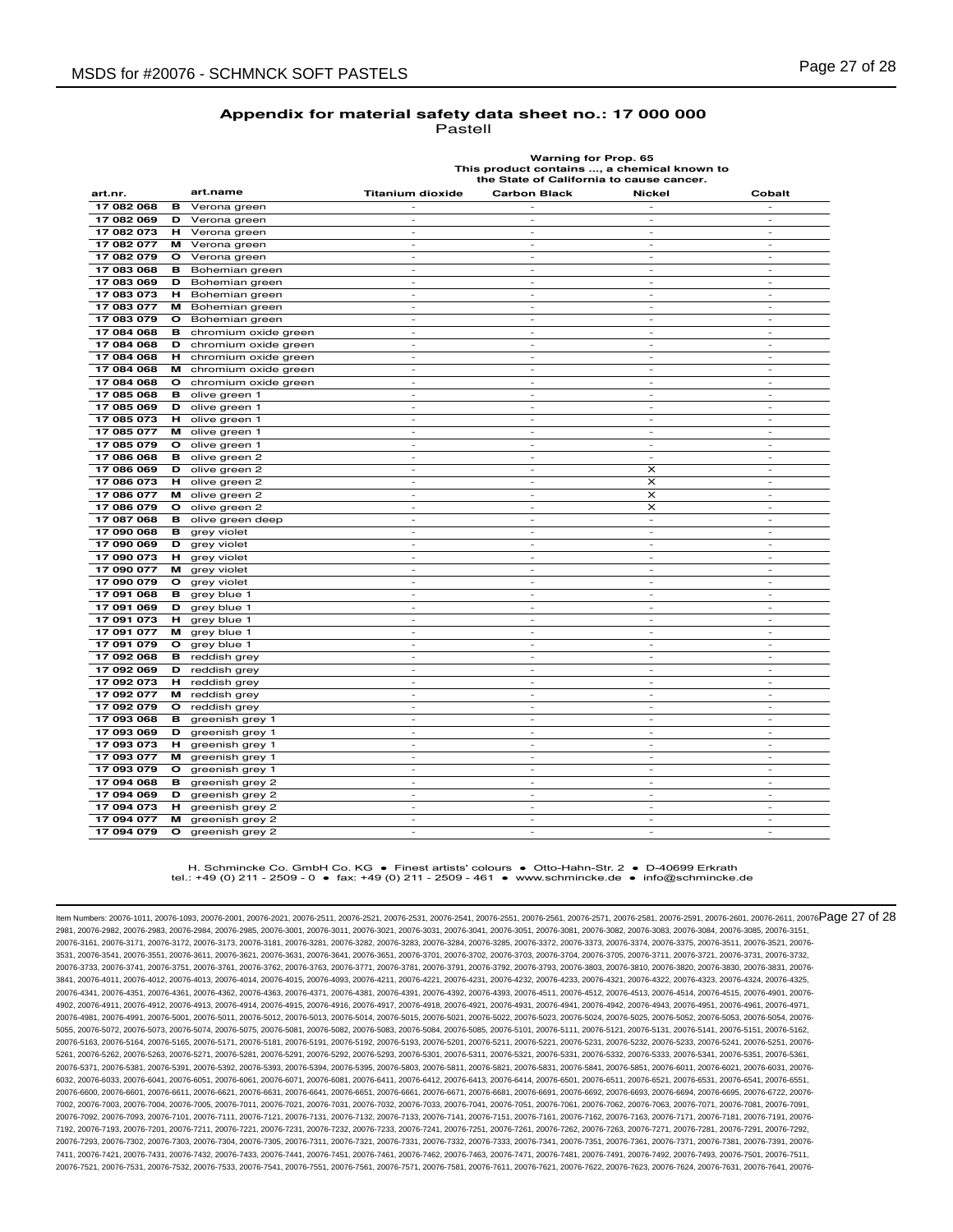## Appendix for material safety data sheet no.: 17 000 000

Pastell

| art.nr. | | art.name | Warning for Prop. 65 This product contains ..., a chemical known to the State of California to cause cancer. | | | |
|---|---|---|---|---|---|---|
| | | | Titanium dioxide | Carbon Black | Nickel | Cobalt |
| 17 082 068 | B | Verona green | - | - | - | - |
| 17 082 069 | D | Verona green | - | - | - | - |
| 17 082 073 | H | Verona green | - | - | - | - |
| 17 082 077 | M | Verona green | - | - | - | - |
| 17 082 079 | O | Verona green | - | - | - | - |
| 17 083 068 | B | Bohemian green | - | - | - | - |
| 17 083 069 | D | Bohemian green | - | - | - | - |
| 17 083 073 | H | Bohemian green | - | - | - | - |
| 17 083 077 | M | Bohemian green | - | - | - | - |
| 17 083 079 | O | Bohemian green | - | - | - | - |
| 17 084 068 | B | chromium oxide green | - | - | - | - |
| 17 084 068 | D | chromium oxide green | - | - | - | - |
| 17 084 068 | H | chromium oxide green | - | - | - | - |
| 17 084 068 | M | chromium oxide green | - | - | - | - |
| 17 084 068 | O | chromium oxide green | - | - | - | - |
| 17 085 068 | B | olive green 1 | - | - | - | - |
| 17 085 069 | D | olive green 1 | - | - | - | - |
| 17 085 073 | H | olive green 1 | - | - | - | - |
| 17 085 077 | M | olive green 1 | - | - | - | - |
| 17 085 079 | O | olive green 1 | - | - | - | - |
| 17 086 068 | B | olive green 2 | - | - | - | - |
| 17 086 069 | D | olive green 2 | - | - | X | - |
| 17 086 073 | H | olive green 2 | - | - | X | - |
| 17 086 077 | M | olive green 2 | - | - | X | - |
| 17 086 079 | O | olive green 2 | - | - | X | - |
| 17 087 068 | B | olive green deep | - | - | - | - |
| 17 090 068 | B | grey violet | - | - | - | - |
| 17 090 069 | D | grey violet | - | - | - | - |
| 17 090 073 | H | grey violet | - | - | - | - |
| 17 090 077 | M | grey violet | - | - | - | - |
| 17 090 079 | O | grey violet | - | - | - | - |
| 17 091 068 | B | grey blue 1 | - | - | - | - |
| 17 091 069 | D | grey blue 1 | - | - | - | - |
| 17 091 073 | H | grey blue 1 | - | - | - | - |
| 17 091 077 | M | grey blue 1 | - | - | - | - |
| 17 091 079 | O | grey blue 1 | - | - | - | - |
| 17 092 068 | B | reddish grey | - | - | - | - |
| 17 092 069 | D | reddish grey | - | - | - | - |
| 17 092 073 | H | reddish grey | - | - | - | - |
| 17 092 077 | M | reddish grey | - | - | - | - |
| 17 092 079 | O | reddish grey | - | - | - | - |
| 17 093 068 | B | greenish grey 1 | - | - | - | - |
| 17 093 069 | D | greenish grey 1 | - | - | - | - |
| 17 093 073 | H | greenish grey 1 | - | - | - | - |
| 17 093 077 | M | greenish grey 1 | - | - | - | - |
| 17 093 079 | O | greenish grey 1 | - | - | - | - |
| 17 094 068 | B | greenish grey 2 | - | - | - | - |
| 17 094 069 | D | greenish grey 2 | - | - | - | - |
| 17 094 073 | H | greenish grey 2 | - | - | - | - |
| 17 094 077 | M | greenish grey 2 | - | - | - | - |
| 17 094 079 | O | greenish grey 2 | - | - | - | - |

H. Schmincke Co. GmbH Co. KG • Finest artists' colours • Otto-Hahn-Str. 2 • D-40699 Erkrath
tel.: +49 (0) 211 - 2509 - 0 • fax: +49 (0) 211 - 2509 - 461 • www.schmincke.de • info@schmincke.de

Item Numbers: 20076-1011, 20076-1093, 20076-2001, 20076-2021, 20076-2511, 20076-2521, 20076-2531, 20076-2541, 20076-2551, 20076-2561, 20076-2571, 20076-2581, 20076-2591, 20076-2601, 20076-2611, 20076-2981, 20076-2982, 20076-2983, 20076-2984, 20076-2985, 20076-3001, 20076-3011, 20076-3021, 20076-3031, 20076-3041, 20076-3051, 20076-3081, 20076-3082, 20076-3083, 20076-3084, 20076-3085, 20076-3151, 20076-3161, 20076-3171, 20076-3172, 20076-3173, 20076-3181, 20076-3281, 20076-3282, 20076-3283, 20076-3284, 20076-3285, 20076-3372, 20076-3373, 20076-3374, 20076-3375, 20076-3511, 20076-3521, 20076-3531, 20076-3541, 20076-3551, 20076-3611, 20076-3621, 20076-3631, 20076-3641, 20076-3651, 20076-3701, 20076-3702, 20076-3703, 20076-3704, 20076-3705, 20076-3711, 20076-3721, 20076-3731, 20076-3732, 20076-3733, 20076-3741, 20076-3751, 20076-3761, 20076-3762, 20076-3763, 20076-3771, 20076-3781, 20076-3791, 20076-3792, 20076-3793, 20076-3803, 20076-3810, 20076-3820, 20076-3830, 20076-3831, 20076-3841, 20076-4011, 20076-4012, 20076-4013, 20076-4014, 20076-4015, 20076-4093, 20076-4211, 20076-4221, 20076-4231, 20076-4232, 20076-4233, 20076-4321, 20076-4322, 20076-4323, 20076-4324, 20076-4325, 20076-4341, 20076-4351, 20076-4361, 20076-4362, 20076-4363, 20076-4371, 20076-4381, 20076-4391, 20076-4392, 20076-4393, 20076-4511, 20076-4512, 20076-4513, 20076-4514, 20076-4515, 20076-4901, 20076-4902, 20076-4911, 20076-4912, 20076-4913, 20076-4914, 20076-4915, 20076-4916, 20076-4917, 20076-4918, 20076-4921, 20076-4931, 20076-4941, 20076-4942, 20076-4943, 20076-4951, 20076-4961, 20076-4971, 20076-4981, 20076-4991, 20076-5001, 20076-5011, 20076-5012, 20076-5013, 20076-5014, 20076-5015, 20076-5021, 20076-5022, 20076-5023, 20076-5024, 20076-5025, 20076-5052, 20076-5053, 20076-5054, 20076-5055, 20076-5072, 20076-5073, 20076-5074, 20076-5075, 20076-5081, 20076-5082, 20076-5083, 20076-5084, 20076-5085, 20076-5101, 20076-5111, 20076-5121, 20076-5131, 20076-5141, 20076-5151, 20076-5162, 20076-5163, 20076-5164, 20076-5165, 20076-5171, 20076-5181, 20076-5191, 20076-5192, 20076-5193, 20076-5201, 20076-5211, 20076-5221, 20076-5231, 20076-5232, 20076-5233, 20076-5241, 20076-5251, 20076-5261, 20076-5262, 20076-5263, 20076-5271, 20076-5281, 20076-5291, 20076-5292, 20076-5293, 20076-5301, 20076-5311, 20076-5321, 20076-5331, 20076-5332, 20076-5333, 20076-5341, 20076-5351, 20076-5361, 20076-5371, 20076-5381, 20076-5391, 20076-5392, 20076-5393, 20076-5394, 20076-5395, 20076-5803, 20076-5811, 20076-5821, 20076-5831, 20076-5841, 20076-5851, 20076-6011, 20076-6021, 20076-6031, 20076-6032, 20076-6033, 20076-6041, 20076-6051, 20076-6061, 20076-6071, 20076-6081, 20076-6411, 20076-6412, 20076-6413, 20076-6414, 20076-6501, 20076-6511, 20076-6521, 20076-6531, 20076-6541, 20076-6551, 20076-6600, 20076-6601, 20076-6611, 20076-6621, 20076-6631, 20076-6641, 20076-6651, 20076-6661, 20076-6671, 20076-6681, 20076-6691, 20076-6692, 20076-6693, 20076-6694, 20076-6695, 20076-6722, 20076-7002, 20076-7003, 20076-7004, 20076-7005, 20076-7011, 20076-7021, 20076-7031, 20076-7032, 20076-7033, 20076-7041, 20076-7051, 20076-7061, 20076-7062, 20076-7063, 20076-7071, 20076-7081, 20076-7091, 20076-7092, 20076-7093, 20076-7101, 20076-7111, 20076-7121, 20076-7131, 20076-7132, 20076-7133, 20076-7141, 20076-7151, 20076-7161, 20076-7162, 20076-7163, 20076-7171, 20076-7181, 20076-7191, 20076-7192, 20076-7193, 20076-7201, 20076-7211, 20076-7221, 20076-7231, 20076-7232, 20076-7233, 20076-7241, 20076-7251, 20076-7261, 20076-7262, 20076-7263, 20076-7271, 20076-7281, 20076-7291, 20076-7292, 20076-7293, 20076-7302, 20076-7303, 20076-7304, 20076-7305, 20076-7311, 20076-7321, 20076-7331, 20076-7332, 20076-7333, 20076-7341, 20076-7351, 20076-7361, 20076-7371, 20076-7381, 20076-7391, 20076-7411, 20076-7421, 20076-7431, 20076-7432, 20076-7433, 20076-7441, 20076-7451, 20076-7461, 20076-7462, 20076-7463, 20076-7471, 20076-7481, 20076-7491, 20076-7492, 20076-7493, 20076-7501, 20076-7511, 20076-7521, 20076-7531, 20076-7532, 20076-7533, 20076-7541, 20076-7551, 20076-7561, 20076-7571, 20076-7581, 20076-7611, 20076-7621, 20076-7622, 20076-7623, 20076-7624, 20076-7631, 20076-7641, 20076-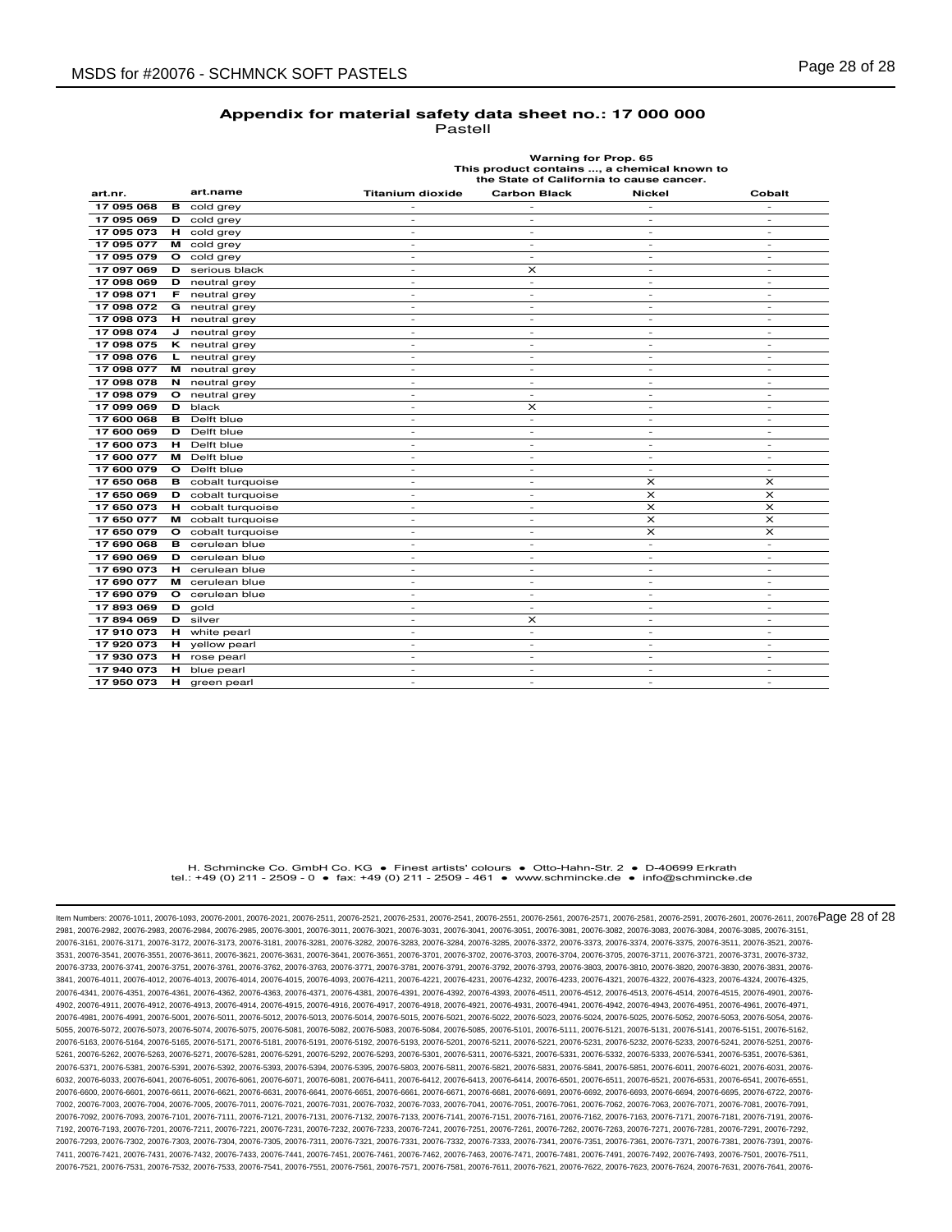## Appendix for material safety data sheet no.: 17 000 000

Pastell

| art.nr. | | art.name | Titanium dioxide | Carbon Black | Nickel | Cobalt |
|---|---|---|---|---|---|---|
| | | | Warning for Prop. 65 This product contains ..., a chemical known to the State of California to cause cancer. | | | |
| 17 095 068 | B | cold grey | - | - | - | - |
| 17 095 069 | D | cold grey | - | - | - | - |
| 17 095 073 | H | cold grey | - | - | - | - |
| 17 095 077 | M | cold grey | - | - | - | - |
| 17 095 079 | O | cold grey | - | - | - | - |
| 17 097 069 | D | serious black | - | X | - | - |
| 17 098 069 | D | neutral grey | - | - | - | - |
| 17 098 071 | F | neutral grey | - | - | - | - |
| 17 098 072 | G | neutral grey | - | - | - | - |
| 17 098 073 | H | neutral grey | - | - | - | - |
| 17 098 074 | J | neutral grey | - | - | - | - |
| 17 098 075 | K | neutral grey | - | - | - | - |
| 17 098 076 | L | neutral grey | - | - | - | - |
| 17 098 077 | M | neutral grey | - | - | - | - |
| 17 098 078 | N | neutral grey | - | - | - | - |
| 17 098 079 | O | neutral grey | - | - | - | - |
| 17 099 069 | D | black | - | X | - | - |
| 17 600 068 | B | Delft blue | - | - | - | - |
| 17 600 069 | D | Delft blue | - | - | - | - |
| 17 600 073 | H | Delft blue | - | - | - | - |
| 17 600 077 | M | Delft blue | - | - | - | - |
| 17 600 079 | O | Delft blue | - | - | - | - |
| 17 650 068 | B | cobalt turquoise | - | - | X | X |
| 17 650 069 | D | cobalt turquoise | - | - | X | X |
| 17 650 073 | H | cobalt turquoise | - | - | X | X |
| 17 650 077 | M | cobalt turquoise | - | - | X | X |
| 17 650 079 | O | cobalt turquoise | - | - | X | X |
| 17 690 068 | B | cerulean blue | - | - | - | - |
| 17 690 069 | D | cerulean blue | - | - | - | - |
| 17 690 073 | H | cerulean blue | - | - | - | - |
| 17 690 077 | M | cerulean blue | - | - | - | - |
| 17 690 079 | O | cerulean blue | - | - | - | - |
| 17 893 069 | D | gold | - | - | - | - |
| 17 894 069 | D | silver | - | X | - | - |
| 17 910 073 | H | white pearl | - | - | - | - |
| 17 920 073 | H | yellow pearl | - | - | - | - |
| 17 930 073 | H | rose pearl | - | - | - | - |
| 17 940 073 | H | blue pearl | - | - | - | - |
| 17 950 073 | H | green pearl | - | - | - | - |

H. Schmincke Co. GmbH Co. KG • Finest artists' colours • Otto-Hahn-Str. 2 • D-40699 Erkrath
tel.: +49 (0) 211 - 2509 - 0 • fax: +49 (0) 211 - 2509 - 461 • www.schmincke.de • info@schmincke.de

Item Numbers: 20076-1011, 20076-1093, 20076-2001, 20076-2021, 20076-2511, 20076-2521, 20076-2531, 20076-2541, 20076-2551, 20076-2561, 20076-2571, 20076-2581, 20076-2591, 20076-2601, 20076-2611, 20076-2981, 20076-2982, 20076-2983, 20076-2984, 20076-2985, 20076-3001, 20076-3011, 20076-3021, 20076-3031, 20076-3041, 20076-3051, 20076-3081, 20076-3082, 20076-3083, 20076-3084, 20076-3085, 20076-3151, 20076-3161, 20076-3171, 20076-3172, 20076-3173, 20076-3181, 20076-3281, 20076-3282, 20076-3283, 20076-3284, 20076-3285, 20076-3372, 20076-3373, 20076-3374, 20076-3375, 20076-3511, 20076-3521, 20076-3531, 20076-3541, 20076-3551, 20076-3611, 20076-3621, 20076-3631, 20076-3641, 20076-3651, 20076-3701, 20076-3702, 20076-3703, 20076-3704, 20076-3705, 20076-3711, 20076-3721, 20076-3731, 20076-3732, 20076-3733, 20076-3741, 20076-3751, 20076-3761, 20076-3762, 20076-3763, 20076-3771, 20076-3781, 20076-3791, 20076-3792, 20076-3793, 20076-3803, 20076-3810, 20076-3820, 20076-3830, 20076-3831, 20076-3841, 20076-4011, 20076-4012, 20076-4013, 20076-4014, 20076-4015, 20076-4093, 20076-4211, 20076-4221, 20076-4231, 20076-4232, 20076-4233, 20076-4321, 20076-4322, 20076-4323, 20076-4324, 20076-4325, 20076-4341, 20076-4351, 20076-4361, 20076-4362, 20076-4363, 20076-4371, 20076-4381, 20076-4391, 20076-4392, 20076-4393, 20076-4511, 20076-4512, 20076-4513, 20076-4514, 20076-4515, 20076-4901, 20076-4902, 20076-4911, 20076-4912, 20076-4913, 20076-4914, 20076-4915, 20076-4916, 20076-4917, 20076-4918, 20076-4921, 20076-4931, 20076-4941, 20076-4942, 20076-4943, 20076-4951, 20076-4961, 20076-4971, 20076-4981, 20076-4991, 20076-5001, 20076-5011, 20076-5012, 20076-5013, 20076-5014, 20076-5015, 20076-5021, 20076-5022, 20076-5023, 20076-5024, 20076-5025, 20076-5052, 20076-5053, 20076-5054, 20076-5055, 20076-5072, 20076-5073, 20076-5074, 20076-5075, 20076-5081, 20076-5082, 20076-5083, 20076-5084, 20076-5085, 20076-5101, 20076-5111, 20076-5121, 20076-5131, 20076-5141, 20076-5151, 20076-5162, 20076-5163, 20076-5164, 20076-5165, 20076-5171, 20076-5181, 20076-5191, 20076-5192, 20076-5193, 20076-5201, 20076-5211, 20076-5221, 20076-5231, 20076-5232, 20076-5233, 20076-5241, 20076-5251, 20076-5261, 20076-5262, 20076-5263, 20076-5271, 20076-5281, 20076-5291, 20076-5292, 20076-5293, 20076-5301, 20076-5311, 20076-5321, 20076-5331, 20076-5332, 20076-5333, 20076-5341, 20076-5351, 20076-5361, 20076-5371, 20076-5381, 20076-5391, 20076-5392, 20076-5393, 20076-5394, 20076-5395, 20076-5803, 20076-5811, 20076-5821, 20076-5831, 20076-5841, 20076-5851, 20076-6011, 20076-6021, 20076-6031, 20076-6032, 20076-6033, 20076-6041, 20076-6051, 20076-6061, 20076-6071, 20076-6081, 20076-6411, 20076-6412, 20076-6413, 20076-6414, 20076-6501, 20076-6511, 20076-6521, 20076-6531, 20076-6541, 20076-6551, 20076-6600, 20076-6601, 20076-6611, 20076-6621, 20076-6631, 20076-6641, 20076-6651, 20076-6661, 20076-6671, 20076-6681, 20076-6691, 20076-6692, 20076-6693, 20076-6694, 20076-6695, 20076-6722, 20076-7002, 20076-7003, 20076-7004, 20076-7005, 20076-7011, 20076-7021, 20076-7031, 20076-7032, 20076-7033, 20076-7041, 20076-7051, 20076-7061, 20076-7062, 20076-7063, 20076-7071, 20076-7081, 20076-7091, 20076-7092, 20076-7093, 20076-7101, 20076-7111, 20076-7121, 20076-7131, 20076-7132, 20076-7133, 20076-7141, 20076-7151, 20076-7161, 20076-7162, 20076-7163, 20076-7171, 20076-7181, 20076-7191, 20076-7192, 20076-7193, 20076-7201, 20076-7211, 20076-7221, 20076-7231, 20076-7232, 20076-7233, 20076-7241, 20076-7251, 20076-7261, 20076-7262, 20076-7263, 20076-7271, 20076-7281, 20076-7291, 20076-7292, 20076-7293, 20076-7302, 20076-7303, 20076-7304, 20076-7305, 20076-7311, 20076-7321, 20076-7331, 20076-7332, 20076-7333, 20076-7341, 20076-7351, 20076-7361, 20076-7371, 20076-7381, 20076-7391, 20076-7411, 20076-7421, 20076-7431, 20076-7432, 20076-7433, 20076-7441, 20076-7451, 20076-7461, 20076-7462, 20076-7463, 20076-7471, 20076-7481, 20076-7491, 20076-7492, 20076-7493, 20076-7501, 20076-7511, 20076-7521, 20076-7531, 20076-7532, 20076-7533, 20076-7541, 20076-7551, 20076-7561, 20076-7571, 20076-7581, 20076-7611, 20076-7621, 20076-7622, 20076-7623, 20076-7624, 20076-7631, 20076-7641, 20076-